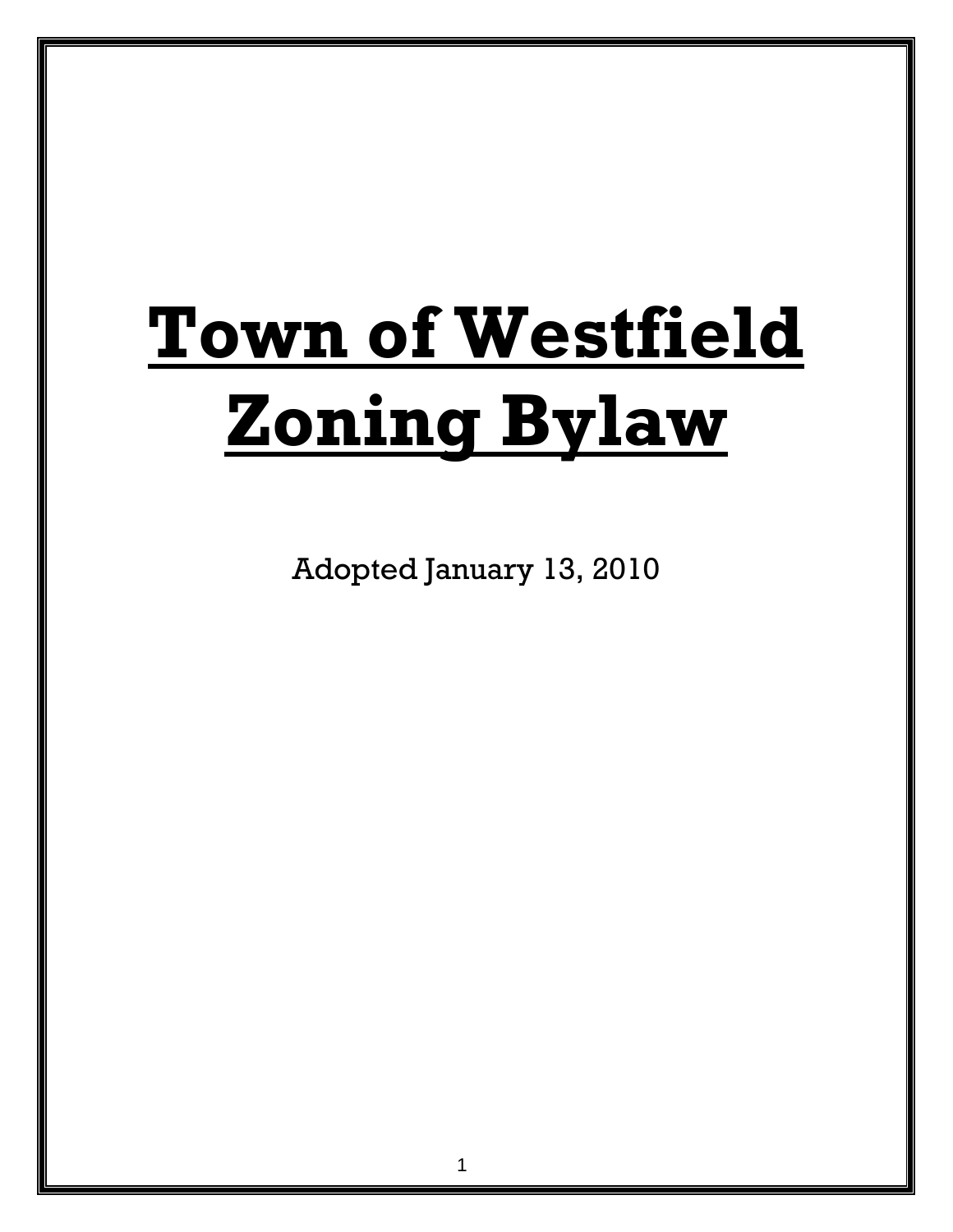# Town of Westfield Zoning Bylaw

Adopted January 13, 2010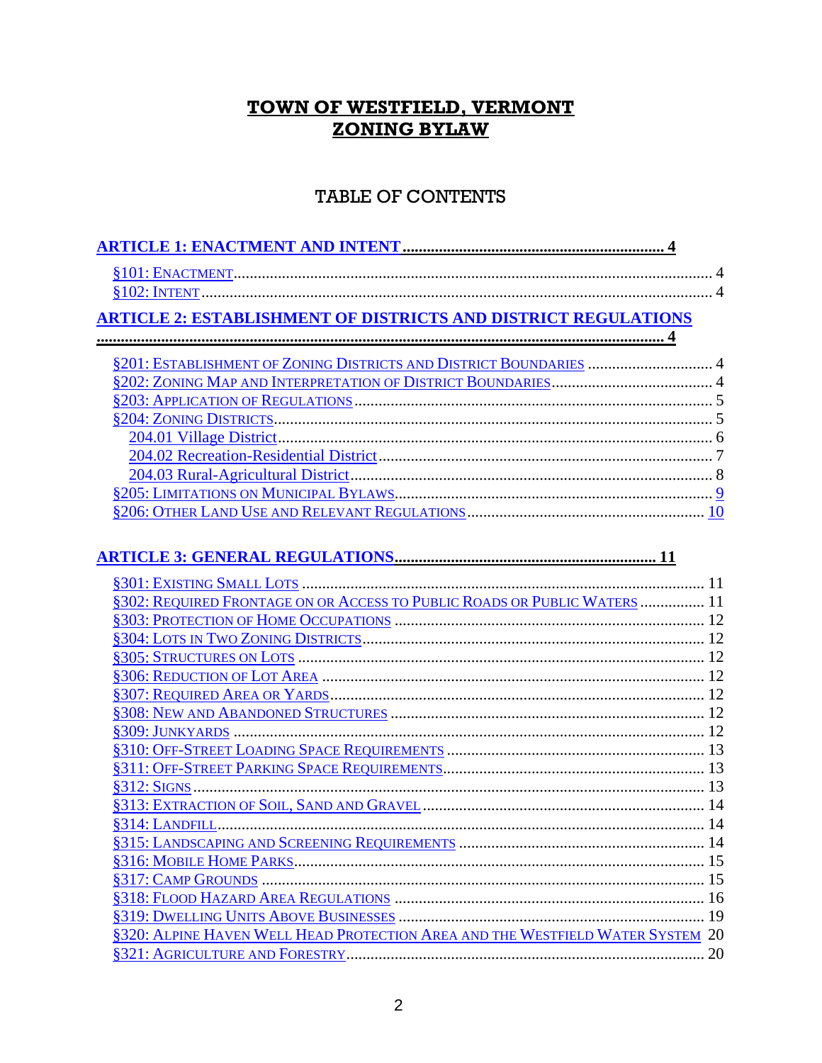# TOWN OF WESTFIELD, VERMONT
# ZONING BYLAW

## TABLE OF CONTENTS

**ARTICLE 1: ENACTMENT AND INTENT .............................................................. 4**

§101: ENACTMENT ........................................................................................................ 4
§102: INTENT ................................................................................................................ 4

**ARTICLE 2: ESTABLISHMENT OF DISTRICTS AND DISTRICT REGULATIONS ........................................................................................................................... 4**

§201: ESTABLISHMENT OF ZONING DISTRICTS AND DISTRICT BOUNDARIES ............................... 4
§202: ZONING MAP AND INTERPRETATION OF DISTRICT BOUNDARIES ....................................... 4
§203: APPLICATION OF REGULATIONS ........................................................................... 5
§204: ZONING DISTRICTS ............................................................................................ 5
  204.01 Village District ................................................................................................. 6
  204.02 Recreation-Residential District ...................................................................... 7
  204.03 Rural-Agricultural District ............................................................................... 8
§205: LIMITATIONS ON MUNICIPAL BYLAWS ................................................................. 9
§206: OTHER LAND USE AND RELEVANT REGULATIONS .................................................. 10

**ARTICLE 3: GENERAL REGULATIONS ............................................................... 11**

§301: EXISTING SMALL LOTS .......................................................................................... 11
§302: REQUIRED FRONTAGE ON OR ACCESS TO PUBLIC ROADS OR PUBLIC WATERS ................ 11
§303: PROTECTION OF HOME OCCUPATIONS ..................................................................... 12
§304: LOTS IN TWO ZONING DISTRICTS ........................................................................... 12
§305: STRUCTURES ON LOTS .......................................................................................... 12
§306: REDUCTION OF LOT AREA ..................................................................................... 12
§307: REQUIRED AREA OR YARDS ................................................................................... 12
§308: NEW AND ABANDONED STRUCTURES ..................................................................... 12
§309: JUNKYARDS .......................................................................................................... 12
§310: OFF-STREET LOADING SPACE REQUIREMENTS ........................................................ 13
§311: OFF-STREET PARKING SPACE REQUIREMENTS ......................................................... 13
§312: SIGNS ................................................................................................................... 13
§313: EXTRACTION OF SOIL, SAND AND GRAVEL .............................................................. 14
§314: LANDFILL ............................................................................................................. 14
§315: LANDSCAPING AND SCREENING REQUIREMENTS ...................................................... 14
§316: MOBILE HOME PARKS ........................................................................................... 15
§317: CAMP GROUNDS ................................................................................................... 15
§318: FLOOD HAZARD AREA REGULATIONS ...................................................................... 16
§319: DWELLING UNITS ABOVE BUSINESSES .................................................................... 19
§320: ALPINE HAVEN WELL HEAD PROTECTION AREA AND THE WESTFIELD WATER SYSTEM 20
§321: AGRICULTURE AND FORESTRY ................................................................................ 20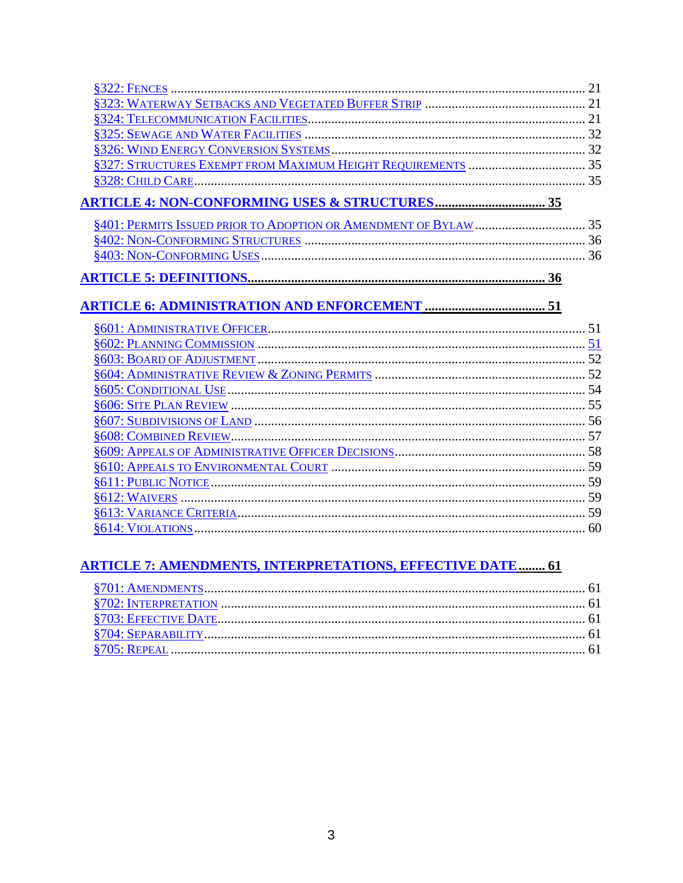§322: Fences ........................................................................................................... 21
§323: Waterway Setbacks and Vegetated Buffer Strip ................................................ 21
§324: Telecommunication Facilities.................................................................................. 21
§325: Sewage and Water Facilities .................................................................................. 32
§326: Wind Energy Conversion Systems.......................................................................... 32
§327: Structures Exempt from Maximum Height Requirements .................................. 35
§328: Child Care................................................................................................................... 35

**ARTICLE 4: NON-CONFORMING USES & STRUCTURES................................ 35**

§401: Permits Issued Prior to Adoption or Amendment of Bylaw ................................ 35
§402: Non-Conforming Structures .................................................................................. 36
§403: Non-Conforming Uses............................................................................................... 36

**ARTICLE 5: DEFINITIONS....................................................................................... 36**

**ARTICLE 6: ADMINISTRATION AND ENFORCEMENT ................................... 51**

§601: Administrative Officer............................................................................................. 51
§602: Planning Commission ................................................................................................ 51
§603: Board of Adjustment................................................................................................. 52
§604: Administrative Review & Zoning Permits .............................................................. 52
§605: Conditional Use......................................................................................................... 54
§606: Site Plan Review ........................................................................................................ 55
§607: Subdivisions of Land ................................................................................................. 56
§608: Combined Review...................................................................................................... 57
§609: Appeals of Administrative Officer Decisions........................................................ 58
§610: Appeals to Environmental Court ........................................................................... 59
§611: Public Notice............................................................................................................... 59
§612: Waivers ........................................................................................................................ 59
§613: Variance Criteria....................................................................................................... 59
§614: Violations.................................................................................................................... 60

**ARTICLE 7: AMENDMENTS, INTERPRETATIONS, EFFECTIVE DATE........ 61**

§701: Amendments................................................................................................................ 61
§702: Interpretation ............................................................................................................ 61
§703: Effective Date............................................................................................................. 61
§704: Separability................................................................................................................ 61
§705: Repeal .......................................................................................................................... 61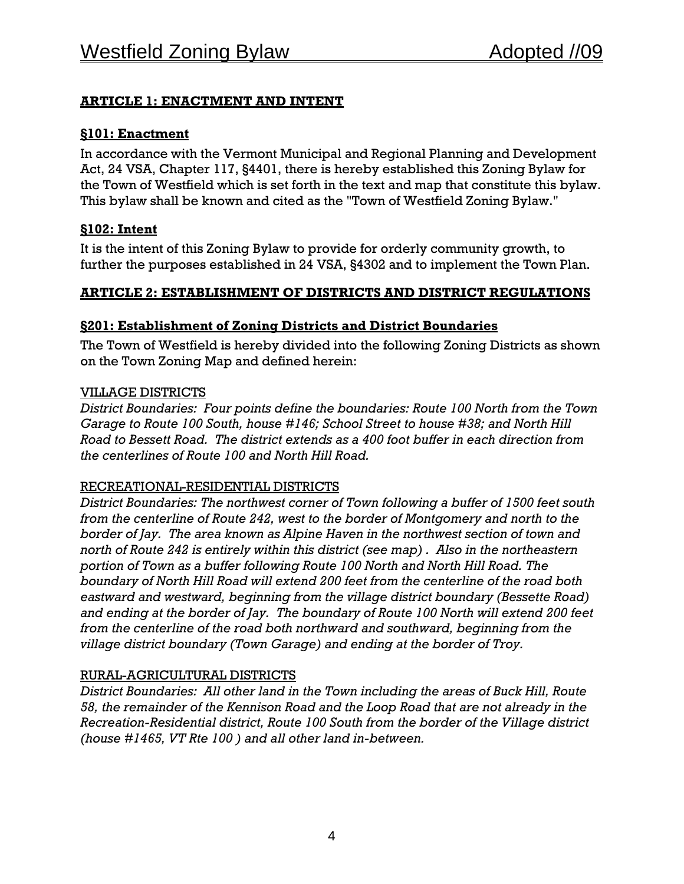## ARTICLE 1: ENACTMENT AND INTENT

### §101: Enactment

In accordance with the Vermont Municipal and Regional Planning and Development Act, 24 VSA, Chapter 117, §4401, there is hereby established this Zoning Bylaw for the Town of Westfield which is set forth in the text and map that constitute this bylaw. This bylaw shall be known and cited as the "Town of Westfield Zoning Bylaw."

### §102: Intent

It is the intent of this Zoning Bylaw to provide for orderly community growth, to further the purposes established in 24 VSA, §4302 and to implement the Town Plan.

## ARTICLE 2: ESTABLISHMENT OF DISTRICTS AND DISTRICT REGULATIONS

### §201: Establishment of Zoning Districts and District Boundaries

The Town of Westfield is hereby divided into the following Zoning Districts as shown on the Town Zoning Map and defined herein:

VILLAGE DISTRICTS

*District Boundaries: Four points define the boundaries: Route 100 North from the Town Garage to Route 100 South, house #146; School Street to house #38; and North Hill Road to Bessett Road. The district extends as a 400 foot buffer in each direction from the centerlines of Route 100 and North Hill Road.*

RECREATIONAL-RESIDENTIAL DISTRICTS

*District Boundaries: The northwest corner of Town following a buffer of 1500 feet south from the centerline of Route 242, west to the border of Montgomery and north to the border of Jay. The area known as Alpine Haven in the northwest section of town and north of Route 242 is entirely within this district (see map) . Also in the northeastern portion of Town as a buffer following Route 100 North and North Hill Road. The boundary of North Hill Road will extend 200 feet from the centerline of the road both eastward and westward, beginning from the village district boundary (Bessette Road) and ending at the border of Jay. The boundary of Route 100 North will extend 200 feet from the centerline of the road both northward and southward, beginning from the village district boundary (Town Garage) and ending at the border of Troy.*

RURAL-AGRICULTURAL DISTRICTS

*District Boundaries: All other land in the Town including the areas of Buck Hill, Route 58, the remainder of the Kennison Road and the Loop Road that are not already in the Recreation-Residential district, Route 100 South from the border of the Village district (house #1465, VT Rte 100 ) and all other land in-between.*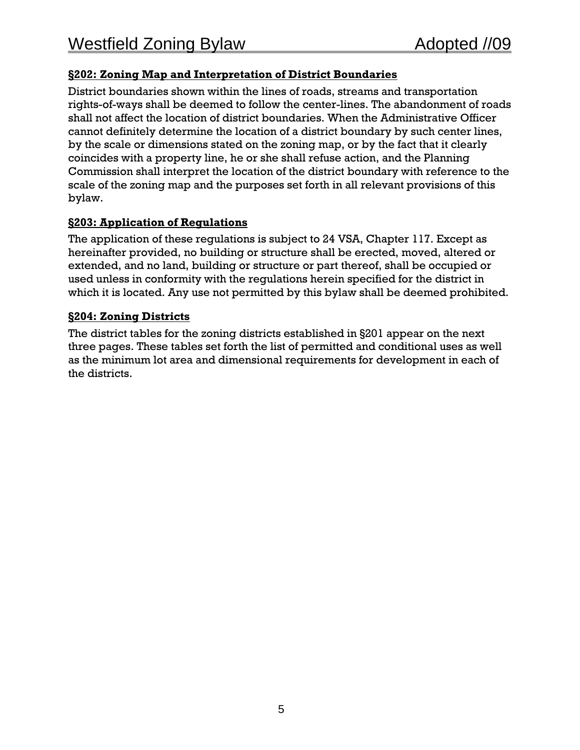### §202: Zoning Map and Interpretation of District Boundaries

District boundaries shown within the lines of roads, streams and transportation rights-of-ways shall be deemed to follow the center-lines. The abandonment of roads shall not affect the location of district boundaries. When the Administrative Officer cannot definitely determine the location of a district boundary by such center lines, by the scale or dimensions stated on the zoning map, or by the fact that it clearly coincides with a property line, he or she shall refuse action, and the Planning Commission shall interpret the location of the district boundary with reference to the scale of the zoning map and the purposes set forth in all relevant provisions of this bylaw.

### §203: Application of Regulations

The application of these regulations is subject to 24 VSA, Chapter 117. Except as hereinafter provided, no building or structure shall be erected, moved, altered or extended, and no land, building or structure or part thereof, shall be occupied or used unless in conformity with the regulations herein specified for the district in which it is located. Any use not permitted by this bylaw shall be deemed prohibited.

### §204: Zoning Districts

The district tables for the zoning districts established in §201 appear on the next three pages. These tables set forth the list of permitted and conditional uses as well as the minimum lot area and dimensional requirements for development in each of the districts.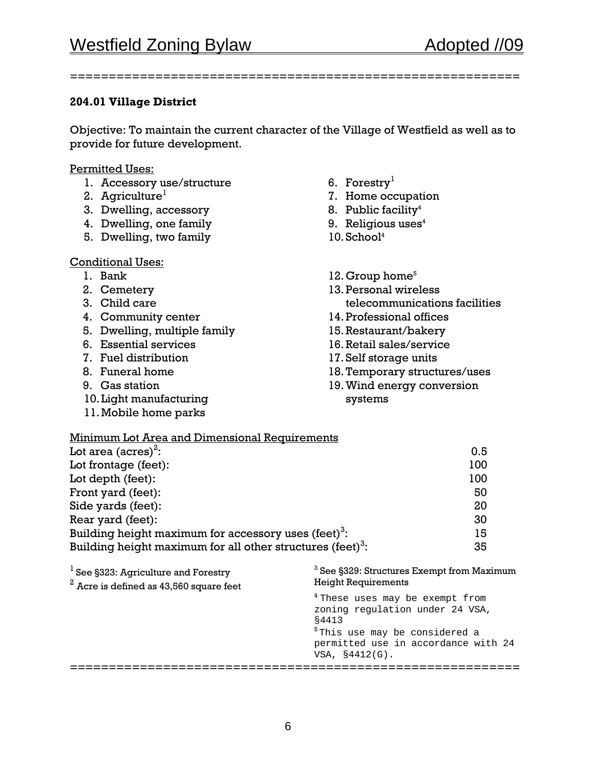### 204.01 Village District

Objective: To maintain the current character of the Village of Westfield as well as to provide for future development.

Permitted Uses:

1. Accessory use/structure
2. Agriculture[1]
3. Dwelling, accessory
4. Dwelling, one family
5. Dwelling, two family
6. Forestry[1]
7. Home occupation
8. Public facility[4]
9. Religious uses[4]
10. School[4]

Conditional Uses:

1. Bank
2. Cemetery
3. Child care
4. Community center
5. Dwelling, multiple family
6. Essential services
7. Fuel distribution
8. Funeral home
9. Gas station
10. Light manufacturing
11. Mobile home parks
12. Group home[5]
13. Personal wireless telecommunications facilities
14. Professional offices
15. Restaurant/bakery
16. Retail sales/service
17. Self storage units
18. Temporary structures/uses
19. Wind energy conversion systems

Minimum Lot Area and Dimensional Requirements

| | |
|---|---|
| Lot area (acres)[2]: | 0.5 |
| Lot frontage (feet): | 100 |
| Lot depth (feet): | 100 |
| Front yard (feet): | 50 |
| Side yards (feet): | 20 |
| Rear yard (feet): | 30 |
| Building height maximum for accessory uses (feet)[3]: | 15 |
| Building height maximum for all other structures (feet)[3]: | 35 |

[1] See §323: Agriculture and Forestry

[2] Acre is defined as 43,560 square feet

[3] See §329: Structures Exempt from Maximum Height Requirements

[4] These uses may be exempt from zoning regulation under 24 VSA, §4413

[5] This use may be considered a permitted use in accordance with 24 VSA, §4412(G).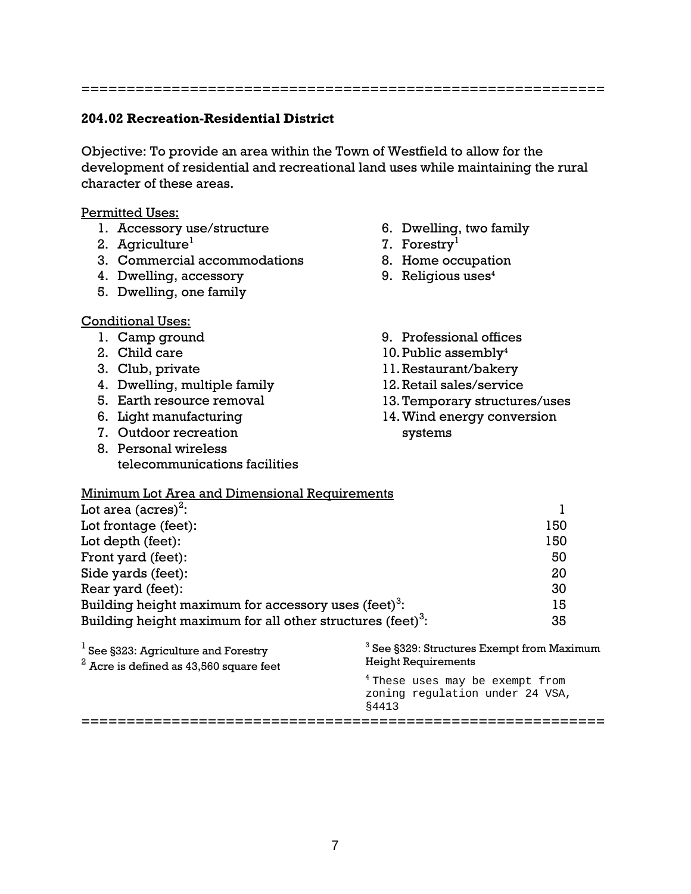==========================================================

### 204.02 Recreation-Residential District

Objective: To provide an area within the Town of Westfield to allow for the development of residential and recreational land uses while maintaining the rural character of these areas.

Permitted Uses:

1. Accessory use/structure
2. Agriculture[1]
3. Commercial accommodations
4. Dwelling, accessory
5. Dwelling, one family
6. Dwelling, two family
7. Forestry[1]
8. Home occupation
9. Religious uses[4]

Conditional Uses:

1. Camp ground
2. Child care
3. Club, private
4. Dwelling, multiple family
5. Earth resource removal
6. Light manufacturing
7. Outdoor recreation
8. Personal wireless telecommunications facilities
9. Professional offices
10. Public assembly[4]
11. Restaurant/bakery
12. Retail sales/service
13. Temporary structures/uses
14. Wind energy conversion systems

Minimum Lot Area and Dimensional Requirements

| | |
|---|---|
| Lot area (acres)[2]: | 1 |
| Lot frontage (feet): | 150 |
| Lot depth (feet): | 150 |
| Front yard (feet): | 50 |
| Side yards (feet): | 20 |
| Rear yard (feet): | 30 |
| Building height maximum for accessory uses (feet)[3]: | 15 |
| Building height maximum for all other structures (feet)[3]: | 35 |

[1] See §323: Agriculture and Forestry

[2] Acre is defined as 43,560 square feet

[3] See §329: Structures Exempt from Maximum Height Requirements

[4] These uses may be exempt from zoning regulation under 24 VSA, §4413

==========================================================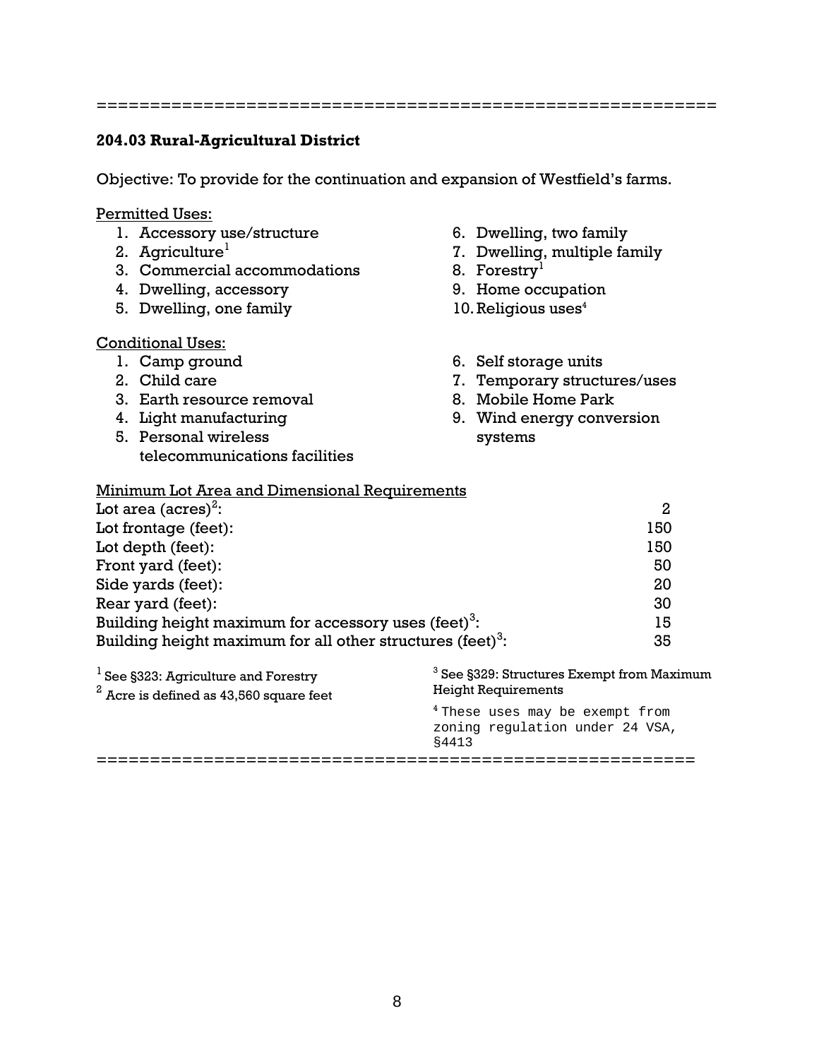==========================================================

**204.03 Rural-Agricultural District**

Objective: To provide for the continuation and expansion of Westfield's farms.

Permitted Uses:

1. Accessory use/structure
2. Agriculture[1]
3. Commercial accommodations
4. Dwelling, accessory
5. Dwelling, one family
6. Dwelling, two family
7. Dwelling, multiple family
8. Forestry[1]
9. Home occupation
10. Religious uses[4]

Conditional Uses:

1. Camp ground
2. Child care
3. Earth resource removal
4. Light manufacturing
5. Personal wireless telecommunications facilities
6. Self storage units
7. Temporary structures/uses
8. Mobile Home Park
9. Wind energy conversion systems

Minimum Lot Area and Dimensional Requirements

| | |
|---|---|
| Lot area (acres)[2]: | 2 |
| Lot frontage (feet): | 150 |
| Lot depth (feet): | 150 |
| Front yard (feet): | 50 |
| Side yards (feet): | 20 |
| Rear yard (feet): | 30 |
| Building height maximum for accessory uses (feet)[3]: | 15 |
| Building height maximum for all other structures (feet)[3]: | 35 |

[1] See §323: Agriculture and Forestry

[2] Acre is defined as 43,560 square feet

[3] See §329: Structures Exempt from Maximum Height Requirements

[4] These uses may be exempt from zoning regulation under 24 VSA, §4413

==========================================================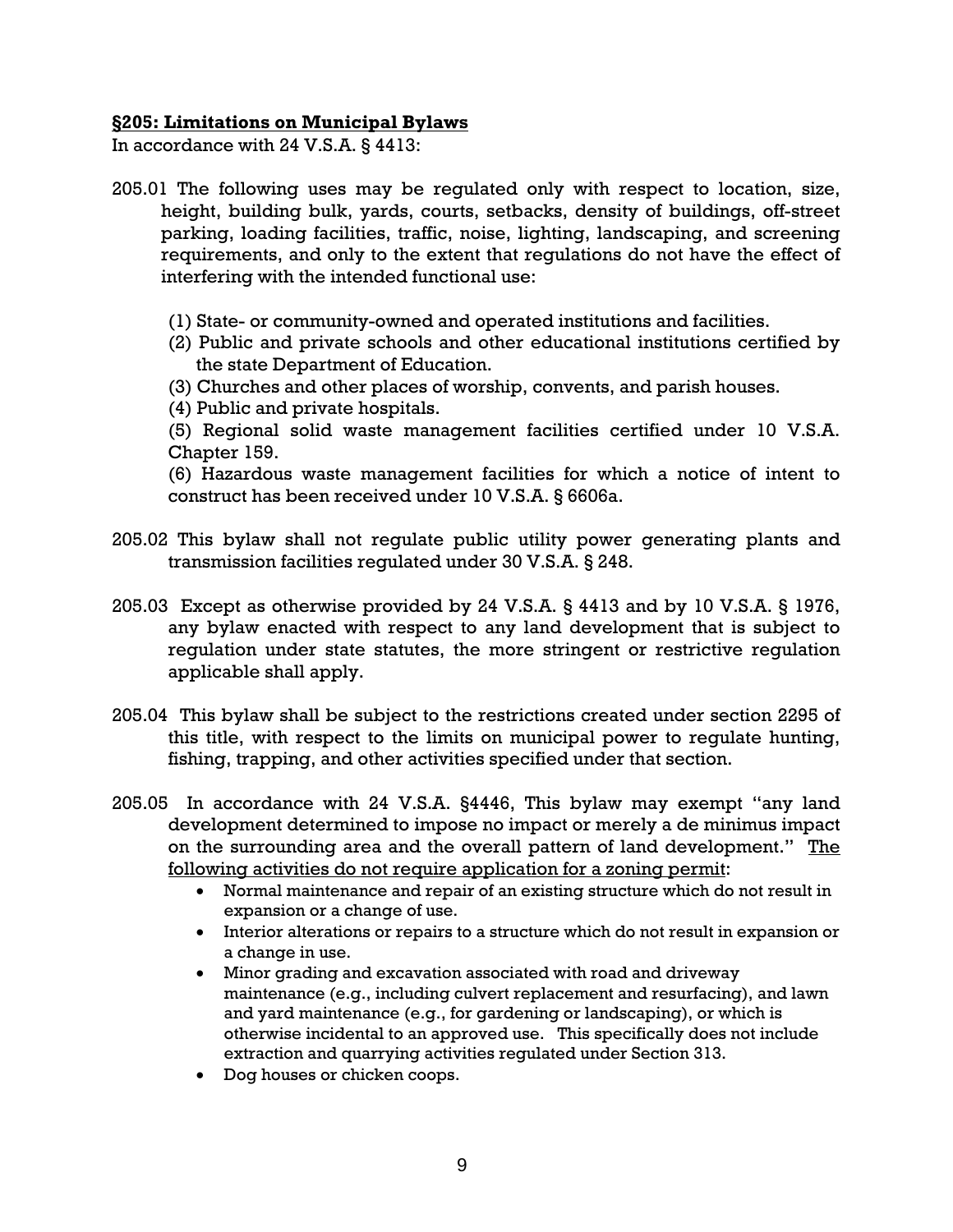## **§205: Limitations on Municipal Bylaws**

In accordance with 24 V.S.A. § 4413:

205.01 The following uses may be regulated only with respect to location, size, height, building bulk, yards, courts, setbacks, density of buildings, off-street parking, loading facilities, traffic, noise, lighting, landscaping, and screening requirements, and only to the extent that regulations do not have the effect of interfering with the intended functional use:

(1) State- or community-owned and operated institutions and facilities.
(2) Public and private schools and other educational institutions certified by the state Department of Education.
(3) Churches and other places of worship, convents, and parish houses.
(4) Public and private hospitals.
(5) Regional solid waste management facilities certified under 10 V.S.A. Chapter 159.
(6) Hazardous waste management facilities for which a notice of intent to construct has been received under 10 V.S.A. § 6606a.

205.02 This bylaw shall not regulate public utility power generating plants and transmission facilities regulated under 30 V.S.A. § 248.

205.03 Except as otherwise provided by 24 V.S.A. § 4413 and by 10 V.S.A. § 1976, any bylaw enacted with respect to any land development that is subject to regulation under state statutes, the more stringent or restrictive regulation applicable shall apply.

205.04 This bylaw shall be subject to the restrictions created under section 2295 of this title, with respect to the limits on municipal power to regulate hunting, fishing, trapping, and other activities specified under that section.

205.05 In accordance with 24 V.S.A. §4446, This bylaw may exempt "any land development determined to impose no impact or merely a de minimus impact on the surrounding area and the overall pattern of land development." <u>The following activities do not require application for a zoning permit</u>:

- Normal maintenance and repair of an existing structure which do not result in expansion or a change of use.
- Interior alterations or repairs to a structure which do not result in expansion or a change in use.
- Minor grading and excavation associated with road and driveway maintenance (e.g., including culvert replacement and resurfacing), and lawn and yard maintenance (e.g., for gardening or landscaping), or which is otherwise incidental to an approved use. This specifically does not include extraction and quarrying activities regulated under Section 313.
- Dog houses or chicken coops.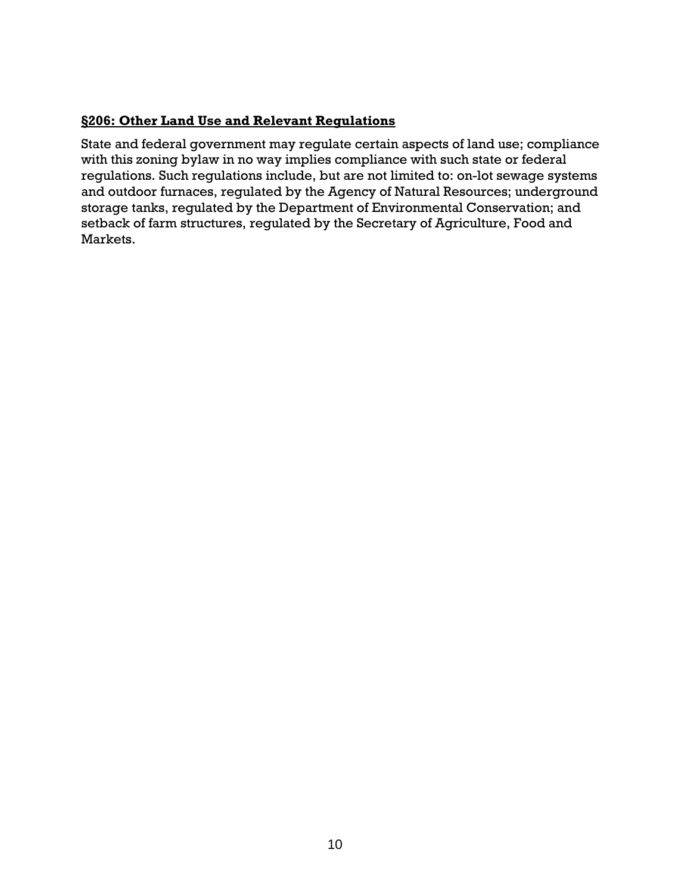**§206: Other Land Use and Relevant Regulations**

State and federal government may regulate certain aspects of land use; compliance with this zoning bylaw in no way implies compliance with such state or federal regulations. Such regulations include, but are not limited to: on-lot sewage systems and outdoor furnaces, regulated by the Agency of Natural Resources; underground storage tanks, regulated by the Department of Environmental Conservation; and setback of farm structures, regulated by the Secretary of Agriculture, Food and Markets.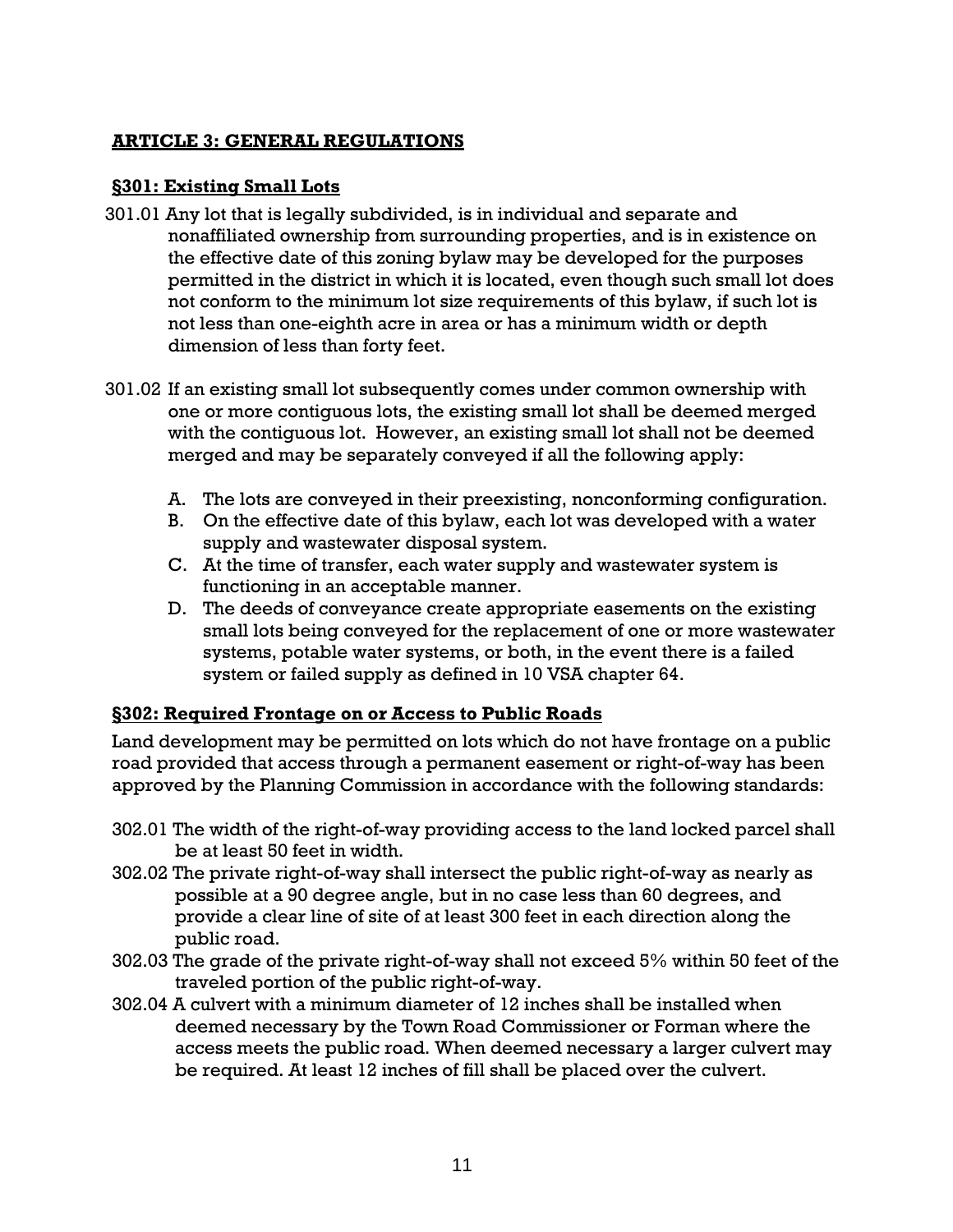## ARTICLE 3: GENERAL REGULATIONS

### §301: Existing Small Lots

301.01 Any lot that is legally subdivided, is in individual and separate and nonaffiliated ownership from surrounding properties, and is in existence on the effective date of this zoning bylaw may be developed for the purposes permitted in the district in which it is located, even though such small lot does not conform to the minimum lot size requirements of this bylaw, if such lot is not less than one-eighth acre in area or has a minimum width or depth dimension of less than forty feet.

301.02 If an existing small lot subsequently comes under common ownership with one or more contiguous lots, the existing small lot shall be deemed merged with the contiguous lot. However, an existing small lot shall not be deemed merged and may be separately conveyed if all the following apply:

A. The lots are conveyed in their preexisting, nonconforming configuration.
B. On the effective date of this bylaw, each lot was developed with a water supply and wastewater disposal system.
C. At the time of transfer, each water supply and wastewater system is functioning in an acceptable manner.
D. The deeds of conveyance create appropriate easements on the existing small lots being conveyed for the replacement of one or more wastewater systems, potable water systems, or both, in the event there is a failed system or failed supply as defined in 10 VSA chapter 64.

### §302: Required Frontage on or Access to Public Roads

Land development may be permitted on lots which do not have frontage on a public road provided that access through a permanent easement or right-of-way has been approved by the Planning Commission in accordance with the following standards:

302.01 The width of the right-of-way providing access to the land locked parcel shall be at least 50 feet in width.

302.02 The private right-of-way shall intersect the public right-of-way as nearly as possible at a 90 degree angle, but in no case less than 60 degrees, and provide a clear line of site of at least 300 feet in each direction along the public road.

302.03 The grade of the private right-of-way shall not exceed 5% within 50 feet of the traveled portion of the public right-of-way.

302.04 A culvert with a minimum diameter of 12 inches shall be installed when deemed necessary by the Town Road Commissioner or Forman where the access meets the public road. When deemed necessary a larger culvert may be required. At least 12 inches of fill shall be placed over the culvert.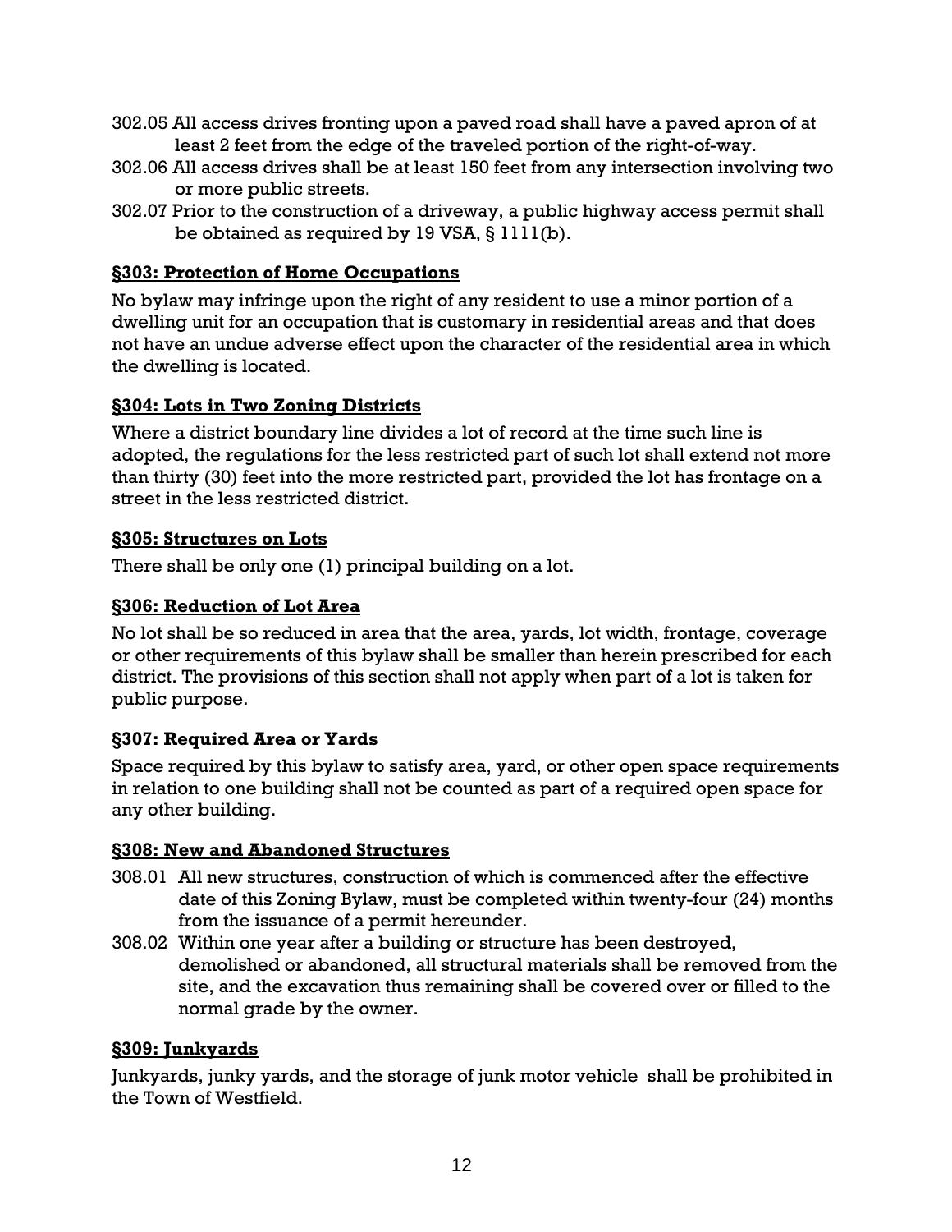302.05 All access drives fronting upon a paved road shall have a paved apron of at least 2 feet from the edge of the traveled portion of the right-of-way.

302.06 All access drives shall be at least 150 feet from any intersection involving two or more public streets.

302.07 Prior to the construction of a driveway, a public highway access permit shall be obtained as required by 19 VSA, § 1111(b).

## §303: Protection of Home Occupations

No bylaw may infringe upon the right of any resident to use a minor portion of a dwelling unit for an occupation that is customary in residential areas and that does not have an undue adverse effect upon the character of the residential area in which the dwelling is located.

## §304: Lots in Two Zoning Districts

Where a district boundary line divides a lot of record at the time such line is adopted, the regulations for the less restricted part of such lot shall extend not more than thirty (30) feet into the more restricted part, provided the lot has frontage on a street in the less restricted district.

## §305: Structures on Lots

There shall be only one (1) principal building on a lot.

## §306: Reduction of Lot Area

No lot shall be so reduced in area that the area, yards, lot width, frontage, coverage or other requirements of this bylaw shall be smaller than herein prescribed for each district. The provisions of this section shall not apply when part of a lot is taken for public purpose.

## §307: Required Area or Yards

Space required by this bylaw to satisfy area, yard, or other open space requirements in relation to one building shall not be counted as part of a required open space for any other building.

## §308: New and Abandoned Structures

308.01 All new structures, construction of which is commenced after the effective date of this Zoning Bylaw, must be completed within twenty-four (24) months from the issuance of a permit hereunder.

308.02 Within one year after a building or structure has been destroyed, demolished or abandoned, all structural materials shall be removed from the site, and the excavation thus remaining shall be covered over or filled to the normal grade by the owner.

## §309: Junkyards

Junkyards, junky yards, and the storage of junk motor vehicle shall be prohibited in the Town of Westfield.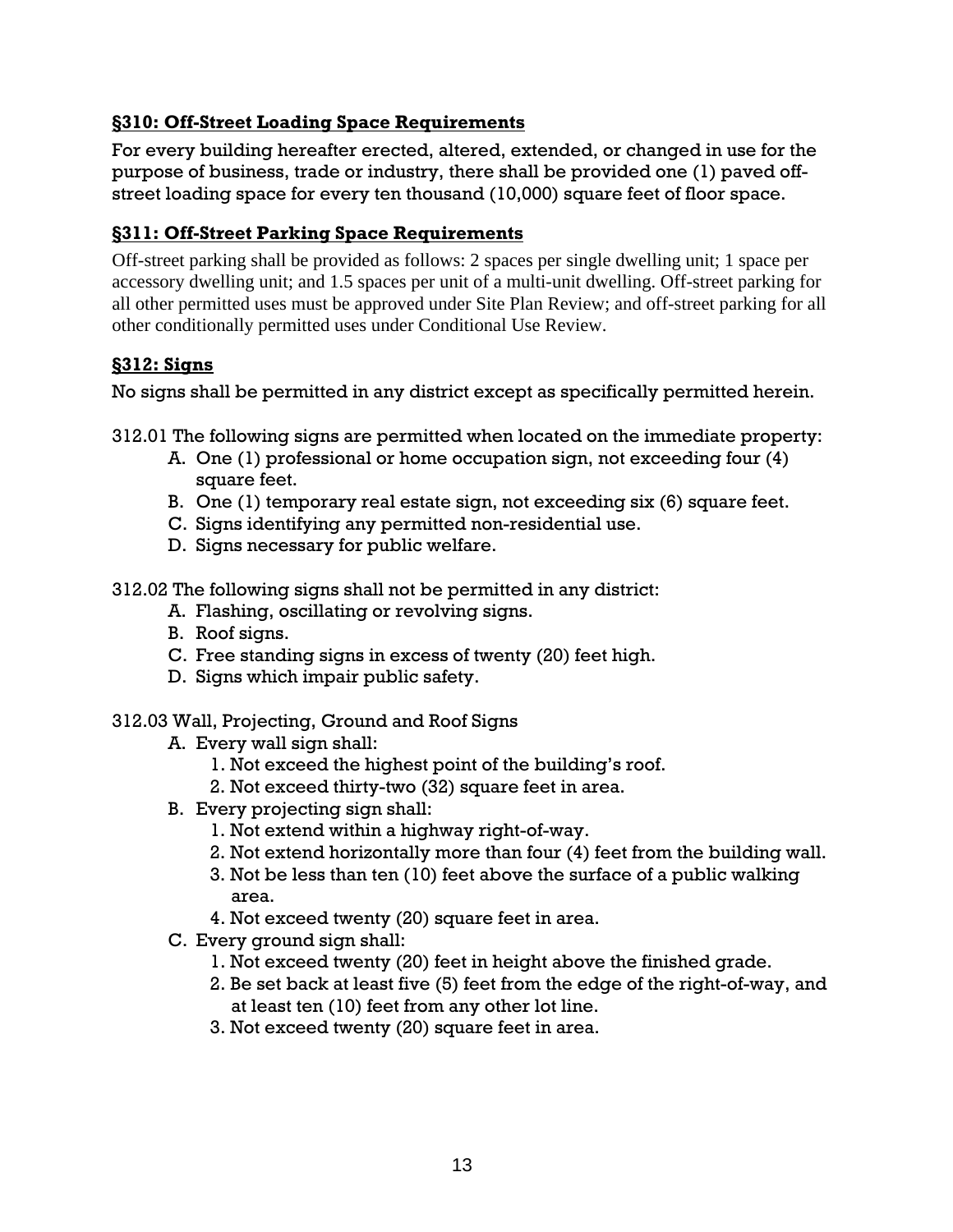### §310: Off-Street Loading Space Requirements

For every building hereafter erected, altered, extended, or changed in use for the purpose of business, trade or industry, there shall be provided one (1) paved off-street loading space for every ten thousand (10,000) square feet of floor space.

### §311: Off-Street Parking Space Requirements

Off-street parking shall be provided as follows: 2 spaces per single dwelling unit; 1 space per accessory dwelling unit; and 1.5 spaces per unit of a multi-unit dwelling. Off-street parking for all other permitted uses must be approved under Site Plan Review; and off-street parking for all other conditionally permitted uses under Conditional Use Review.

### §312: Signs

No signs shall be permitted in any district except as specifically permitted herein.

312.01 The following signs are permitted when located on the immediate property:

A. One (1) professional or home occupation sign, not exceeding four (4) square feet.
B. One (1) temporary real estate sign, not exceeding six (6) square feet.
C. Signs identifying any permitted non-residential use.
D. Signs necessary for public welfare.

312.02 The following signs shall not be permitted in any district:

A. Flashing, oscillating or revolving signs.
B. Roof signs.
C. Free standing signs in excess of twenty (20) feet high.
D. Signs which impair public safety.

312.03 Wall, Projecting, Ground and Roof Signs

A. Every wall sign shall:
   1. Not exceed the highest point of the building's roof.
   2. Not exceed thirty-two (32) square feet in area.
B. Every projecting sign shall:
   1. Not extend within a highway right-of-way.
   2. Not extend horizontally more than four (4) feet from the building wall.
   3. Not be less than ten (10) feet above the surface of a public walking area.
   4. Not exceed twenty (20) square feet in area.
C. Every ground sign shall:
   1. Not exceed twenty (20) feet in height above the finished grade.
   2. Be set back at least five (5) feet from the edge of the right-of-way, and at least ten (10) feet from any other lot line.
   3. Not exceed twenty (20) square feet in area.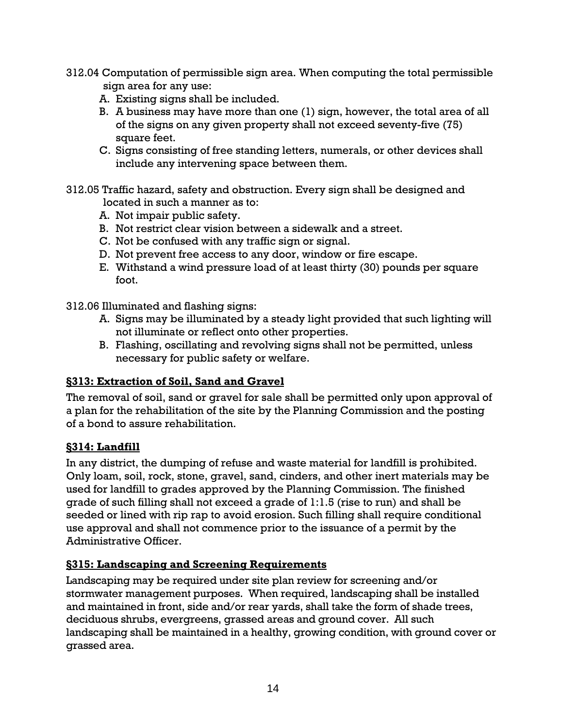312.04 Computation of permissible sign area. When computing the total permissible sign area for any use:

A. Existing signs shall be included.
B. A business may have more than one (1) sign, however, the total area of all of the signs on any given property shall not exceed seventy-five (75) square feet.
C. Signs consisting of free standing letters, numerals, or other devices shall include any intervening space between them.

312.05 Traffic hazard, safety and obstruction. Every sign shall be designed and located in such a manner as to:

A. Not impair public safety.
B. Not restrict clear vision between a sidewalk and a street.
C. Not be confused with any traffic sign or signal.
D. Not prevent free access to any door, window or fire escape.
E. Withstand a wind pressure load of at least thirty (30) pounds per square foot.

312.06 Illuminated and flashing signs:

A. Signs may be illuminated by a steady light provided that such lighting will not illuminate or reflect onto other properties.
B. Flashing, oscillating and revolving signs shall not be permitted, unless necessary for public safety or welfare.

## §313: Extraction of Soil, Sand and Gravel

The removal of soil, sand or gravel for sale shall be permitted only upon approval of a plan for the rehabilitation of the site by the Planning Commission and the posting of a bond to assure rehabilitation.

## §314: Landfill

In any district, the dumping of refuse and waste material for landfill is prohibited. Only loam, soil, rock, stone, gravel, sand, cinders, and other inert materials may be used for landfill to grades approved by the Planning Commission. The finished grade of such filling shall not exceed a grade of 1:1.5 (rise to run) and shall be seeded or lined with rip rap to avoid erosion. Such filling shall require conditional use approval and shall not commence prior to the issuance of a permit by the Administrative Officer.

## §315: Landscaping and Screening Requirements

Landscaping may be required under site plan review for screening and/or stormwater management purposes. When required, landscaping shall be installed and maintained in front, side and/or rear yards, shall take the form of shade trees, deciduous shrubs, evergreens, grassed areas and ground cover. All such landscaping shall be maintained in a healthy, growing condition, with ground cover or grassed area.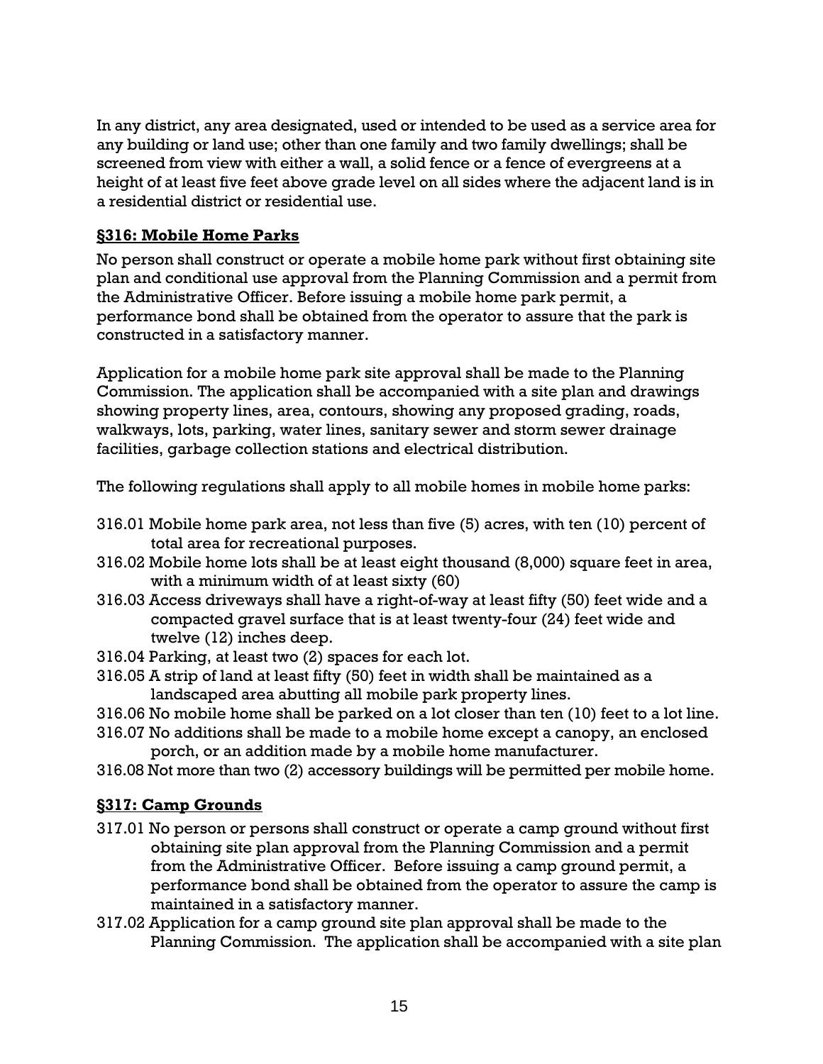In any district, any area designated, used or intended to be used as a service area for any building or land use; other than one family and two family dwellings; shall be screened from view with either a wall, a solid fence or a fence of evergreens at a height of at least five feet above grade level on all sides where the adjacent land is in a residential district or residential use.

## §316: Mobile Home Parks

No person shall construct or operate a mobile home park without first obtaining site plan and conditional use approval from the Planning Commission and a permit from the Administrative Officer. Before issuing a mobile home park permit, a performance bond shall be obtained from the operator to assure that the park is constructed in a satisfactory manner.

Application for a mobile home park site approval shall be made to the Planning Commission. The application shall be accompanied with a site plan and drawings showing property lines, area, contours, showing any proposed grading, roads, walkways, lots, parking, water lines, sanitary sewer and storm sewer drainage facilities, garbage collection stations and electrical distribution.

The following regulations shall apply to all mobile homes in mobile home parks:

316.01 Mobile home park area, not less than five (5) acres, with ten (10) percent of total area for recreational purposes.

316.02 Mobile home lots shall be at least eight thousand (8,000) square feet in area, with a minimum width of at least sixty (60)

316.03 Access driveways shall have a right-of-way at least fifty (50) feet wide and a compacted gravel surface that is at least twenty-four (24) feet wide and twelve (12) inches deep.

316.04 Parking, at least two (2) spaces for each lot.

316.05 A strip of land at least fifty (50) feet in width shall be maintained as a landscaped area abutting all mobile park property lines.

316.06 No mobile home shall be parked on a lot closer than ten (10) feet to a lot line.

316.07 No additions shall be made to a mobile home except a canopy, an enclosed porch, or an addition made by a mobile home manufacturer.

316.08 Not more than two (2) accessory buildings will be permitted per mobile home.

## §317: Camp Grounds

317.01 No person or persons shall construct or operate a camp ground without first obtaining site plan approval from the Planning Commission and a permit from the Administrative Officer. Before issuing a camp ground permit, a performance bond shall be obtained from the operator to assure the camp is maintained in a satisfactory manner.

317.02 Application for a camp ground site plan approval shall be made to the Planning Commission. The application shall be accompanied with a site plan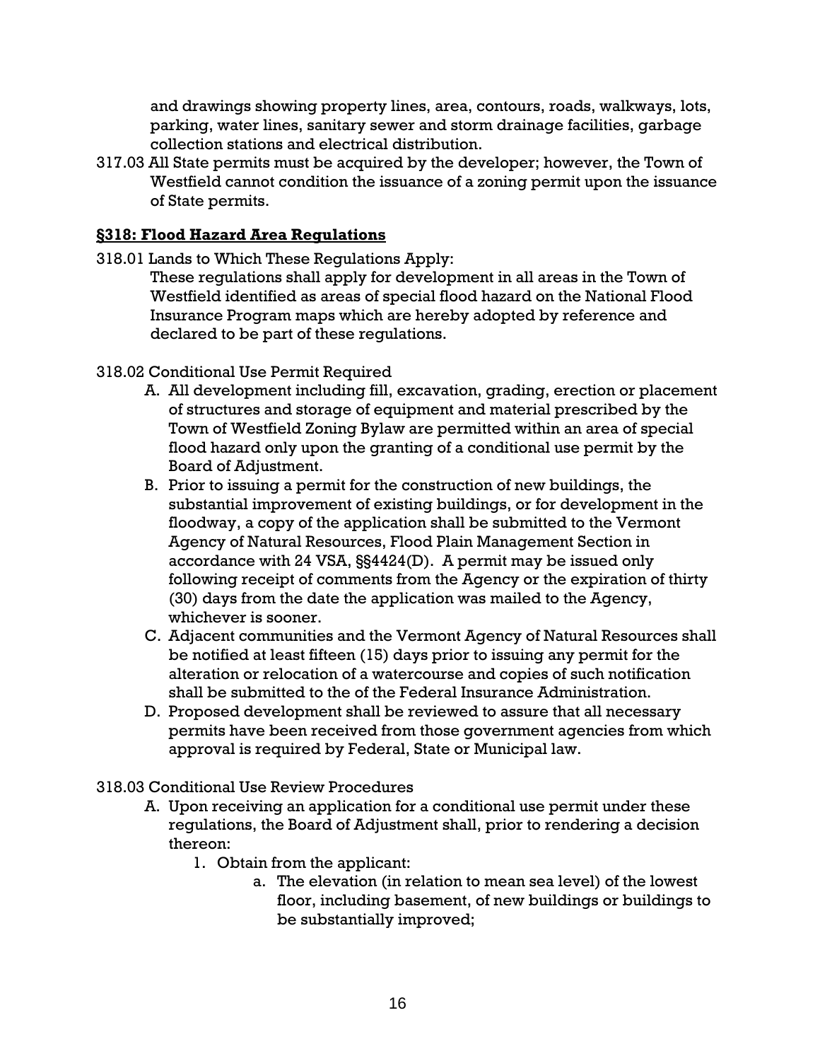and drawings showing property lines, area, contours, roads, walkways, lots, parking, water lines, sanitary sewer and storm drainage facilities, garbage collection stations and electrical distribution.

317.03 All State permits must be acquired by the developer; however, the Town of Westfield cannot condition the issuance of a zoning permit upon the issuance of State permits.

## §318: Flood Hazard Area Regulations

318.01 Lands to Which These Regulations Apply:

These regulations shall apply for development in all areas in the Town of Westfield identified as areas of special flood hazard on the National Flood Insurance Program maps which are hereby adopted by reference and declared to be part of these regulations.

318.02 Conditional Use Permit Required

A. All development including fill, excavation, grading, erection or placement of structures and storage of equipment and material prescribed by the Town of Westfield Zoning Bylaw are permitted within an area of special flood hazard only upon the granting of a conditional use permit by the Board of Adjustment.

B. Prior to issuing a permit for the construction of new buildings, the substantial improvement of existing buildings, or for development in the floodway, a copy of the application shall be submitted to the Vermont Agency of Natural Resources, Flood Plain Management Section in accordance with 24 VSA, §§4424(D). A permit may be issued only following receipt of comments from the Agency or the expiration of thirty (30) days from the date the application was mailed to the Agency, whichever is sooner.

C. Adjacent communities and the Vermont Agency of Natural Resources shall be notified at least fifteen (15) days prior to issuing any permit for the alteration or relocation of a watercourse and copies of such notification shall be submitted to the of the Federal Insurance Administration.

D. Proposed development shall be reviewed to assure that all necessary permits have been received from those government agencies from which approval is required by Federal, State or Municipal law.

318.03 Conditional Use Review Procedures

A. Upon receiving an application for a conditional use permit under these regulations, the Board of Adjustment shall, prior to rendering a decision thereon:

1. Obtain from the applicant:

   a. The elevation (in relation to mean sea level) of the lowest floor, including basement, of new buildings or buildings to be substantially improved;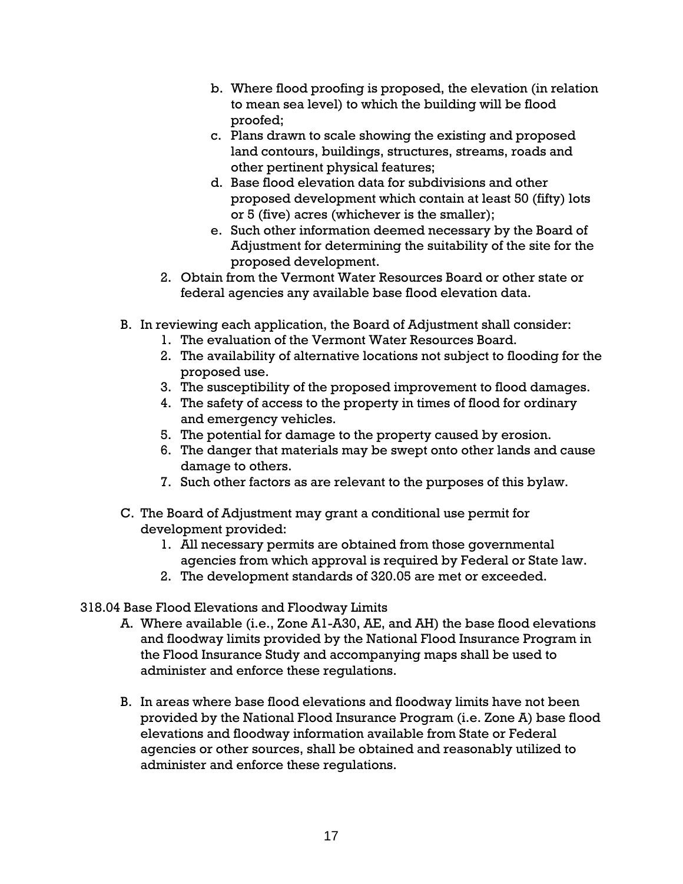b. Where flood proofing is proposed, the elevation (in relation to mean sea level) to which the building will be flood proofed;
   c. Plans drawn to scale showing the existing and proposed land contours, buildings, structures, streams, roads and other pertinent physical features;
   d. Base flood elevation data for subdivisions and other proposed development which contain at least 50 (fifty) lots or 5 (five) acres (whichever is the smaller);
   e. Such other information deemed necessary by the Board of Adjustment for determining the suitability of the site for the proposed development.
2. Obtain from the Vermont Water Resources Board or other state or federal agencies any available base flood elevation data.

B. In reviewing each application, the Board of Adjustment shall consider:
   1. The evaluation of the Vermont Water Resources Board.
   2. The availability of alternative locations not subject to flooding for the proposed use.
   3. The susceptibility of the proposed improvement to flood damages.
   4. The safety of access to the property in times of flood for ordinary and emergency vehicles.
   5. The potential for damage to the property caused by erosion.
   6. The danger that materials may be swept onto other lands and cause damage to others.
   7. Such other factors as are relevant to the purposes of this bylaw.

C. The Board of Adjustment may grant a conditional use permit for development provided:
   1. All necessary permits are obtained from those governmental agencies from which approval is required by Federal or State law.
   2. The development standards of 320.05 are met or exceeded.

318.04 Base Flood Elevations and Floodway Limits

A. Where available (i.e., Zone A1-A30, AE, and AH) the base flood elevations and floodway limits provided by the National Flood Insurance Program in the Flood Insurance Study and accompanying maps shall be used to administer and enforce these regulations.

B. In areas where base flood elevations and floodway limits have not been provided by the National Flood Insurance Program (i.e. Zone A) base flood elevations and floodway information available from State or Federal agencies or other sources, shall be obtained and reasonably utilized to administer and enforce these regulations.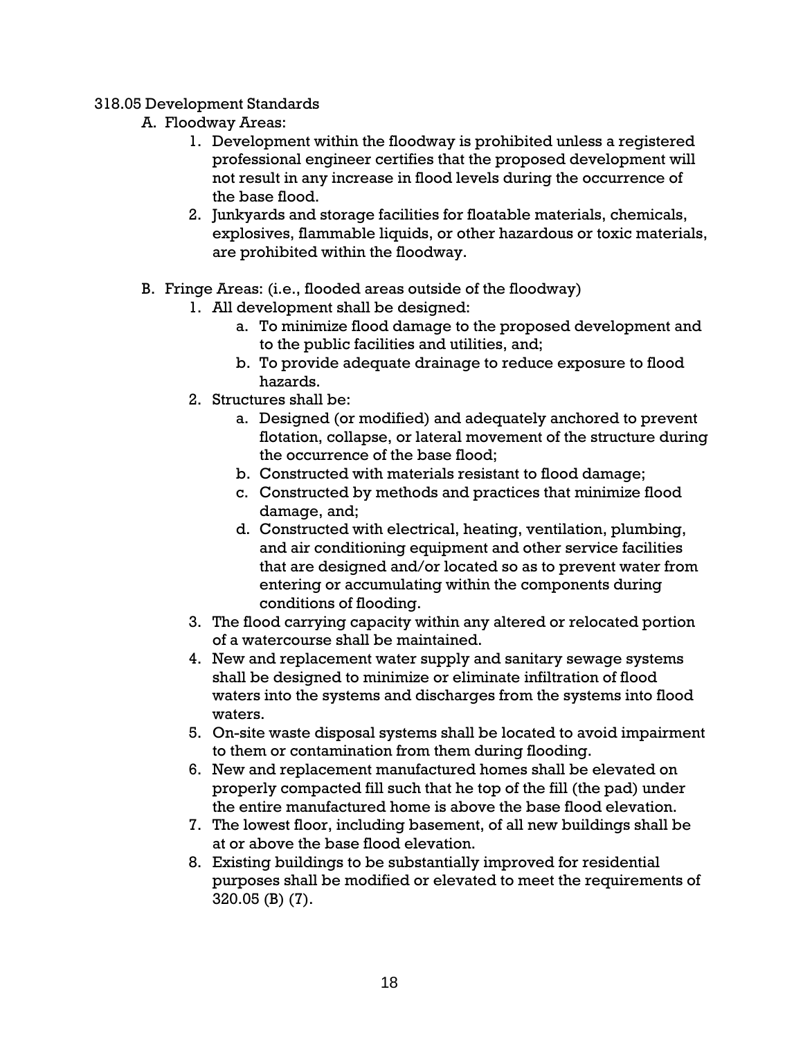318.05 Development Standards

A. Floodway Areas:

1. Development within the floodway is prohibited unless a registered professional engineer certifies that the proposed development will not result in any increase in flood levels during the occurrence of the base flood.
2. Junkyards and storage facilities for floatable materials, chemicals, explosives, flammable liquids, or other hazardous or toxic materials, are prohibited within the floodway.

B. Fringe Areas: (i.e., flooded areas outside of the floodway)

1. All development shall be designed:
   a. To minimize flood damage to the proposed development and to the public facilities and utilities, and;
   b. To provide adequate drainage to reduce exposure to flood hazards.
2. Structures shall be:
   a. Designed (or modified) and adequately anchored to prevent flotation, collapse, or lateral movement of the structure during the occurrence of the base flood;
   b. Constructed with materials resistant to flood damage;
   c. Constructed by methods and practices that minimize flood damage, and;
   d. Constructed with electrical, heating, ventilation, plumbing, and air conditioning equipment and other service facilities that are designed and/or located so as to prevent water from entering or accumulating within the components during conditions of flooding.
3. The flood carrying capacity within any altered or relocated portion of a watercourse shall be maintained.
4. New and replacement water supply and sanitary sewage systems shall be designed to minimize or eliminate infiltration of flood waters into the systems and discharges from the systems into flood waters.
5. On-site waste disposal systems shall be located to avoid impairment to them or contamination from them during flooding.
6. New and replacement manufactured homes shall be elevated on properly compacted fill such that he top of the fill (the pad) under the entire manufactured home is above the base flood elevation.
7. The lowest floor, including basement, of all new buildings shall be at or above the base flood elevation.
8. Existing buildings to be substantially improved for residential purposes shall be modified or elevated to meet the requirements of 320.05 (B) (7).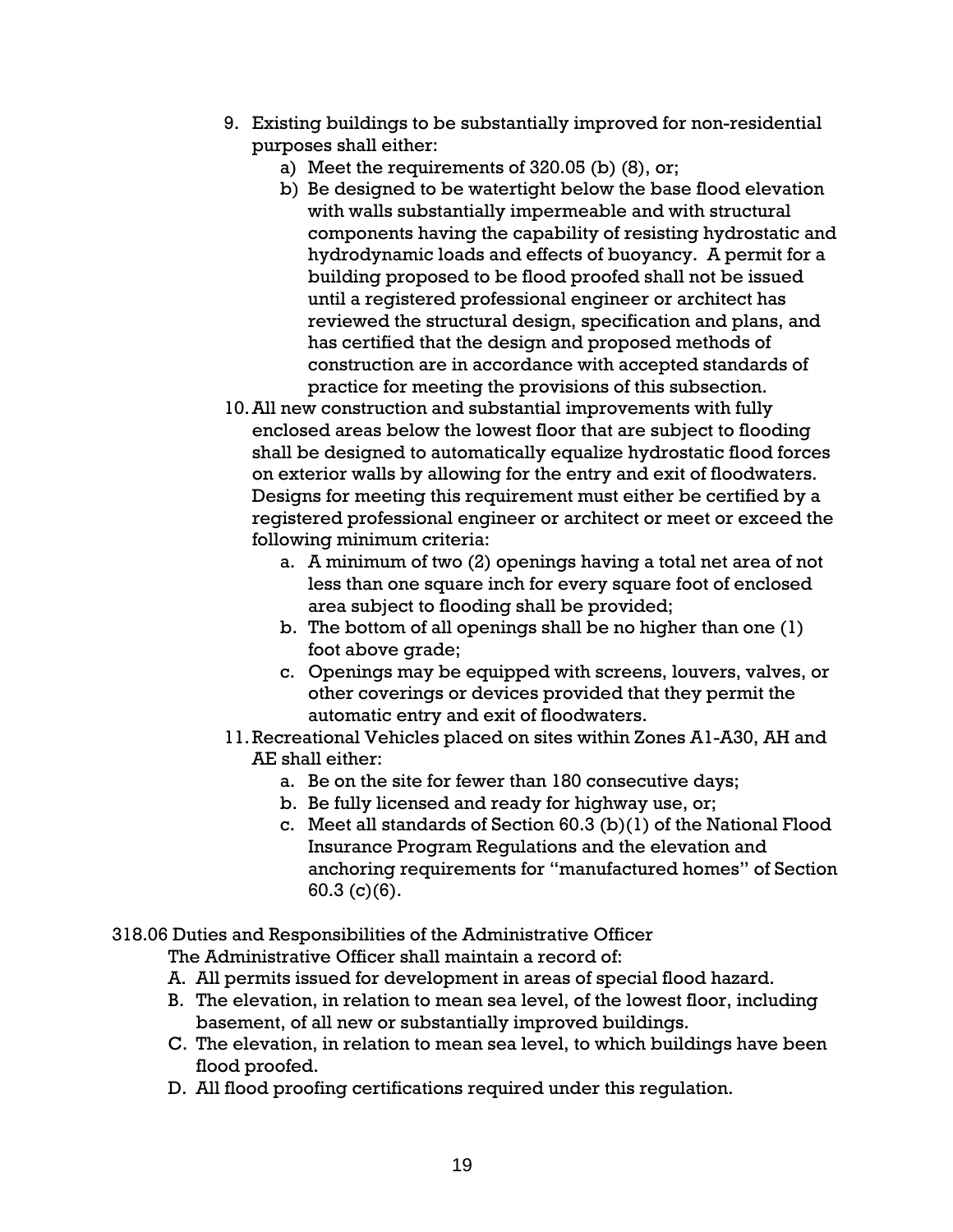9. Existing buildings to be substantially improved for non-residential purposes shall either:
    a) Meet the requirements of 320.05 (b) (8), or;
    b) Be designed to be watertight below the base flood elevation with walls substantially impermeable and with structural components having the capability of resisting hydrostatic and hydrodynamic loads and effects of buoyancy. A permit for a building proposed to be flood proofed shall not be issued until a registered professional engineer or architect has reviewed the structural design, specification and plans, and has certified that the design and proposed methods of construction are in accordance with accepted standards of practice for meeting the provisions of this subsection.
10. All new construction and substantial improvements with fully enclosed areas below the lowest floor that are subject to flooding shall be designed to automatically equalize hydrostatic flood forces on exterior walls by allowing for the entry and exit of floodwaters. Designs for meeting this requirement must either be certified by a registered professional engineer or architect or meet or exceed the following minimum criteria:
    a. A minimum of two (2) openings having a total net area of not less than one square inch for every square foot of enclosed area subject to flooding shall be provided;
    b. The bottom of all openings shall be no higher than one (1) foot above grade;
    c. Openings may be equipped with screens, louvers, valves, or other coverings or devices provided that they permit the automatic entry and exit of floodwaters.
11. Recreational Vehicles placed on sites within Zones A1-A30, AH and AE shall either:
    a. Be on the site for fewer than 180 consecutive days;
    b. Be fully licensed and ready for highway use, or;
    c. Meet all standards of Section 60.3 (b)(1) of the National Flood Insurance Program Regulations and the elevation and anchoring requirements for "manufactured homes" of Section 60.3 (c)(6).

318.06 Duties and Responsibilities of the Administrative Officer

The Administrative Officer shall maintain a record of:

A. All permits issued for development in areas of special flood hazard.
B. The elevation, in relation to mean sea level, of the lowest floor, including basement, of all new or substantially improved buildings.
C. The elevation, in relation to mean sea level, to which buildings have been flood proofed.
D. All flood proofing certifications required under this regulation.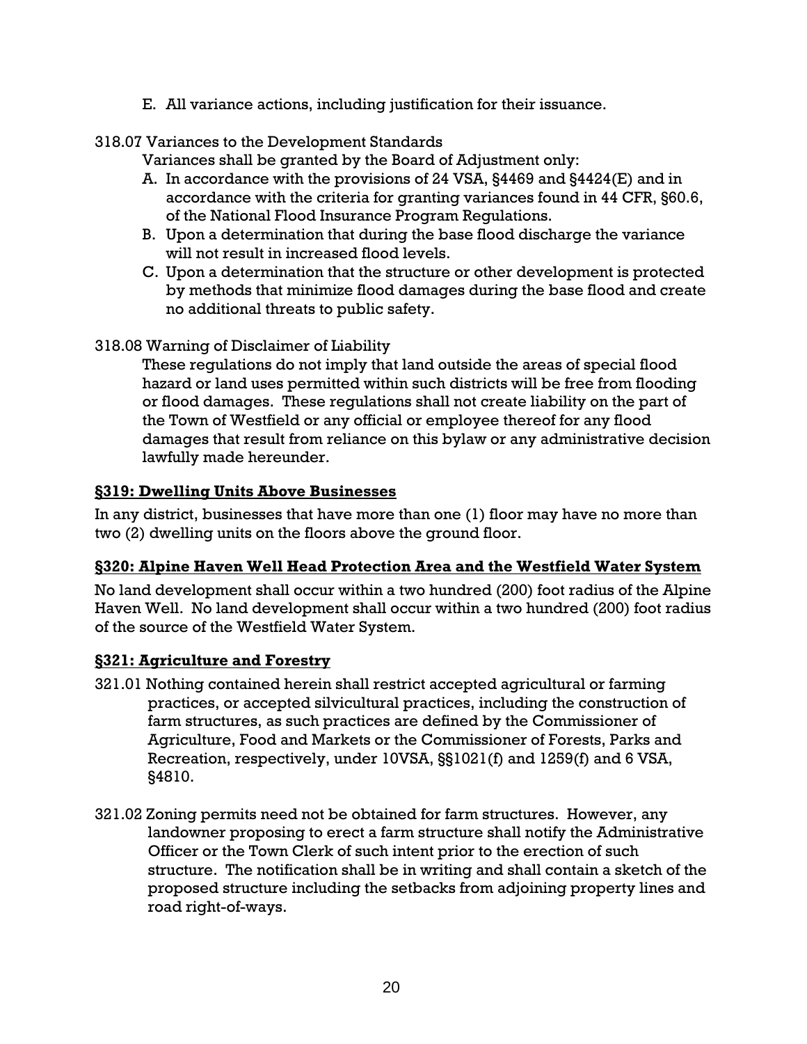E. All variance actions, including justification for their issuance.

318.07 Variances to the Development Standards

Variances shall be granted by the Board of Adjustment only:

A. In accordance with the provisions of 24 VSA, §4469 and §4424(E) and in accordance with the criteria for granting variances found in 44 CFR, §60.6, of the National Flood Insurance Program Regulations.
B. Upon a determination that during the base flood discharge the variance will not result in increased flood levels.
C. Upon a determination that the structure or other development is protected by methods that minimize flood damages during the base flood and create no additional threats to public safety.

318.08 Warning of Disclaimer of Liability

These regulations do not imply that land outside the areas of special flood hazard or land uses permitted within such districts will be free from flooding or flood damages. These regulations shall not create liability on the part of the Town of Westfield or any official or employee thereof for any flood damages that result from reliance on this bylaw or any administrative decision lawfully made hereunder.

## §319: Dwelling Units Above Businesses

In any district, businesses that have more than one (1) floor may have no more than two (2) dwelling units on the floors above the ground floor.

## §320: Alpine Haven Well Head Protection Area and the Westfield Water System

No land development shall occur within a two hundred (200) foot radius of the Alpine Haven Well. No land development shall occur within a two hundred (200) foot radius of the source of the Westfield Water System.

## §321: Agriculture and Forestry

321.01 Nothing contained herein shall restrict accepted agricultural or farming practices, or accepted silvicultural practices, including the construction of farm structures, as such practices are defined by the Commissioner of Agriculture, Food and Markets or the Commissioner of Forests, Parks and Recreation, respectively, under 10VSA, §§1021(f) and 1259(f) and 6 VSA, §4810.

321.02 Zoning permits need not be obtained for farm structures. However, any landowner proposing to erect a farm structure shall notify the Administrative Officer or the Town Clerk of such intent prior to the erection of such structure. The notification shall be in writing and shall contain a sketch of the proposed structure including the setbacks from adjoining property lines and road right-of-ways.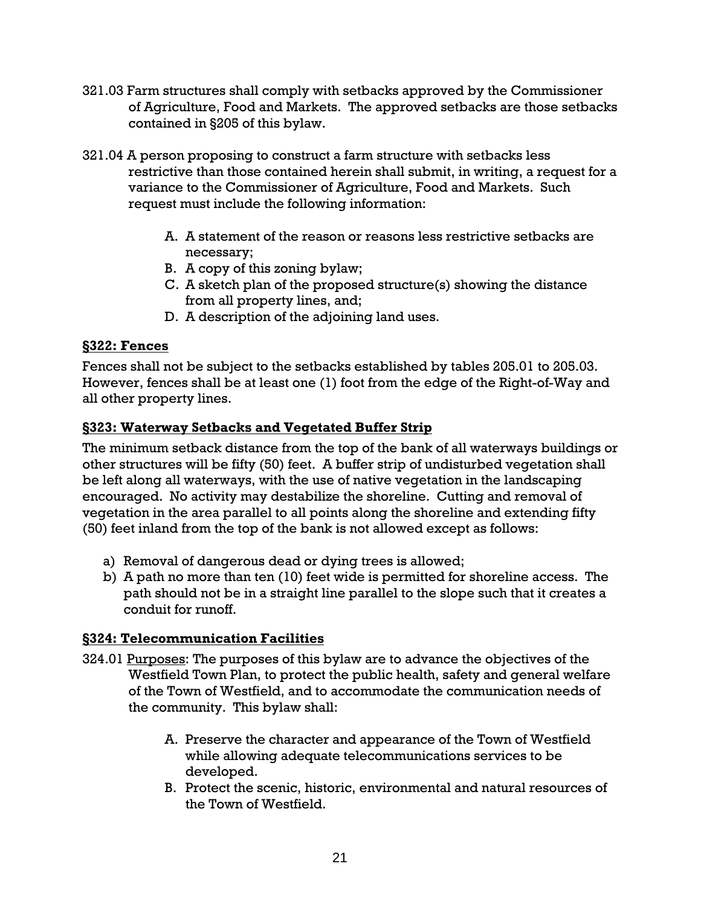321.03 Farm structures shall comply with setbacks approved by the Commissioner of Agriculture, Food and Markets. The approved setbacks are those setbacks contained in §205 of this bylaw.

321.04 A person proposing to construct a farm structure with setbacks less restrictive than those contained herein shall submit, in writing, a request for a variance to the Commissioner of Agriculture, Food and Markets. Such request must include the following information:

A. A statement of the reason or reasons less restrictive setbacks are necessary;
B. A copy of this zoning bylaw;
C. A sketch plan of the proposed structure(s) showing the distance from all property lines, and;
D. A description of the adjoining land uses.

## §322: Fences

Fences shall not be subject to the setbacks established by tables 205.01 to 205.03. However, fences shall be at least one (1) foot from the edge of the Right-of-Way and all other property lines.

## §323: Waterway Setbacks and Vegetated Buffer Strip

The minimum setback distance from the top of the bank of all waterways buildings or other structures will be fifty (50) feet. A buffer strip of undisturbed vegetation shall be left along all waterways, with the use of native vegetation in the landscaping encouraged. No activity may destabilize the shoreline. Cutting and removal of vegetation in the area parallel to all points along the shoreline and extending fifty (50) feet inland from the top of the bank is not allowed except as follows:

a) Removal of dangerous dead or dying trees is allowed;
b) A path no more than ten (10) feet wide is permitted for shoreline access. The path should not be in a straight line parallel to the slope such that it creates a conduit for runoff.

## §324: Telecommunication Facilities

324.01 Purposes: The purposes of this bylaw are to advance the objectives of the Westfield Town Plan, to protect the public health, safety and general welfare of the Town of Westfield, and to accommodate the communication needs of the community. This bylaw shall:

A. Preserve the character and appearance of the Town of Westfield while allowing adequate telecommunications services to be developed.
B. Protect the scenic, historic, environmental and natural resources of the Town of Westfield.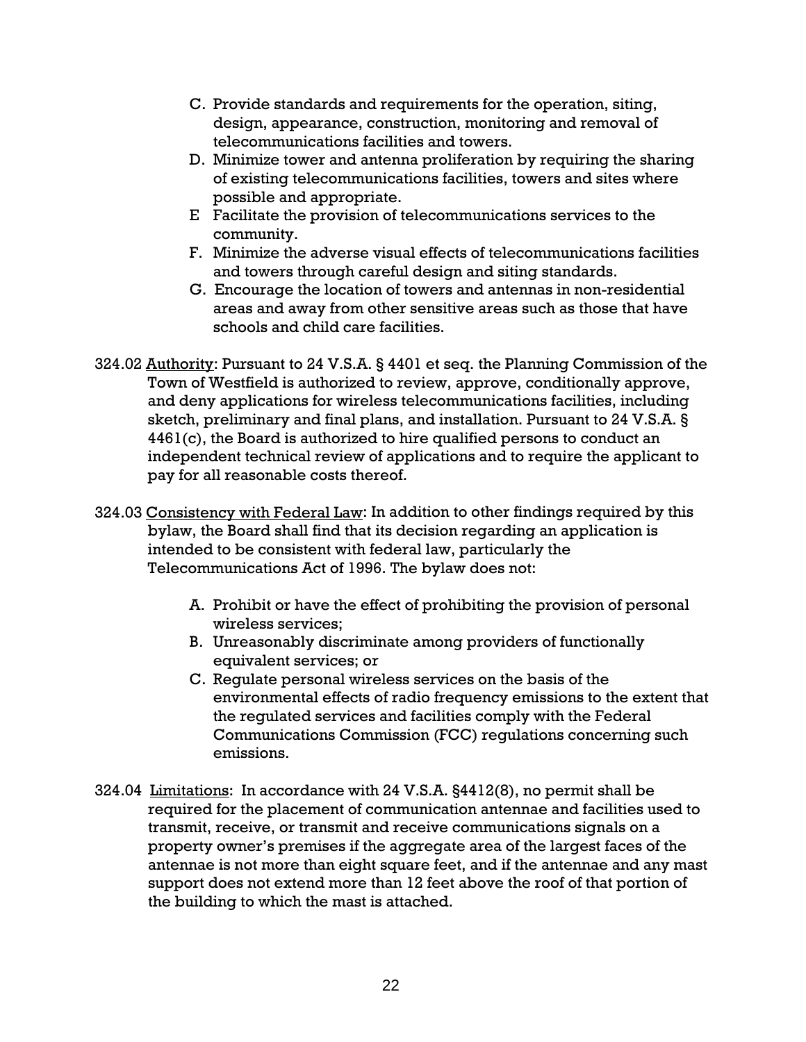C. Provide standards and requirements for the operation, siting, design, appearance, construction, monitoring and removal of telecommunications facilities and towers.
D. Minimize tower and antenna proliferation by requiring the sharing of existing telecommunications facilities, towers and sites where possible and appropriate.
E Facilitate the provision of telecommunications services to the community.
F. Minimize the adverse visual effects of telecommunications facilities and towers through careful design and siting standards.
G. Encourage the location of towers and antennas in non-residential areas and away from other sensitive areas such as those that have schools and child care facilities.

324.02 <u>Authority</u>: Pursuant to 24 V.S.A. § 4401 et seq. the Planning Commission of the Town of Westfield is authorized to review, approve, conditionally approve, and deny applications for wireless telecommunications facilities, including sketch, preliminary and final plans, and installation. Pursuant to 24 V.S.A. § 4461(c), the Board is authorized to hire qualified persons to conduct an independent technical review of applications and to require the applicant to pay for all reasonable costs thereof.

324.03 <u>Consistency with Federal Law</u>: In addition to other findings required by this bylaw, the Board shall find that its decision regarding an application is intended to be consistent with federal law, particularly the Telecommunications Act of 1996. The bylaw does not:

A. Prohibit or have the effect of prohibiting the provision of personal wireless services;
B. Unreasonably discriminate among providers of functionally equivalent services; or
C. Regulate personal wireless services on the basis of the environmental effects of radio frequency emissions to the extent that the regulated services and facilities comply with the Federal Communications Commission (FCC) regulations concerning such emissions.

324.04 <u>Limitations</u>: In accordance with 24 V.S.A. §4412(8), no permit shall be required for the placement of communication antennae and facilities used to transmit, receive, or transmit and receive communications signals on a property owner's premises if the aggregate area of the largest faces of the antennae is not more than eight square feet, and if the antennae and any mast support does not extend more than 12 feet above the roof of that portion of the building to which the mast is attached.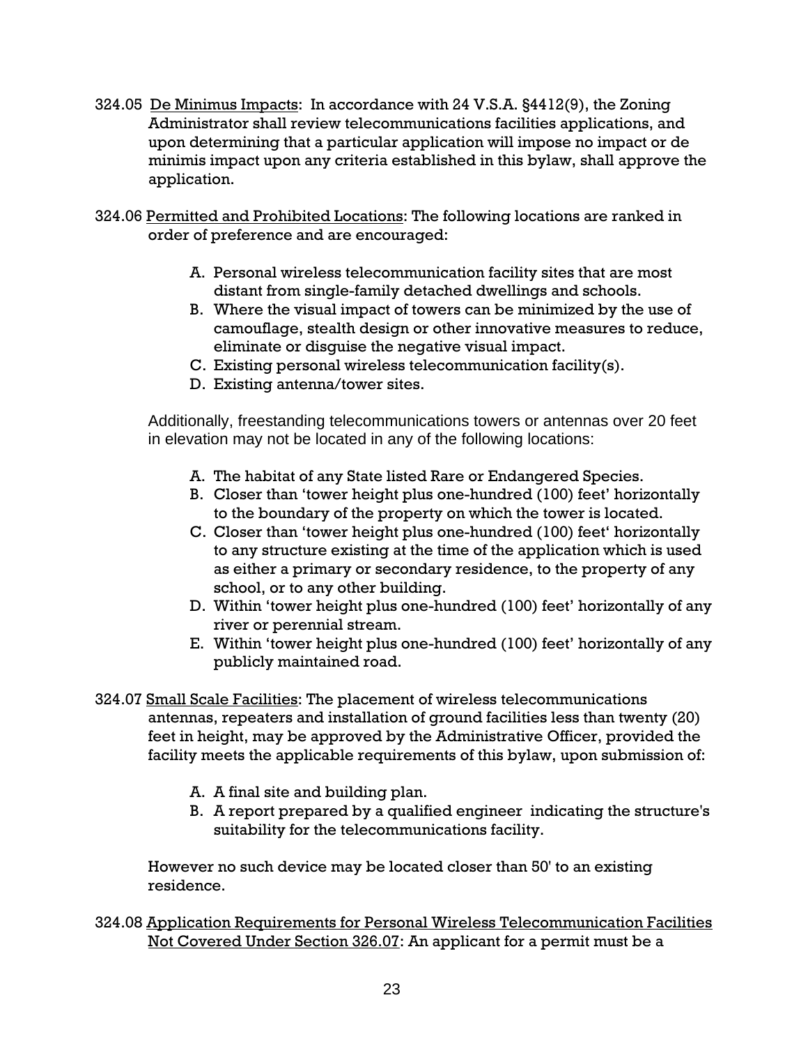324.05 <u>De Minimus Impacts</u>: In accordance with 24 V.S.A. §4412(9), the Zoning Administrator shall review telecommunications facilities applications, and upon determining that a particular application will impose no impact or de minimis impact upon any criteria established in this bylaw, shall approve the application.

324.06 <u>Permitted and Prohibited Locations</u>: The following locations are ranked in order of preference and are encouraged:

A. Personal wireless telecommunication facility sites that are most distant from single-family detached dwellings and schools.
B. Where the visual impact of towers can be minimized by the use of camouflage, stealth design or other innovative measures to reduce, eliminate or disguise the negative visual impact.
C. Existing personal wireless telecommunication facility(s).
D. Existing antenna/tower sites.

Additionally, freestanding telecommunications towers or antennas over 20 feet in elevation may not be located in any of the following locations:

A. The habitat of any State listed Rare or Endangered Species.
B. Closer than 'tower height plus one-hundred (100) feet' horizontally to the boundary of the property on which the tower is located.
C. Closer than 'tower height plus one-hundred (100) feet' horizontally to any structure existing at the time of the application which is used as either a primary or secondary residence, to the property of any school, or to any other building.
D. Within 'tower height plus one-hundred (100) feet' horizontally of any river or perennial stream.
E. Within 'tower height plus one-hundred (100) feet' horizontally of any publicly maintained road.

324.07 <u>Small Scale Facilities</u>: The placement of wireless telecommunications antennas, repeaters and installation of ground facilities less than twenty (20) feet in height, may be approved by the Administrative Officer, provided the facility meets the applicable requirements of this bylaw, upon submission of:

A. A final site and building plan.
B. A report prepared by a qualified engineer indicating the structure's suitability for the telecommunications facility.

However no such device may be located closer than 50' to an existing residence.

324.08 <u>Application Requirements for Personal Wireless Telecommunication Facilities Not Covered Under Section 326.07</u>: An applicant for a permit must be a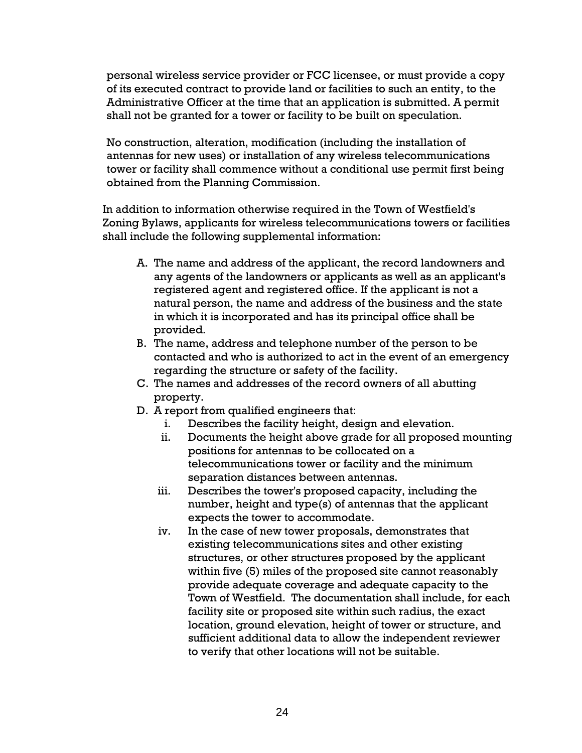personal wireless service provider or FCC licensee, or must provide a copy of its executed contract to provide land or facilities to such an entity, to the Administrative Officer at the time that an application is submitted. A permit shall not be granted for a tower or facility to be built on speculation.

No construction, alteration, modification (including the installation of antennas for new uses) or installation of any wireless telecommunications tower or facility shall commence without a conditional use permit first being obtained from the Planning Commission.

In addition to information otherwise required in the Town of Westfield's Zoning Bylaws, applicants for wireless telecommunications towers or facilities shall include the following supplemental information:

A. The name and address of the applicant, the record landowners and any agents of the landowners or applicants as well as an applicant's registered agent and registered office. If the applicant is not a natural person, the name and address of the business and the state in which it is incorporated and has its principal office shall be provided.
B. The name, address and telephone number of the person to be contacted and who is authorized to act in the event of an emergency regarding the structure or safety of the facility.
C. The names and addresses of the record owners of all abutting property.
D. A report from qualified engineers that:
   i. Describes the facility height, design and elevation.
   ii. Documents the height above grade for all proposed mounting positions for antennas to be collocated on a telecommunications tower or facility and the minimum separation distances between antennas.
   iii. Describes the tower's proposed capacity, including the number, height and type(s) of antennas that the applicant expects the tower to accommodate.
   iv. In the case of new tower proposals, demonstrates that existing telecommunications sites and other existing structures, or other structures proposed by the applicant within five (5) miles of the proposed site cannot reasonably provide adequate coverage and adequate capacity to the Town of Westfield. The documentation shall include, for each facility site or proposed site within such radius, the exact location, ground elevation, height of tower or structure, and sufficient additional data to allow the independent reviewer to verify that other locations will not be suitable.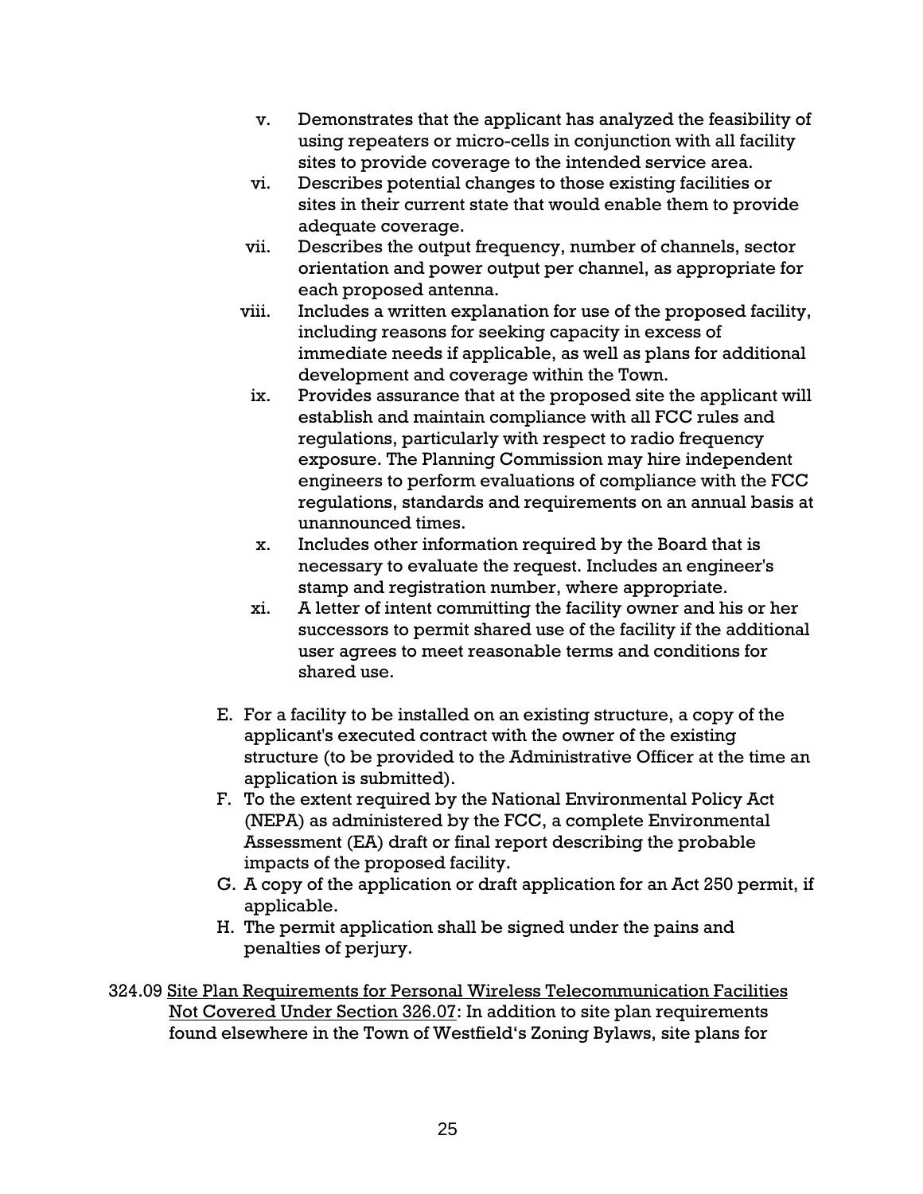v. Demonstrates that the applicant has analyzed the feasibility of using repeaters or micro-cells in conjunction with all facility sites to provide coverage to the intended service area.

vi. Describes potential changes to those existing facilities or sites in their current state that would enable them to provide adequate coverage.

vii. Describes the output frequency, number of channels, sector orientation and power output per channel, as appropriate for each proposed antenna.

viii. Includes a written explanation for use of the proposed facility, including reasons for seeking capacity in excess of immediate needs if applicable, as well as plans for additional development and coverage within the Town.

ix. Provides assurance that at the proposed site the applicant will establish and maintain compliance with all FCC rules and regulations, particularly with respect to radio frequency exposure. The Planning Commission may hire independent engineers to perform evaluations of compliance with the FCC regulations, standards and requirements on an annual basis at unannounced times.

x. Includes other information required by the Board that is necessary to evaluate the request. Includes an engineer's stamp and registration number, where appropriate.

xi. A letter of intent committing the facility owner and his or her successors to permit shared use of the facility if the additional user agrees to meet reasonable terms and conditions for shared use.

E. For a facility to be installed on an existing structure, a copy of the applicant's executed contract with the owner of the existing structure (to be provided to the Administrative Officer at the time an application is submitted).

F. To the extent required by the National Environmental Policy Act (NEPA) as administered by the FCC, a complete Environmental Assessment (EA) draft or final report describing the probable impacts of the proposed facility.

G. A copy of the application or draft application for an Act 250 permit, if applicable.

H. The permit application shall be signed under the pains and penalties of perjury.

324.09 <u>Site Plan Requirements for Personal Wireless Telecommunication Facilities Not Covered Under Section 326.07</u>: In addition to site plan requirements found elsewhere in the Town of Westfield's Zoning Bylaws, site plans for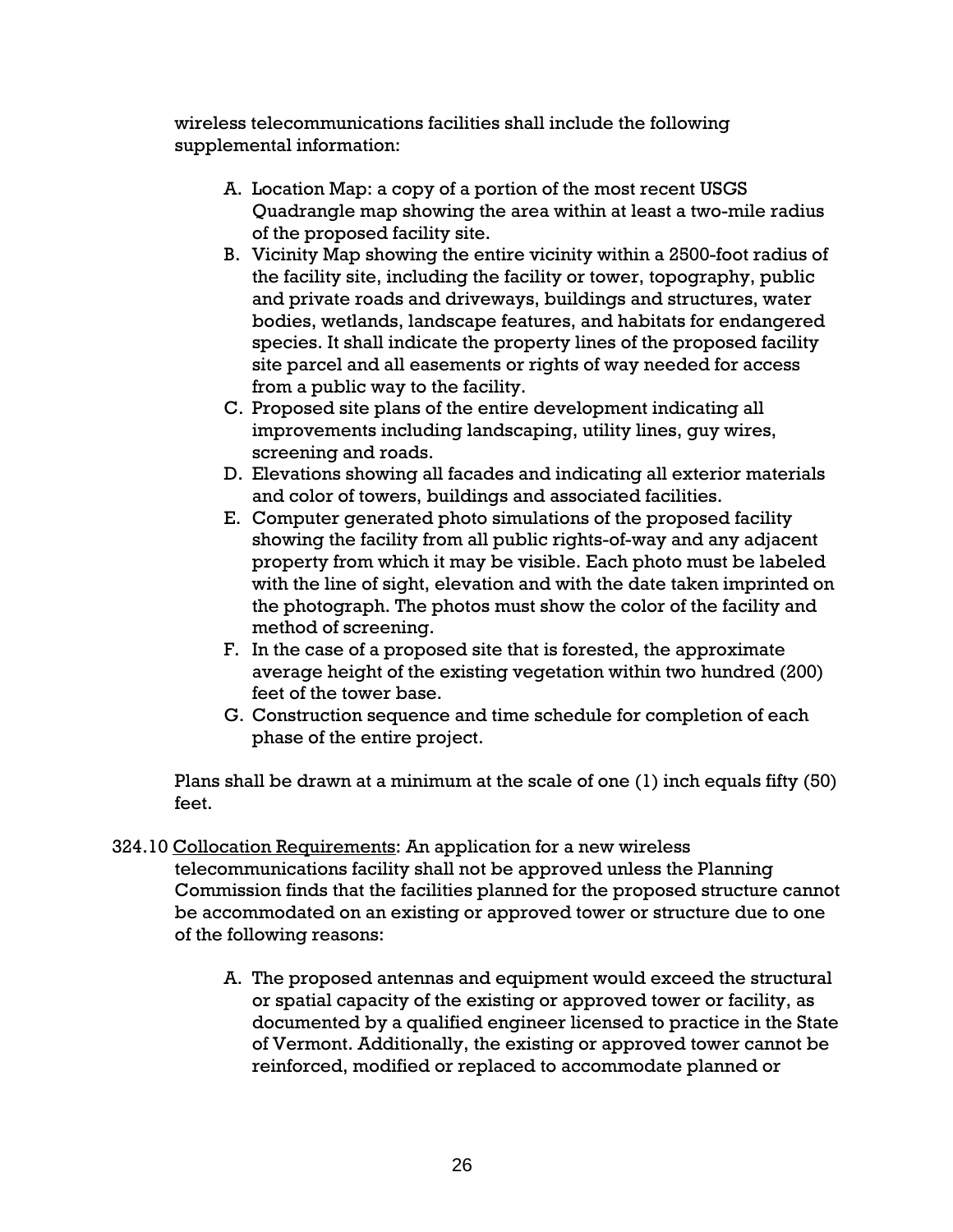wireless telecommunications facilities shall include the following supplemental information:

A. Location Map: a copy of a portion of the most recent USGS Quadrangle map showing the area within at least a two-mile radius of the proposed facility site.
B. Vicinity Map showing the entire vicinity within a 2500-foot radius of the facility site, including the facility or tower, topography, public and private roads and driveways, buildings and structures, water bodies, wetlands, landscape features, and habitats for endangered species. It shall indicate the property lines of the proposed facility site parcel and all easements or rights of way needed for access from a public way to the facility.
C. Proposed site plans of the entire development indicating all improvements including landscaping, utility lines, guy wires, screening and roads.
D. Elevations showing all facades and indicating all exterior materials and color of towers, buildings and associated facilities.
E. Computer generated photo simulations of the proposed facility showing the facility from all public rights-of-way and any adjacent property from which it may be visible. Each photo must be labeled with the line of sight, elevation and with the date taken imprinted on the photograph. The photos must show the color of the facility and method of screening.
F. In the case of a proposed site that is forested, the approximate average height of the existing vegetation within two hundred (200) feet of the tower base.
G. Construction sequence and time schedule for completion of each phase of the entire project.

Plans shall be drawn at a minimum at the scale of one (1) inch equals fifty (50) feet.

324.10 <u>Collocation Requirements</u>: An application for a new wireless telecommunications facility shall not be approved unless the Planning Commission finds that the facilities planned for the proposed structure cannot be accommodated on an existing or approved tower or structure due to one of the following reasons:

A. The proposed antennas and equipment would exceed the structural or spatial capacity of the existing or approved tower or facility, as documented by a qualified engineer licensed to practice in the State of Vermont. Additionally, the existing or approved tower cannot be reinforced, modified or replaced to accommodate planned or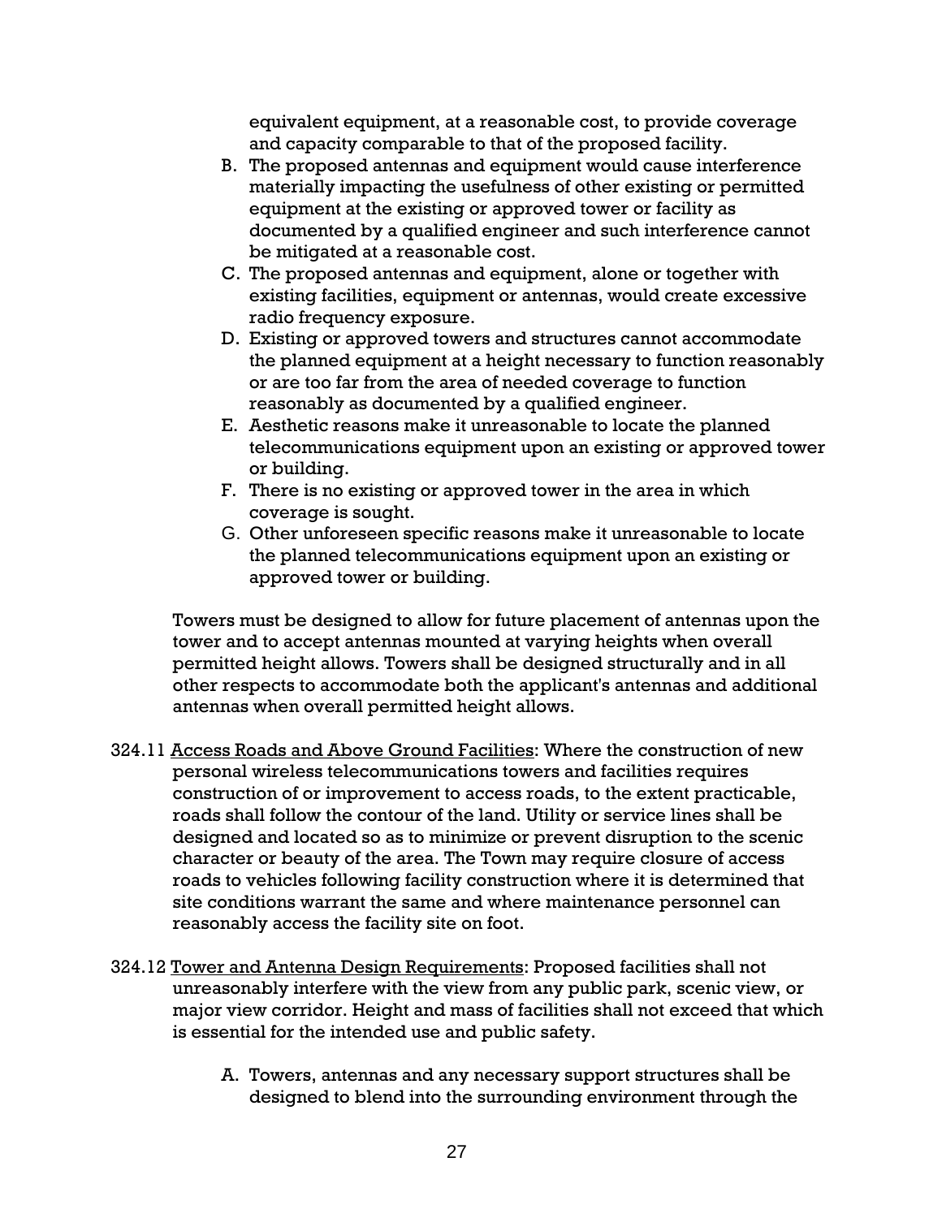equivalent equipment, at a reasonable cost, to provide coverage and capacity comparable to that of the proposed facility.

B. The proposed antennas and equipment would cause interference materially impacting the usefulness of other existing or permitted equipment at the existing or approved tower or facility as documented by a qualified engineer and such interference cannot be mitigated at a reasonable cost.

C. The proposed antennas and equipment, alone or together with existing facilities, equipment or antennas, would create excessive radio frequency exposure.

D. Existing or approved towers and structures cannot accommodate the planned equipment at a height necessary to function reasonably or are too far from the area of needed coverage to function reasonably as documented by a qualified engineer.

E. Aesthetic reasons make it unreasonable to locate the planned telecommunications equipment upon an existing or approved tower or building.

F. There is no existing or approved tower in the area in which coverage is sought.

G. Other unforeseen specific reasons make it unreasonable to locate the planned telecommunications equipment upon an existing or approved tower or building.

Towers must be designed to allow for future placement of antennas upon the tower and to accept antennas mounted at varying heights when overall permitted height allows. Towers shall be designed structurally and in all other respects to accommodate both the applicant's antennas and additional antennas when overall permitted height allows.

324.11 <u>Access Roads and Above Ground Facilities</u>: Where the construction of new personal wireless telecommunications towers and facilities requires construction of or improvement to access roads, to the extent practicable, roads shall follow the contour of the land. Utility or service lines shall be designed and located so as to minimize or prevent disruption to the scenic character or beauty of the area. The Town may require closure of access roads to vehicles following facility construction where it is determined that site conditions warrant the same and where maintenance personnel can reasonably access the facility site on foot.

324.12 <u>Tower and Antenna Design Requirements</u>: Proposed facilities shall not unreasonably interfere with the view from any public park, scenic view, or major view corridor. Height and mass of facilities shall not exceed that which is essential for the intended use and public safety.

A. Towers, antennas and any necessary support structures shall be designed to blend into the surrounding environment through the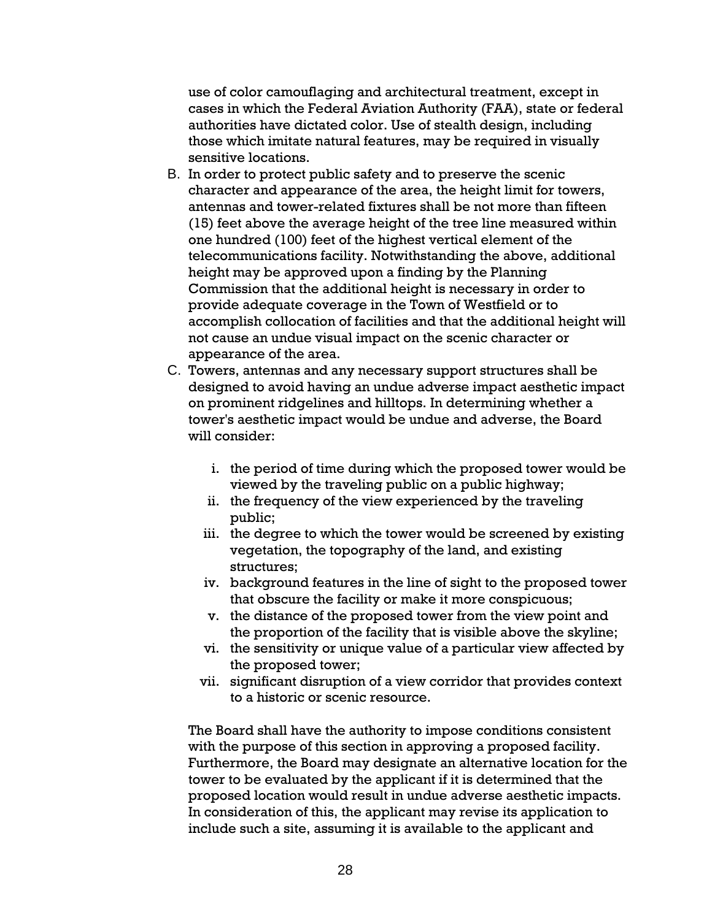use of color camouflaging and architectural treatment, except in cases in which the Federal Aviation Authority (FAA), state or federal authorities have dictated color. Use of stealth design, including those which imitate natural features, may be required in visually sensitive locations.

B. In order to protect public safety and to preserve the scenic character and appearance of the area, the height limit for towers, antennas and tower-related fixtures shall be not more than fifteen (15) feet above the average height of the tree line measured within one hundred (100) feet of the highest vertical element of the telecommunications facility. Notwithstanding the above, additional height may be approved upon a finding by the Planning Commission that the additional height is necessary in order to provide adequate coverage in the Town of Westfield or to accomplish collocation of facilities and that the additional height will not cause an undue visual impact on the scenic character or appearance of the area.

C. Towers, antennas and any necessary support structures shall be designed to avoid having an undue adverse impact aesthetic impact on prominent ridgelines and hilltops. In determining whether a tower's aesthetic impact would be undue and adverse, the Board will consider:

    i. the period of time during which the proposed tower would be viewed by the traveling public on a public highway;
    ii. the frequency of the view experienced by the traveling public;
    iii. the degree to which the tower would be screened by existing vegetation, the topography of the land, and existing structures;
    iv. background features in the line of sight to the proposed tower that obscure the facility or make it more conspicuous;
    v. the distance of the proposed tower from the view point and the proportion of the facility that is visible above the skyline;
    vi. the sensitivity or unique value of a particular view affected by the proposed tower;
    vii. significant disruption of a view corridor that provides context to a historic or scenic resource.

The Board shall have the authority to impose conditions consistent with the purpose of this section in approving a proposed facility. Furthermore, the Board may designate an alternative location for the tower to be evaluated by the applicant if it is determined that the proposed location would result in undue adverse aesthetic impacts. In consideration of this, the applicant may revise its application to include such a site, assuming it is available to the applicant and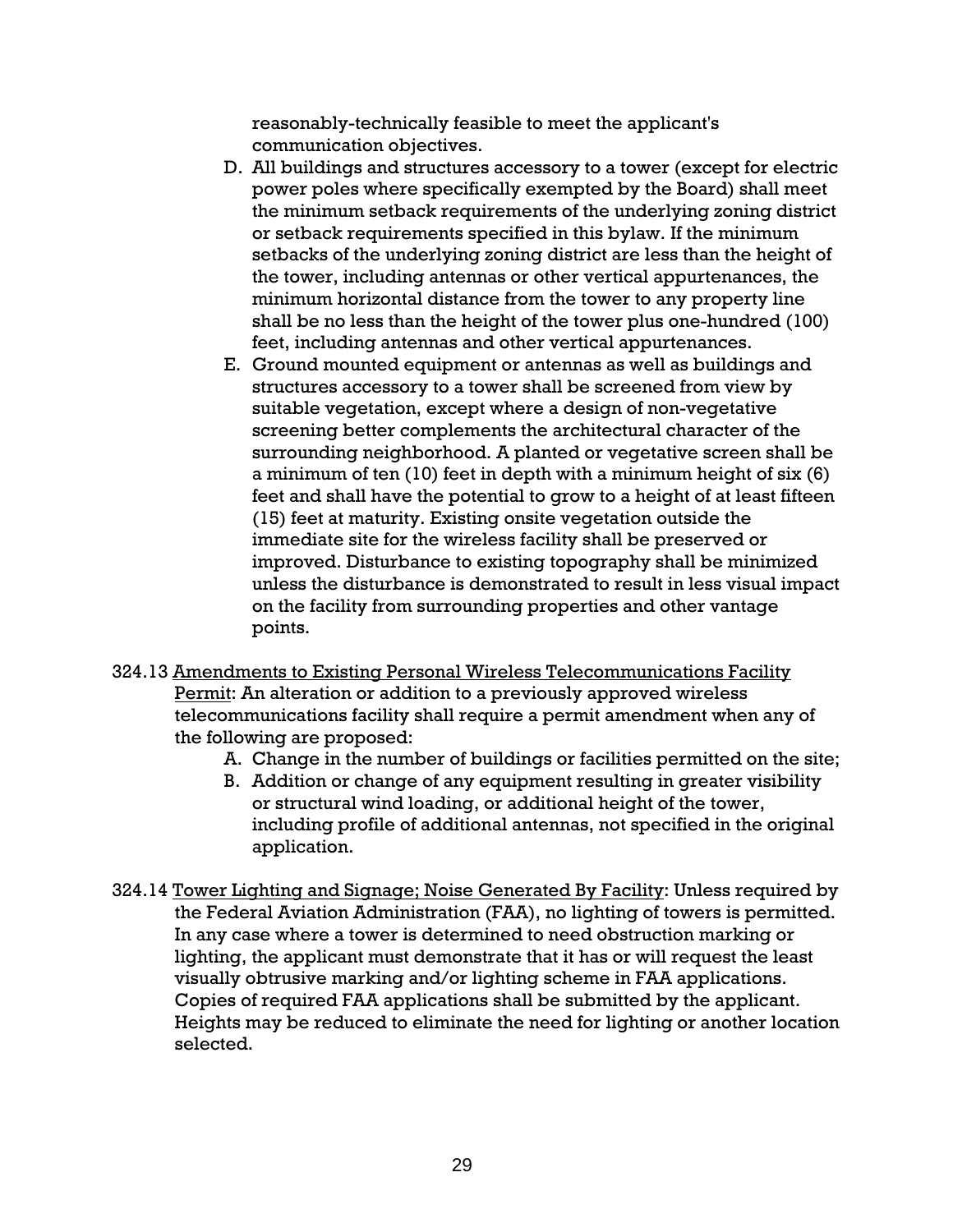reasonably-technically feasible to meet the applicant's communication objectives.

D. All buildings and structures accessory to a tower (except for electric power poles where specifically exempted by the Board) shall meet the minimum setback requirements of the underlying zoning district or setback requirements specified in this bylaw. If the minimum setbacks of the underlying zoning district are less than the height of the tower, including antennas or other vertical appurtenances, the minimum horizontal distance from the tower to any property line shall be no less than the height of the tower plus one-hundred (100) feet, including antennas and other vertical appurtenances.

E. Ground mounted equipment or antennas as well as buildings and structures accessory to a tower shall be screened from view by suitable vegetation, except where a design of non-vegetative screening better complements the architectural character of the surrounding neighborhood. A planted or vegetative screen shall be a minimum of ten (10) feet in depth with a minimum height of six (6) feet and shall have the potential to grow to a height of at least fifteen (15) feet at maturity. Existing onsite vegetation outside the immediate site for the wireless facility shall be preserved or improved. Disturbance to existing topography shall be minimized unless the disturbance is demonstrated to result in less visual impact on the facility from surrounding properties and other vantage points.

324.13 Amendments to Existing Personal Wireless Telecommunications Facility Permit: An alteration or addition to a previously approved wireless telecommunications facility shall require a permit amendment when any of the following are proposed:

A. Change in the number of buildings or facilities permitted on the site;

B. Addition or change of any equipment resulting in greater visibility or structural wind loading, or additional height of the tower, including profile of additional antennas, not specified in the original application.

324.14 Tower Lighting and Signage; Noise Generated By Facility: Unless required by the Federal Aviation Administration (FAA), no lighting of towers is permitted. In any case where a tower is determined to need obstruction marking or lighting, the applicant must demonstrate that it has or will request the least visually obtrusive marking and/or lighting scheme in FAA applications. Copies of required FAA applications shall be submitted by the applicant. Heights may be reduced to eliminate the need for lighting or another location selected.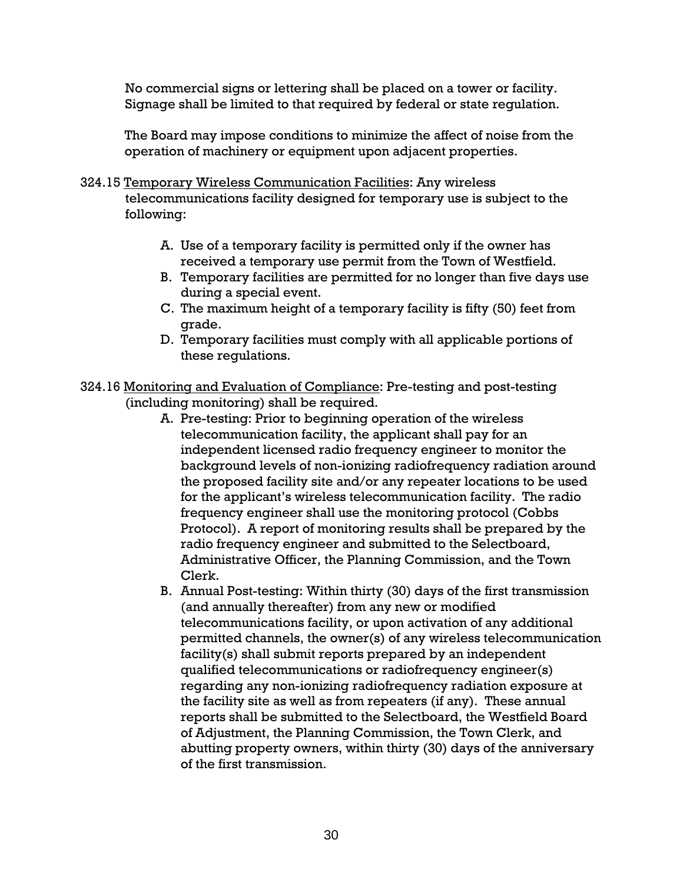No commercial signs or lettering shall be placed on a tower or facility. Signage shall be limited to that required by federal or state regulation.

The Board may impose conditions to minimize the affect of noise from the operation of machinery or equipment upon adjacent properties.

324.15 <u>Temporary Wireless Communication Facilities</u>: Any wireless telecommunications facility designed for temporary use is subject to the following:

A. Use of a temporary facility is permitted only if the owner has received a temporary use permit from the Town of Westfield.
B. Temporary facilities are permitted for no longer than five days use during a special event.
C. The maximum height of a temporary facility is fifty (50) feet from grade.
D. Temporary facilities must comply with all applicable portions of these regulations.

324.16 <u>Monitoring and Evaluation of Compliance</u>: Pre-testing and post-testing (including monitoring) shall be required.

A. Pre-testing: Prior to beginning operation of the wireless telecommunication facility, the applicant shall pay for an independent licensed radio frequency engineer to monitor the background levels of non-ionizing radiofrequency radiation around the proposed facility site and/or any repeater locations to be used for the applicant's wireless telecommunication facility. The radio frequency engineer shall use the monitoring protocol (Cobbs Protocol). A report of monitoring results shall be prepared by the radio frequency engineer and submitted to the Selectboard, Administrative Officer, the Planning Commission, and the Town Clerk.
B. Annual Post-testing: Within thirty (30) days of the first transmission (and annually thereafter) from any new or modified telecommunications facility, or upon activation of any additional permitted channels, the owner(s) of any wireless telecommunication facility(s) shall submit reports prepared by an independent qualified telecommunications or radiofrequency engineer(s) regarding any non-ionizing radiofrequency radiation exposure at the facility site as well as from repeaters (if any). These annual reports shall be submitted to the Selectboard, the Westfield Board of Adjustment, the Planning Commission, the Town Clerk, and abutting property owners, within thirty (30) days of the anniversary of the first transmission.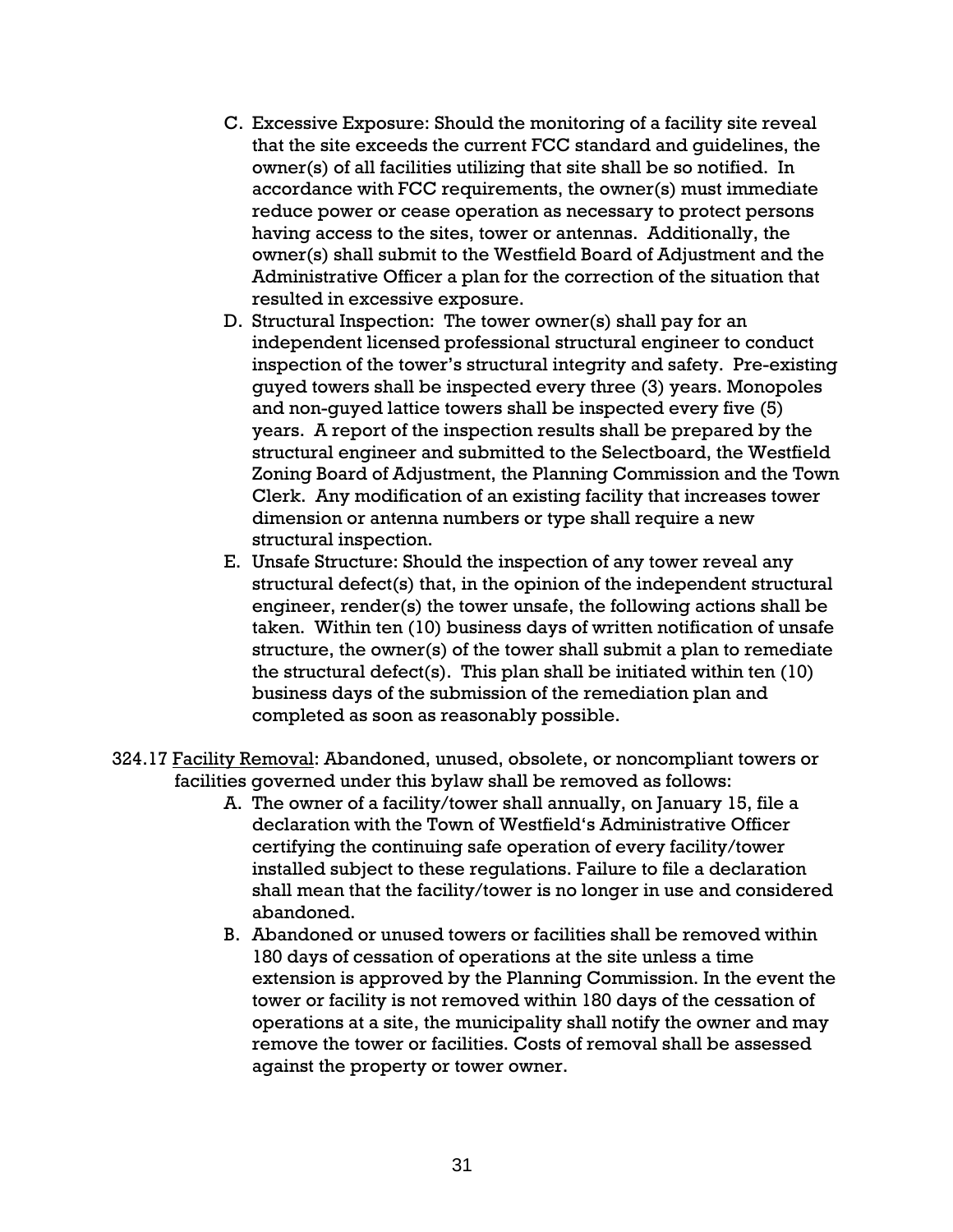C. Excessive Exposure: Should the monitoring of a facility site reveal that the site exceeds the current FCC standard and guidelines, the owner(s) of all facilities utilizing that site shall be so notified. In accordance with FCC requirements, the owner(s) must immediate reduce power or cease operation as necessary to protect persons having access to the sites, tower or antennas. Additionally, the owner(s) shall submit to the Westfield Board of Adjustment and the Administrative Officer a plan for the correction of the situation that resulted in excessive exposure.

D. Structural Inspection: The tower owner(s) shall pay for an independent licensed professional structural engineer to conduct inspection of the tower's structural integrity and safety. Pre-existing guyed towers shall be inspected every three (3) years. Monopoles and non-guyed lattice towers shall be inspected every five (5) years. A report of the inspection results shall be prepared by the structural engineer and submitted to the Selectboard, the Westfield Zoning Board of Adjustment, the Planning Commission and the Town Clerk. Any modification of an existing facility that increases tower dimension or antenna numbers or type shall require a new structural inspection.

E. Unsafe Structure: Should the inspection of any tower reveal any structural defect(s) that, in the opinion of the independent structural engineer, render(s) the tower unsafe, the following actions shall be taken. Within ten (10) business days of written notification of unsafe structure, the owner(s) of the tower shall submit a plan to remediate the structural defect(s). This plan shall be initiated within ten (10) business days of the submission of the remediation plan and completed as soon as reasonably possible.

324.17 Facility Removal: Abandoned, unused, obsolete, or noncompliant towers or facilities governed under this bylaw shall be removed as follows:

A. The owner of a facility/tower shall annually, on January 15, file a declaration with the Town of Westfield's Administrative Officer certifying the continuing safe operation of every facility/tower installed subject to these regulations. Failure to file a declaration shall mean that the facility/tower is no longer in use and considered abandoned.

B. Abandoned or unused towers or facilities shall be removed within 180 days of cessation of operations at the site unless a time extension is approved by the Planning Commission. In the event the tower or facility is not removed within 180 days of the cessation of operations at a site, the municipality shall notify the owner and may remove the tower or facilities. Costs of removal shall be assessed against the property or tower owner.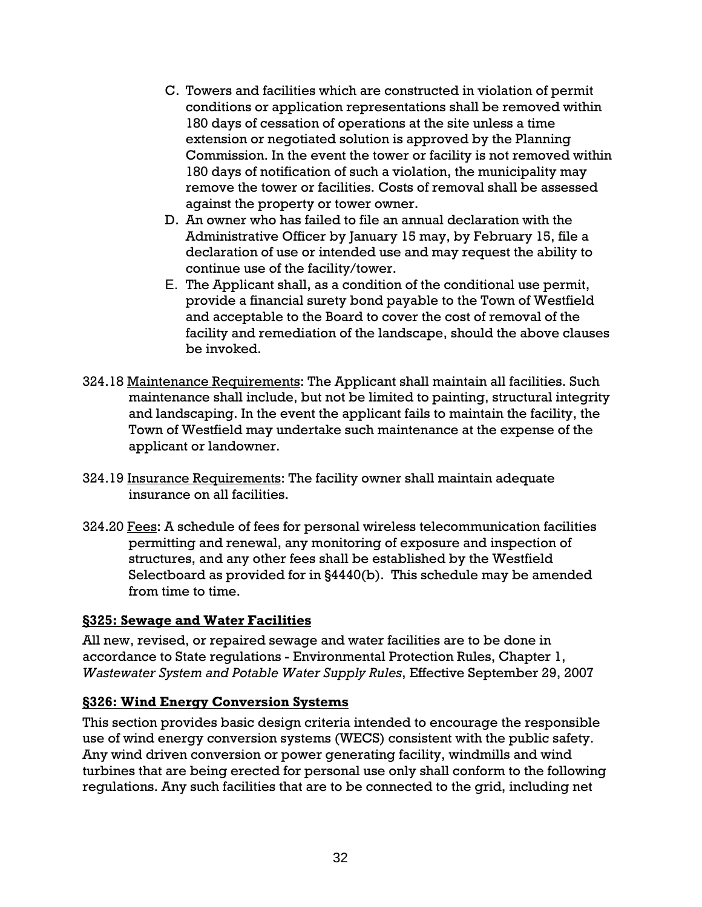C. Towers and facilities which are constructed in violation of permit conditions or application representations shall be removed within 180 days of cessation of operations at the site unless a time extension or negotiated solution is approved by the Planning Commission. In the event the tower or facility is not removed within 180 days of notification of such a violation, the municipality may remove the tower or facilities. Costs of removal shall be assessed against the property or tower owner.
D. An owner who has failed to file an annual declaration with the Administrative Officer by January 15 may, by February 15, file a declaration of use or intended use and may request the ability to continue use of the facility/tower.
E. The Applicant shall, as a condition of the conditional use permit, provide a financial surety bond payable to the Town of Westfield and acceptable to the Board to cover the cost of removal of the facility and remediation of the landscape, should the above clauses be invoked.

324.18 <u>Maintenance Requirements</u>: The Applicant shall maintain all facilities. Such maintenance shall include, but not be limited to painting, structural integrity and landscaping. In the event the applicant fails to maintain the facility, the Town of Westfield may undertake such maintenance at the expense of the applicant or landowner.

324.19 <u>Insurance Requirements</u>: The facility owner shall maintain adequate insurance on all facilities.

324.20 <u>Fees</u>: A schedule of fees for personal wireless telecommunication facilities permitting and renewal, any monitoring of exposure and inspection of structures, and any other fees shall be established by the Westfield Selectboard as provided for in §4440(b). This schedule may be amended from time to time.

## §325: Sewage and Water Facilities

All new, revised, or repaired sewage and water facilities are to be done in accordance to State regulations - Environmental Protection Rules, Chapter 1, *Wastewater System and Potable Water Supply Rules*, Effective September 29, 2007

## §326: Wind Energy Conversion Systems

This section provides basic design criteria intended to encourage the responsible use of wind energy conversion systems (WECS) consistent with the public safety. Any wind driven conversion or power generating facility, windmills and wind turbines that are being erected for personal use only shall conform to the following regulations. Any such facilities that are to be connected to the grid, including net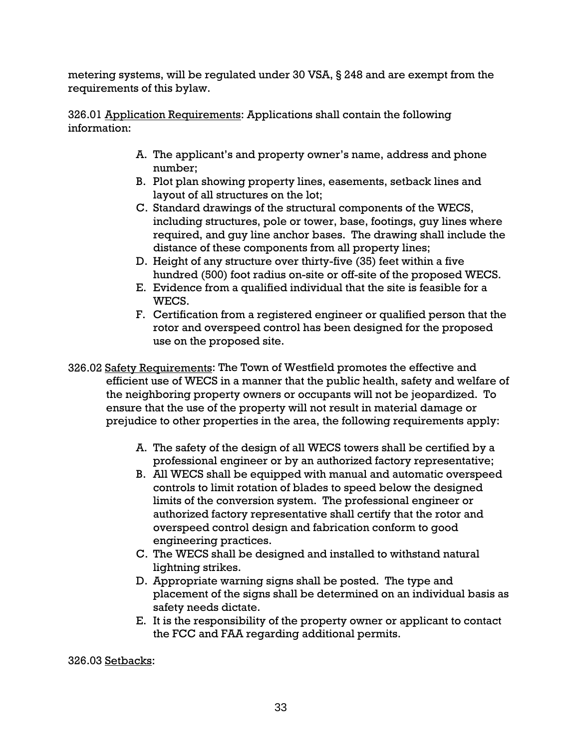metering systems, will be regulated under 30 VSA, § 248 and are exempt from the requirements of this bylaw.

326.01 <u>Application Requirements</u>: Applications shall contain the following information:

A. The applicant's and property owner's name, address and phone number;
B. Plot plan showing property lines, easements, setback lines and layout of all structures on the lot;
C. Standard drawings of the structural components of the WECS, including structures, pole or tower, base, footings, guy lines where required, and guy line anchor bases. The drawing shall include the distance of these components from all property lines;
D. Height of any structure over thirty-five (35) feet within a five hundred (500) foot radius on-site or off-site of the proposed WECS.
E. Evidence from a qualified individual that the site is feasible for a WECS.
F. Certification from a registered engineer or qualified person that the rotor and overspeed control has been designed for the proposed use on the proposed site.

326.02 <u>Safety Requirements</u>: The Town of Westfield promotes the effective and efficient use of WECS in a manner that the public health, safety and welfare of the neighboring property owners or occupants will not be jeopardized. To ensure that the use of the property will not result in material damage or prejudice to other properties in the area, the following requirements apply:

A. The safety of the design of all WECS towers shall be certified by a professional engineer or by an authorized factory representative;
B. All WECS shall be equipped with manual and automatic overspeed controls to limit rotation of blades to speed below the designed limits of the conversion system. The professional engineer or authorized factory representative shall certify that the rotor and overspeed control design and fabrication conform to good engineering practices.
C. The WECS shall be designed and installed to withstand natural lightning strikes.
D. Appropriate warning signs shall be posted. The type and placement of the signs shall be determined on an individual basis as safety needs dictate.
E. It is the responsibility of the property owner or applicant to contact the FCC and FAA regarding additional permits.

326.03 <u>Setbacks</u>: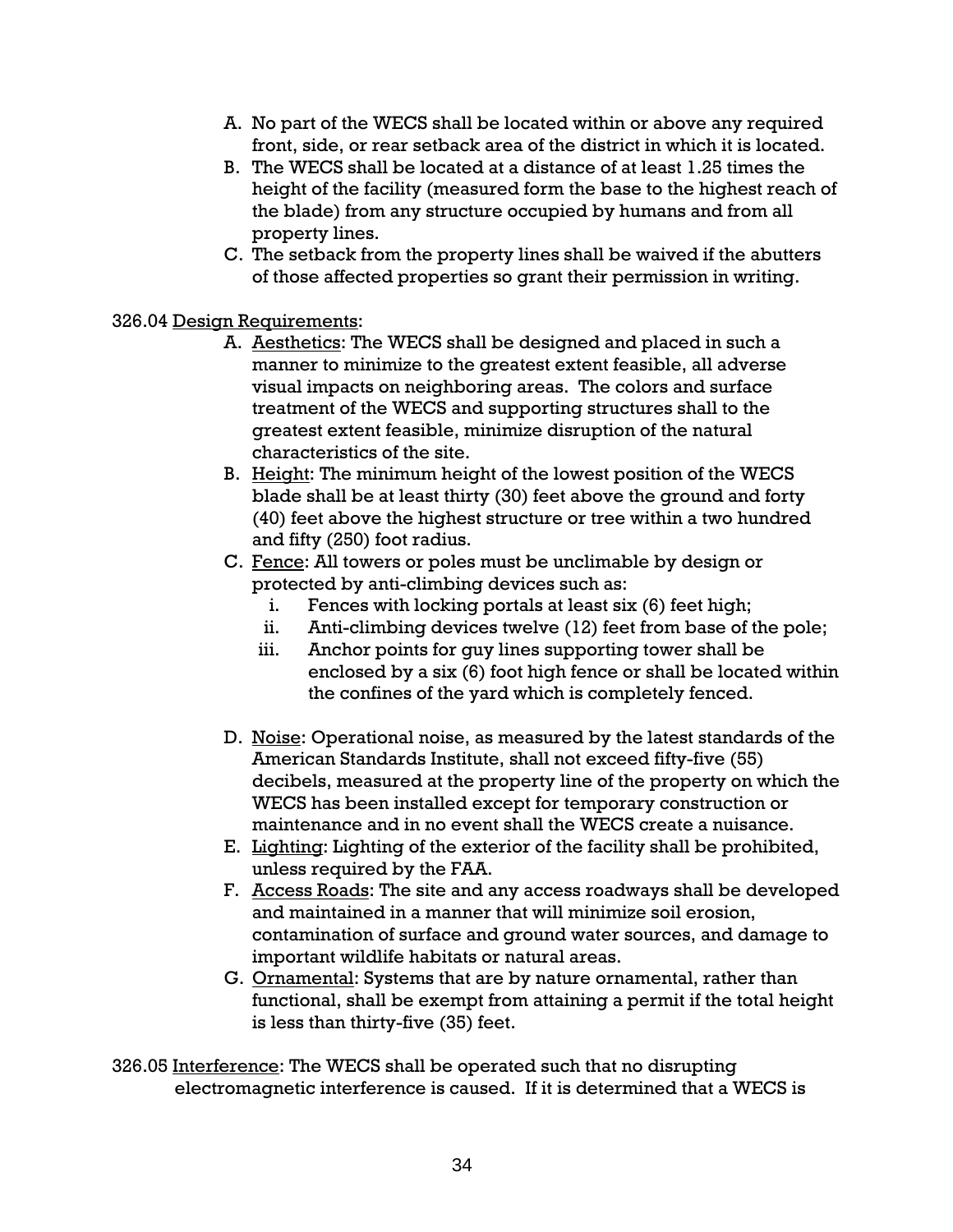A. No part of the WECS shall be located within or above any required front, side, or rear setback area of the district in which it is located.
B. The WECS shall be located at a distance of at least 1.25 times the height of the facility (measured form the base to the highest reach of the blade) from any structure occupied by humans and from all property lines.
C. The setback from the property lines shall be waived if the abutters of those affected properties so grant their permission in writing.

326.04 <u>Design Requirements</u>:

A. <u>Aesthetics</u>: The WECS shall be designed and placed in such a manner to minimize to the greatest extent feasible, all adverse visual impacts on neighboring areas. The colors and surface treatment of the WECS and supporting structures shall to the greatest extent feasible, minimize disruption of the natural characteristics of the site.
B. <u>Height</u>: The minimum height of the lowest position of the WECS blade shall be at least thirty (30) feet above the ground and forty (40) feet above the highest structure or tree within a two hundred and fifty (250) foot radius.
C. <u>Fence</u>: All towers or poles must be unclimable by design or protected by anti-climbing devices such as:
   i. Fences with locking portals at least six (6) feet high;
   ii. Anti-climbing devices twelve (12) feet from base of the pole;
   iii. Anchor points for guy lines supporting tower shall be enclosed by a six (6) foot high fence or shall be located within the confines of the yard which is completely fenced.

D. <u>Noise</u>: Operational noise, as measured by the latest standards of the American Standards Institute, shall not exceed fifty-five (55) decibels, measured at the property line of the property on which the WECS has been installed except for temporary construction or maintenance and in no event shall the WECS create a nuisance.
E. <u>Lighting</u>: Lighting of the exterior of the facility shall be prohibited, unless required by the FAA.
F. <u>Access Roads</u>: The site and any access roadways shall be developed and maintained in a manner that will minimize soil erosion, contamination of surface and ground water sources, and damage to important wildlife habitats or natural areas.
G. <u>Ornamental</u>: Systems that are by nature ornamental, rather than functional, shall be exempt from attaining a permit if the total height is less than thirty-five (35) feet.

326.05 <u>Interference</u>: The WECS shall be operated such that no disrupting electromagnetic interference is caused. If it is determined that a WECS is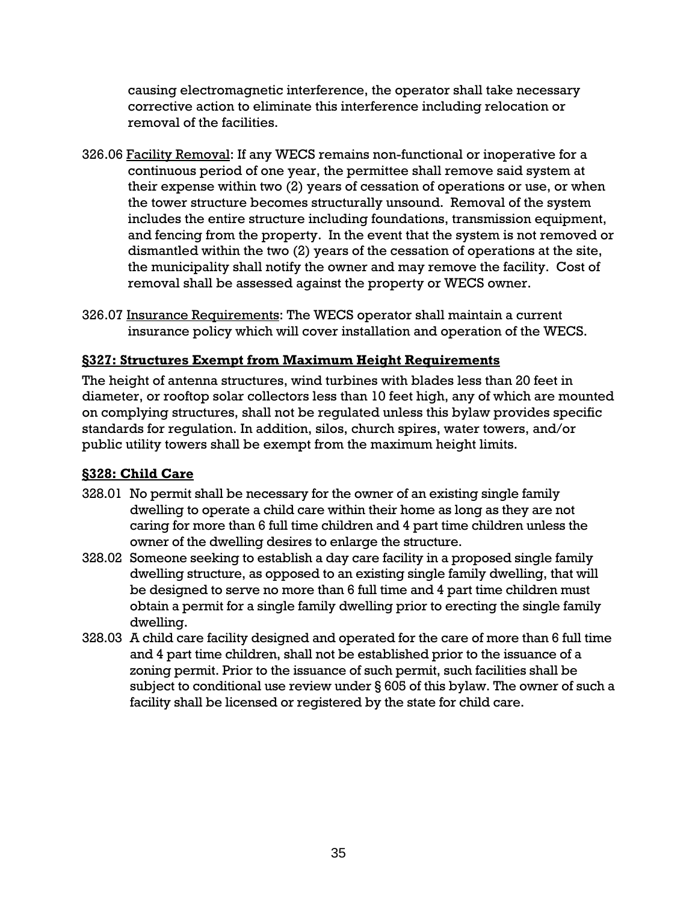causing electromagnetic interference, the operator shall take necessary corrective action to eliminate this interference including relocation or removal of the facilities.

326.06 Facility Removal: If any WECS remains non-functional or inoperative for a continuous period of one year, the permittee shall remove said system at their expense within two (2) years of cessation of operations or use, or when the tower structure becomes structurally unsound. Removal of the system includes the entire structure including foundations, transmission equipment, and fencing from the property. In the event that the system is not removed or dismantled within the two (2) years of the cessation of operations at the site, the municipality shall notify the owner and may remove the facility. Cost of removal shall be assessed against the property or WECS owner.

326.07 Insurance Requirements: The WECS operator shall maintain a current insurance policy which will cover installation and operation of the WECS.

## §327: Structures Exempt from Maximum Height Requirements

The height of antenna structures, wind turbines with blades less than 20 feet in diameter, or rooftop solar collectors less than 10 feet high, any of which are mounted on complying structures, shall not be regulated unless this bylaw provides specific standards for regulation. In addition, silos, church spires, water towers, and/or public utility towers shall be exempt from the maximum height limits.

## §328: Child Care

328.01 No permit shall be necessary for the owner of an existing single family dwelling to operate a child care within their home as long as they are not caring for more than 6 full time children and 4 part time children unless the owner of the dwelling desires to enlarge the structure.

328.02 Someone seeking to establish a day care facility in a proposed single family dwelling structure, as opposed to an existing single family dwelling, that will be designed to serve no more than 6 full time and 4 part time children must obtain a permit for a single family dwelling prior to erecting the single family dwelling.

328.03 A child care facility designed and operated for the care of more than 6 full time and 4 part time children, shall not be established prior to the issuance of a zoning permit. Prior to the issuance of such permit, such facilities shall be subject to conditional use review under § 605 of this bylaw. The owner of such a facility shall be licensed or registered by the state for child care.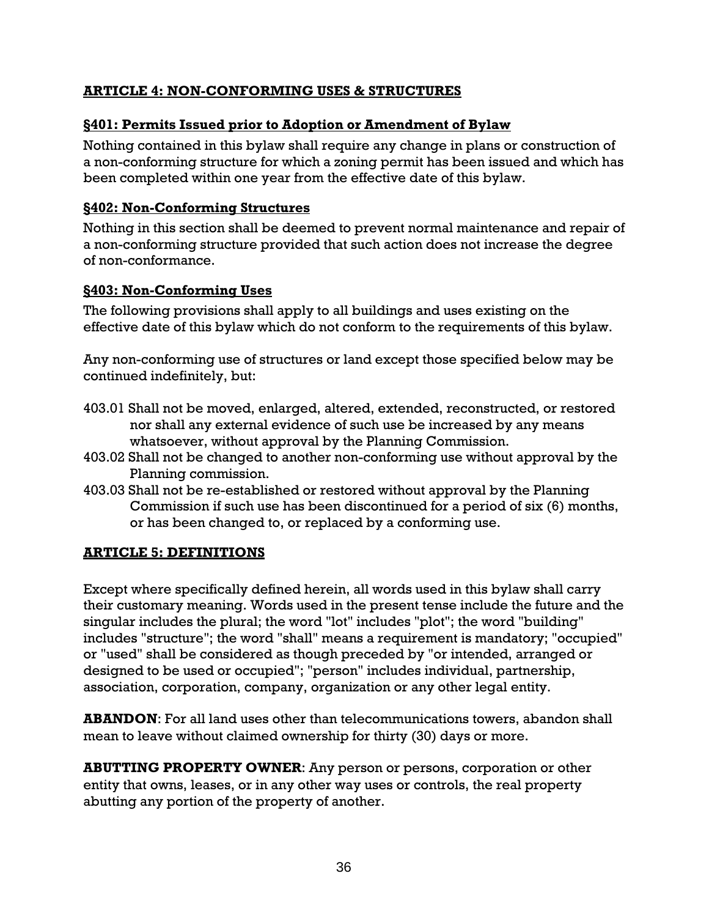## ARTICLE 4: NON-CONFORMING USES & STRUCTURES

### §401: Permits Issued prior to Adoption or Amendment of Bylaw

Nothing contained in this bylaw shall require any change in plans or construction of a non-conforming structure for which a zoning permit has been issued and which has been completed within one year from the effective date of this bylaw.

### §402: Non-Conforming Structures

Nothing in this section shall be deemed to prevent normal maintenance and repair of a non-conforming structure provided that such action does not increase the degree of non-conformance.

### §403: Non-Conforming Uses

The following provisions shall apply to all buildings and uses existing on the effective date of this bylaw which do not conform to the requirements of this bylaw.

Any non-conforming use of structures or land except those specified below may be continued indefinitely, but:

403.01 Shall not be moved, enlarged, altered, extended, reconstructed, or restored nor shall any external evidence of such use be increased by any means whatsoever, without approval by the Planning Commission.

403.02 Shall not be changed to another non-conforming use without approval by the Planning commission.

403.03 Shall not be re-established or restored without approval by the Planning Commission if such use has been discontinued for a period of six (6) months, or has been changed to, or replaced by a conforming use.

## ARTICLE 5: DEFINITIONS

Except where specifically defined herein, all words used in this bylaw shall carry their customary meaning. Words used in the present tense include the future and the singular includes the plural; the word "lot" includes "plot"; the word "building" includes "structure"; the word "shall" means a requirement is mandatory; "occupied" or "used" shall be considered as though preceded by "or intended, arranged or designed to be used or occupied"; "person" includes individual, partnership, association, corporation, company, organization or any other legal entity.

**ABANDON**: For all land uses other than telecommunications towers, abandon shall mean to leave without claimed ownership for thirty (30) days or more.

**ABUTTING PROPERTY OWNER**: Any person or persons, corporation or other entity that owns, leases, or in any other way uses or controls, the real property abutting any portion of the property of another.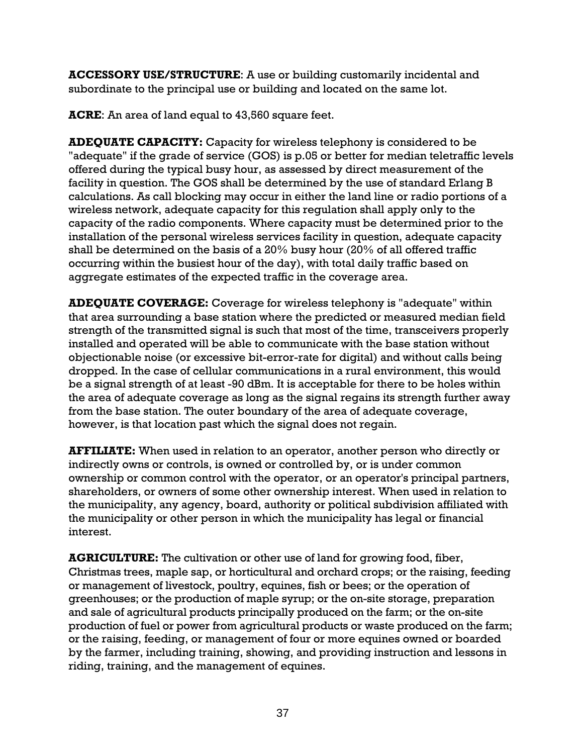**ACCESSORY USE/STRUCTURE**: A use or building customarily incidental and subordinate to the principal use or building and located on the same lot.

**ACRE**: An area of land equal to 43,560 square feet.

**ADEQUATE CAPACITY:** Capacity for wireless telephony is considered to be "adequate" if the grade of service (GOS) is p.05 or better for median teletraffic levels offered during the typical busy hour, as assessed by direct measurement of the facility in question. The GOS shall be determined by the use of standard Erlang B calculations. As call blocking may occur in either the land line or radio portions of a wireless network, adequate capacity for this regulation shall apply only to the capacity of the radio components. Where capacity must be determined prior to the installation of the personal wireless services facility in question, adequate capacity shall be determined on the basis of a 20% busy hour (20% of all offered traffic occurring within the busiest hour of the day), with total daily traffic based on aggregate estimates of the expected traffic in the coverage area.

**ADEQUATE COVERAGE:** Coverage for wireless telephony is "adequate" within that area surrounding a base station where the predicted or measured median field strength of the transmitted signal is such that most of the time, transceivers properly installed and operated will be able to communicate with the base station without objectionable noise (or excessive bit-error-rate for digital) and without calls being dropped. In the case of cellular communications in a rural environment, this would be a signal strength of at least -90 dBm. It is acceptable for there to be holes within the area of adequate coverage as long as the signal regains its strength further away from the base station. The outer boundary of the area of adequate coverage, however, is that location past which the signal does not regain.

**AFFILIATE:** When used in relation to an operator, another person who directly or indirectly owns or controls, is owned or controlled by, or is under common ownership or common control with the operator, or an operator's principal partners, shareholders, or owners of some other ownership interest. When used in relation to the municipality, any agency, board, authority or political subdivision affiliated with the municipality or other person in which the municipality has legal or financial interest.

**AGRICULTURE:** The cultivation or other use of land for growing food, fiber, Christmas trees, maple sap, or horticultural and orchard crops; or the raising, feeding or management of livestock, poultry, equines, fish or bees; or the operation of greenhouses; or the production of maple syrup; or the on-site storage, preparation and sale of agricultural products principally produced on the farm; or the on-site production of fuel or power from agricultural products or waste produced on the farm; or the raising, feeding, or management of four or more equines owned or boarded by the farmer, including training, showing, and providing instruction and lessons in riding, training, and the management of equines.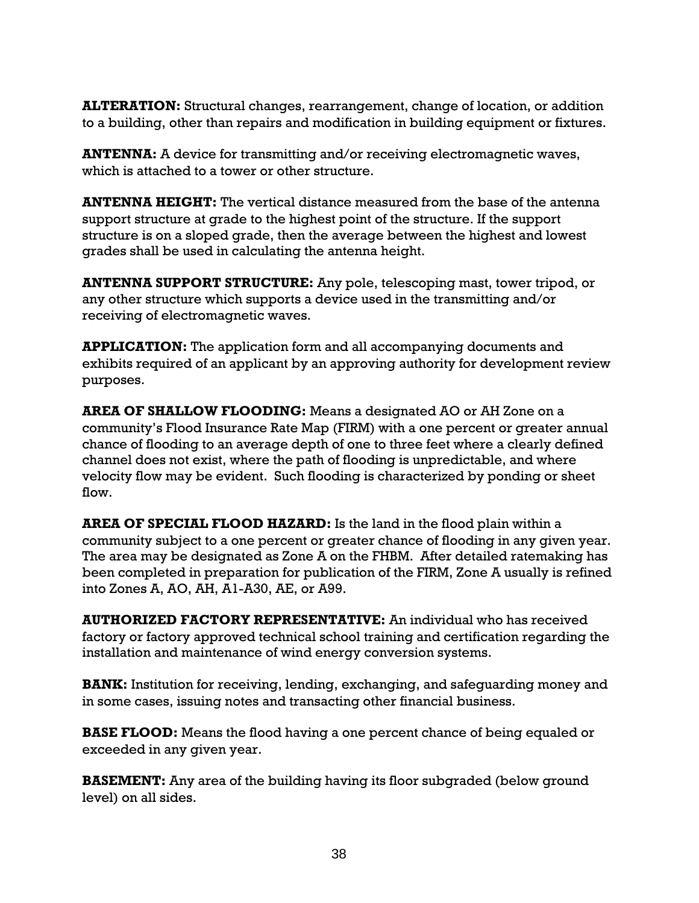**ALTERATION:** Structural changes, rearrangement, change of location, or addition to a building, other than repairs and modification in building equipment or fixtures.

**ANTENNA:** A device for transmitting and/or receiving electromagnetic waves, which is attached to a tower or other structure.

**ANTENNA HEIGHT:** The vertical distance measured from the base of the antenna support structure at grade to the highest point of the structure. If the support structure is on a sloped grade, then the average between the highest and lowest grades shall be used in calculating the antenna height.

**ANTENNA SUPPORT STRUCTURE:** Any pole, telescoping mast, tower tripod, or any other structure which supports a device used in the transmitting and/or receiving of electromagnetic waves.

**APPLICATION:** The application form and all accompanying documents and exhibits required of an applicant by an approving authority for development review purposes.

**AREA OF SHALLOW FLOODING:** Means a designated AO or AH Zone on a community's Flood Insurance Rate Map (FIRM) with a one percent or greater annual chance of flooding to an average depth of one to three feet where a clearly defined channel does not exist, where the path of flooding is unpredictable, and where velocity flow may be evident. Such flooding is characterized by ponding or sheet flow.

**AREA OF SPECIAL FLOOD HAZARD:** Is the land in the flood plain within a community subject to a one percent or greater chance of flooding in any given year. The area may be designated as Zone A on the FHBM. After detailed ratemaking has been completed in preparation for publication of the FIRM, Zone A usually is refined into Zones A, AO, AH, A1-A30, AE, or A99.

**AUTHORIZED FACTORY REPRESENTATIVE:** An individual who has received factory or factory approved technical school training and certification regarding the installation and maintenance of wind energy conversion systems.

**BANK:** Institution for receiving, lending, exchanging, and safeguarding money and in some cases, issuing notes and transacting other financial business.

**BASE FLOOD:** Means the flood having a one percent chance of being equaled or exceeded in any given year.

**BASEMENT:** Any area of the building having its floor subgraded (below ground level) on all sides.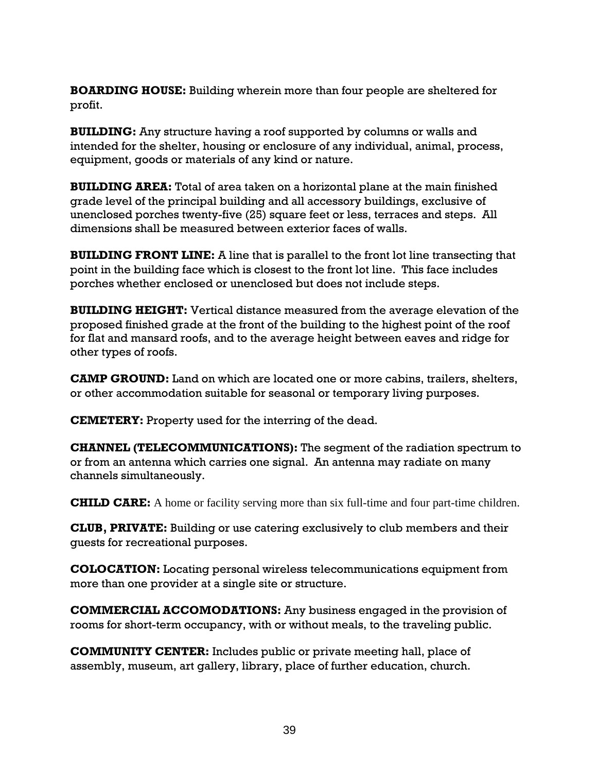**BOARDING HOUSE:** Building wherein more than four people are sheltered for profit.

**BUILDING:** Any structure having a roof supported by columns or walls and intended for the shelter, housing or enclosure of any individual, animal, process, equipment, goods or materials of any kind or nature.

**BUILDING AREA:** Total of area taken on a horizontal plane at the main finished grade level of the principal building and all accessory buildings, exclusive of unenclosed porches twenty-five (25) square feet or less, terraces and steps. All dimensions shall be measured between exterior faces of walls.

**BUILDING FRONT LINE:** A line that is parallel to the front lot line transecting that point in the building face which is closest to the front lot line. This face includes porches whether enclosed or unenclosed but does not include steps.

**BUILDING HEIGHT:** Vertical distance measured from the average elevation of the proposed finished grade at the front of the building to the highest point of the roof for flat and mansard roofs, and to the average height between eaves and ridge for other types of roofs.

**CAMP GROUND:** Land on which are located one or more cabins, trailers, shelters, or other accommodation suitable for seasonal or temporary living purposes.

**CEMETERY:** Property used for the interring of the dead.

**CHANNEL (TELECOMMUNICATIONS):** The segment of the radiation spectrum to or from an antenna which carries one signal. An antenna may radiate on many channels simultaneously.

**CHILD CARE:** A home or facility serving more than six full-time and four part-time children.

**CLUB, PRIVATE:** Building or use catering exclusively to club members and their guests for recreational purposes.

**COLOCATION:** Locating personal wireless telecommunications equipment from more than one provider at a single site or structure.

**COMMERCIAL ACCOMODATIONS:** Any business engaged in the provision of rooms for short-term occupancy, with or without meals, to the traveling public.

**COMMUNITY CENTER:** Includes public or private meeting hall, place of assembly, museum, art gallery, library, place of further education, church.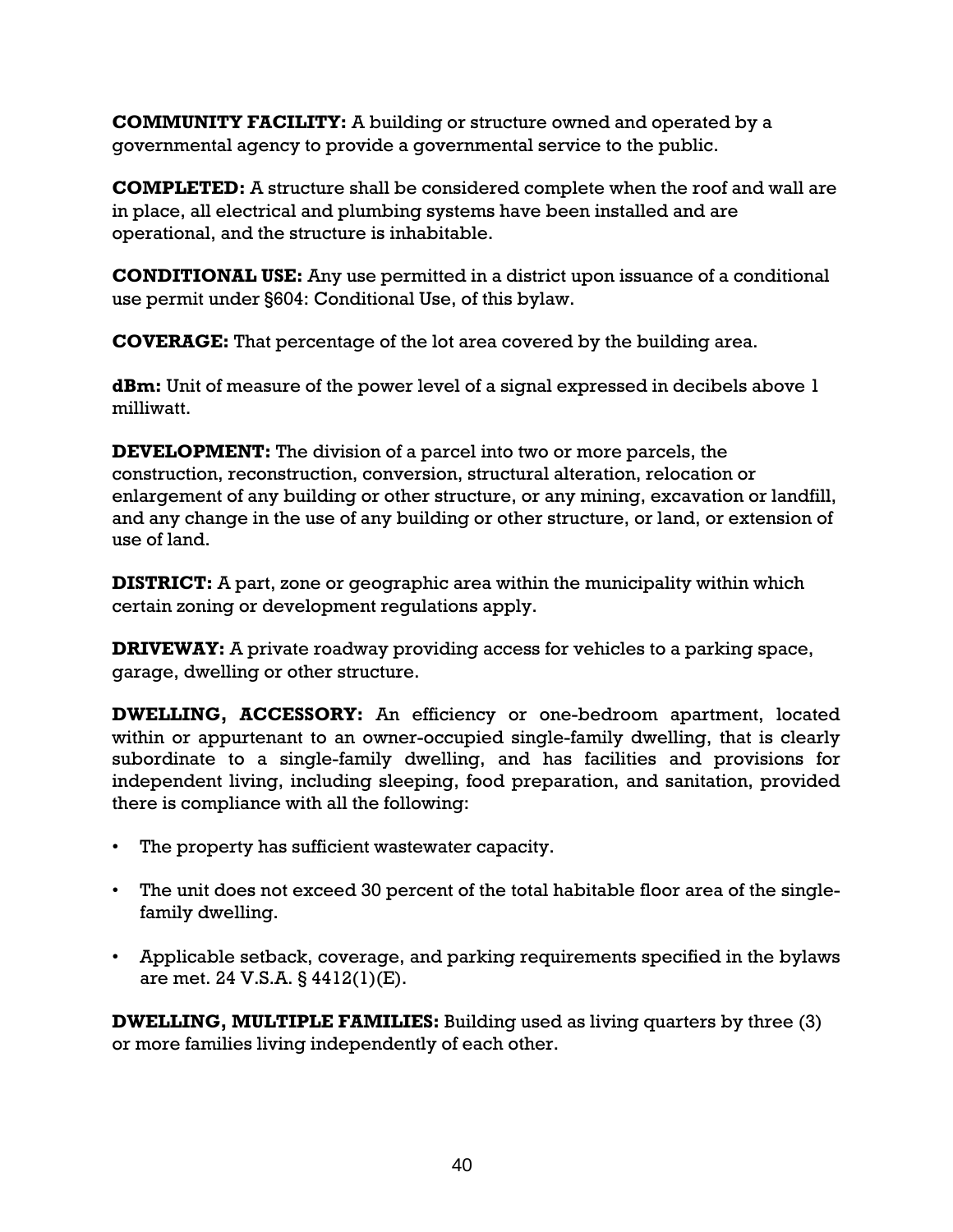**COMMUNITY FACILITY:** A building or structure owned and operated by a governmental agency to provide a governmental service to the public.

**COMPLETED:** A structure shall be considered complete when the roof and wall are in place, all electrical and plumbing systems have been installed and are operational, and the structure is inhabitable.

**CONDITIONAL USE:** Any use permitted in a district upon issuance of a conditional use permit under §604: Conditional Use, of this bylaw.

**COVERAGE:** That percentage of the lot area covered by the building area.

**dBm:** Unit of measure of the power level of a signal expressed in decibels above 1 milliwatt.

**DEVELOPMENT:** The division of a parcel into two or more parcels, the construction, reconstruction, conversion, structural alteration, relocation or enlargement of any building or other structure, or any mining, excavation or landfill, and any change in the use of any building or other structure, or land, or extension of use of land.

**DISTRICT:** A part, zone or geographic area within the municipality within which certain zoning or development regulations apply.

**DRIVEWAY:** A private roadway providing access for vehicles to a parking space, garage, dwelling or other structure.

**DWELLING, ACCESSORY:** An efficiency or one-bedroom apartment, located within or appurtenant to an owner-occupied single-family dwelling, that is clearly subordinate to a single-family dwelling, and has facilities and provisions for independent living, including sleeping, food preparation, and sanitation, provided there is compliance with all the following:

- The property has sufficient wastewater capacity.
- The unit does not exceed 30 percent of the total habitable floor area of the single-family dwelling.
- Applicable setback, coverage, and parking requirements specified in the bylaws are met. 24 V.S.A. § 4412(1)(E).

**DWELLING, MULTIPLE FAMILIES:** Building used as living quarters by three (3) or more families living independently of each other.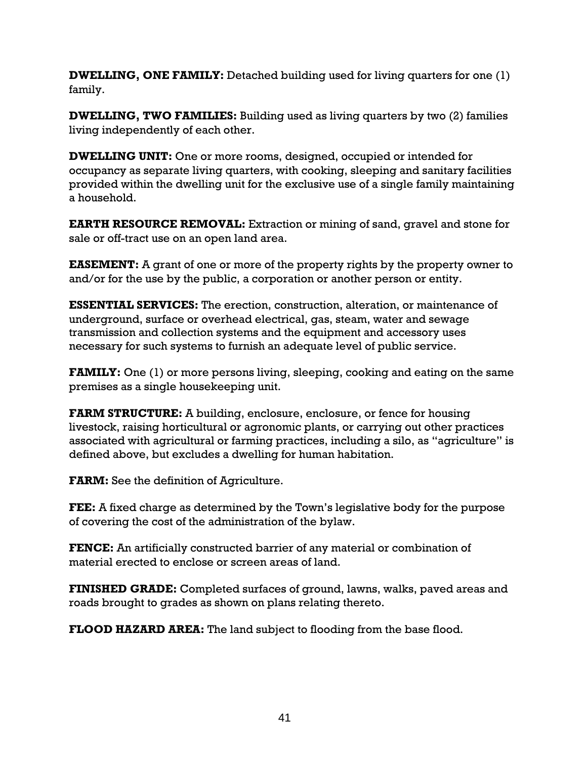**DWELLING, ONE FAMILY:** Detached building used for living quarters for one (1) family.

**DWELLING, TWO FAMILIES:** Building used as living quarters by two (2) families living independently of each other.

**DWELLING UNIT:** One or more rooms, designed, occupied or intended for occupancy as separate living quarters, with cooking, sleeping and sanitary facilities provided within the dwelling unit for the exclusive use of a single family maintaining a household.

**EARTH RESOURCE REMOVAL:** Extraction or mining of sand, gravel and stone for sale or off-tract use on an open land area.

**EASEMENT:** A grant of one or more of the property rights by the property owner to and/or for the use by the public, a corporation or another person or entity.

**ESSENTIAL SERVICES:** The erection, construction, alteration, or maintenance of underground, surface or overhead electrical, gas, steam, water and sewage transmission and collection systems and the equipment and accessory uses necessary for such systems to furnish an adequate level of public service.

**FAMILY:** One (1) or more persons living, sleeping, cooking and eating on the same premises as a single housekeeping unit.

**FARM STRUCTURE:** A building, enclosure, enclosure, or fence for housing livestock, raising horticultural or agronomic plants, or carrying out other practices associated with agricultural or farming practices, including a silo, as "agriculture" is defined above, but excludes a dwelling for human habitation.

**FARM:** See the definition of Agriculture.

**FEE:** A fixed charge as determined by the Town's legislative body for the purpose of covering the cost of the administration of the bylaw.

**FENCE:** An artificially constructed barrier of any material or combination of material erected to enclose or screen areas of land.

**FINISHED GRADE:** Completed surfaces of ground, lawns, walks, paved areas and roads brought to grades as shown on plans relating thereto.

**FLOOD HAZARD AREA:** The land subject to flooding from the base flood.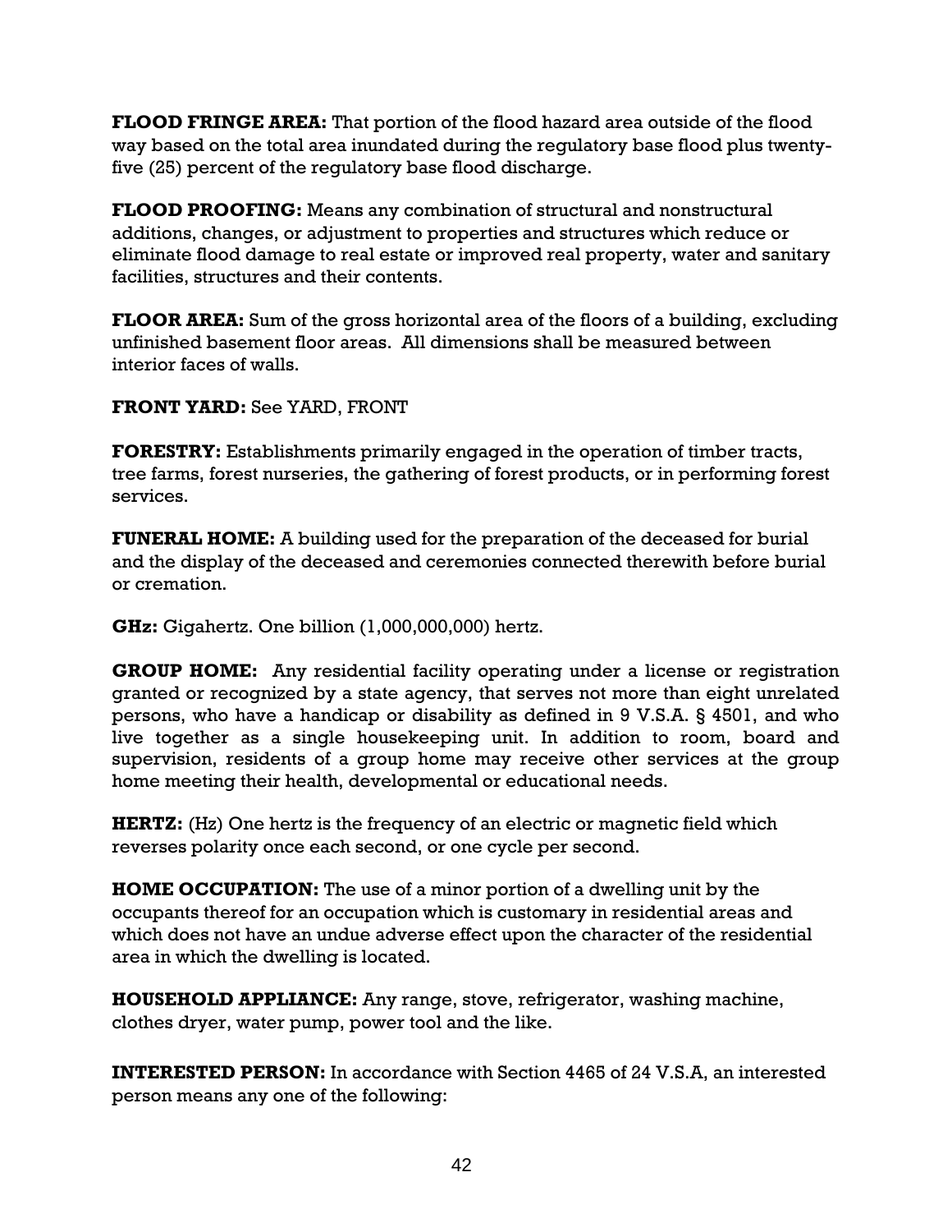**FLOOD FRINGE AREA:** That portion of the flood hazard area outside of the flood way based on the total area inundated during the regulatory base flood plus twenty-five (25) percent of the regulatory base flood discharge.

**FLOOD PROOFING:** Means any combination of structural and nonstructural additions, changes, or adjustment to properties and structures which reduce or eliminate flood damage to real estate or improved real property, water and sanitary facilities, structures and their contents.

**FLOOR AREA:** Sum of the gross horizontal area of the floors of a building, excluding unfinished basement floor areas. All dimensions shall be measured between interior faces of walls.

**FRONT YARD:** See YARD, FRONT

**FORESTRY:** Establishments primarily engaged in the operation of timber tracts, tree farms, forest nurseries, the gathering of forest products, or in performing forest services.

**FUNERAL HOME:** A building used for the preparation of the deceased for burial and the display of the deceased and ceremonies connected therewith before burial or cremation.

**GHz:** Gigahertz. One billion (1,000,000,000) hertz.

**GROUP HOME:** Any residential facility operating under a license or registration granted or recognized by a state agency, that serves not more than eight unrelated persons, who have a handicap or disability as defined in 9 V.S.A. § 4501, and who live together as a single housekeeping unit. In addition to room, board and supervision, residents of a group home may receive other services at the group home meeting their health, developmental or educational needs.

**HERTZ:** (Hz) One hertz is the frequency of an electric or magnetic field which reverses polarity once each second, or one cycle per second.

**HOME OCCUPATION:** The use of a minor portion of a dwelling unit by the occupants thereof for an occupation which is customary in residential areas and which does not have an undue adverse effect upon the character of the residential area in which the dwelling is located.

**HOUSEHOLD APPLIANCE:** Any range, stove, refrigerator, washing machine, clothes dryer, water pump, power tool and the like.

**INTERESTED PERSON:** In accordance with Section 4465 of 24 V.S.A, an interested person means any one of the following: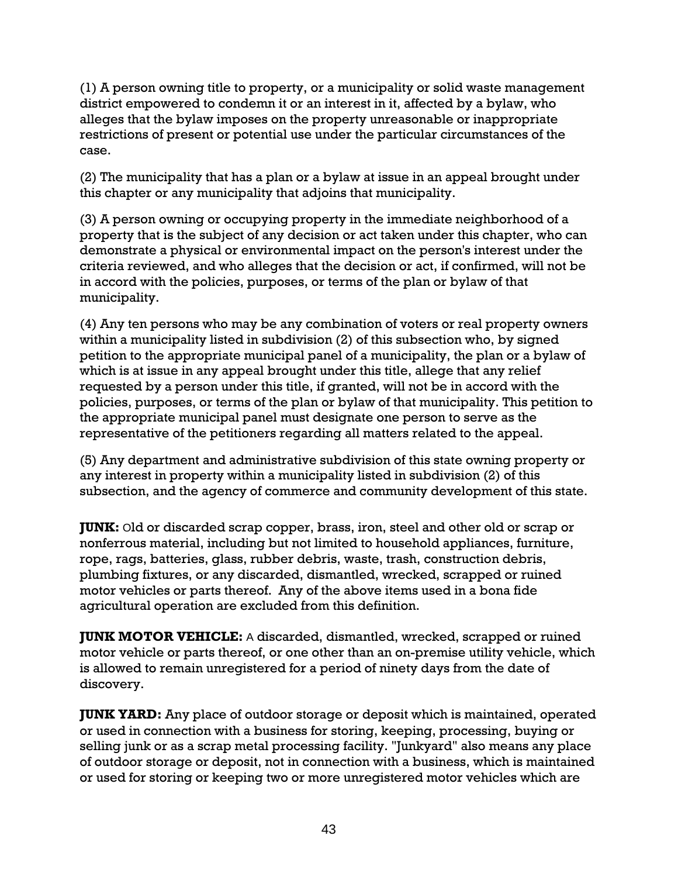(1) A person owning title to property, or a municipality or solid waste management district empowered to condemn it or an interest in it, affected by a bylaw, who alleges that the bylaw imposes on the property unreasonable or inappropriate restrictions of present or potential use under the particular circumstances of the case.

(2) The municipality that has a plan or a bylaw at issue in an appeal brought under this chapter or any municipality that adjoins that municipality.

(3) A person owning or occupying property in the immediate neighborhood of a property that is the subject of any decision or act taken under this chapter, who can demonstrate a physical or environmental impact on the person's interest under the criteria reviewed, and who alleges that the decision or act, if confirmed, will not be in accord with the policies, purposes, or terms of the plan or bylaw of that municipality.

(4) Any ten persons who may be any combination of voters or real property owners within a municipality listed in subdivision (2) of this subsection who, by signed petition to the appropriate municipal panel of a municipality, the plan or a bylaw of which is at issue in any appeal brought under this title, allege that any relief requested by a person under this title, if granted, will not be in accord with the policies, purposes, or terms of the plan or bylaw of that municipality. This petition to the appropriate municipal panel must designate one person to serve as the representative of the petitioners regarding all matters related to the appeal.

(5) Any department and administrative subdivision of this state owning property or any interest in property within a municipality listed in subdivision (2) of this subsection, and the agency of commerce and community development of this state.

**JUNK:** Old or discarded scrap copper, brass, iron, steel and other old or scrap or nonferrous material, including but not limited to household appliances, furniture, rope, rags, batteries, glass, rubber debris, waste, trash, construction debris, plumbing fixtures, or any discarded, dismantled, wrecked, scrapped or ruined motor vehicles or parts thereof. Any of the above items used in a bona fide agricultural operation are excluded from this definition.

**JUNK MOTOR VEHICLE:** A discarded, dismantled, wrecked, scrapped or ruined motor vehicle or parts thereof, or one other than an on-premise utility vehicle, which is allowed to remain unregistered for a period of ninety days from the date of discovery.

**JUNK YARD:** Any place of outdoor storage or deposit which is maintained, operated or used in connection with a business for storing, keeping, processing, buying or selling junk or as a scrap metal processing facility. "Junkyard" also means any place of outdoor storage or deposit, not in connection with a business, which is maintained or used for storing or keeping two or more unregistered motor vehicles which are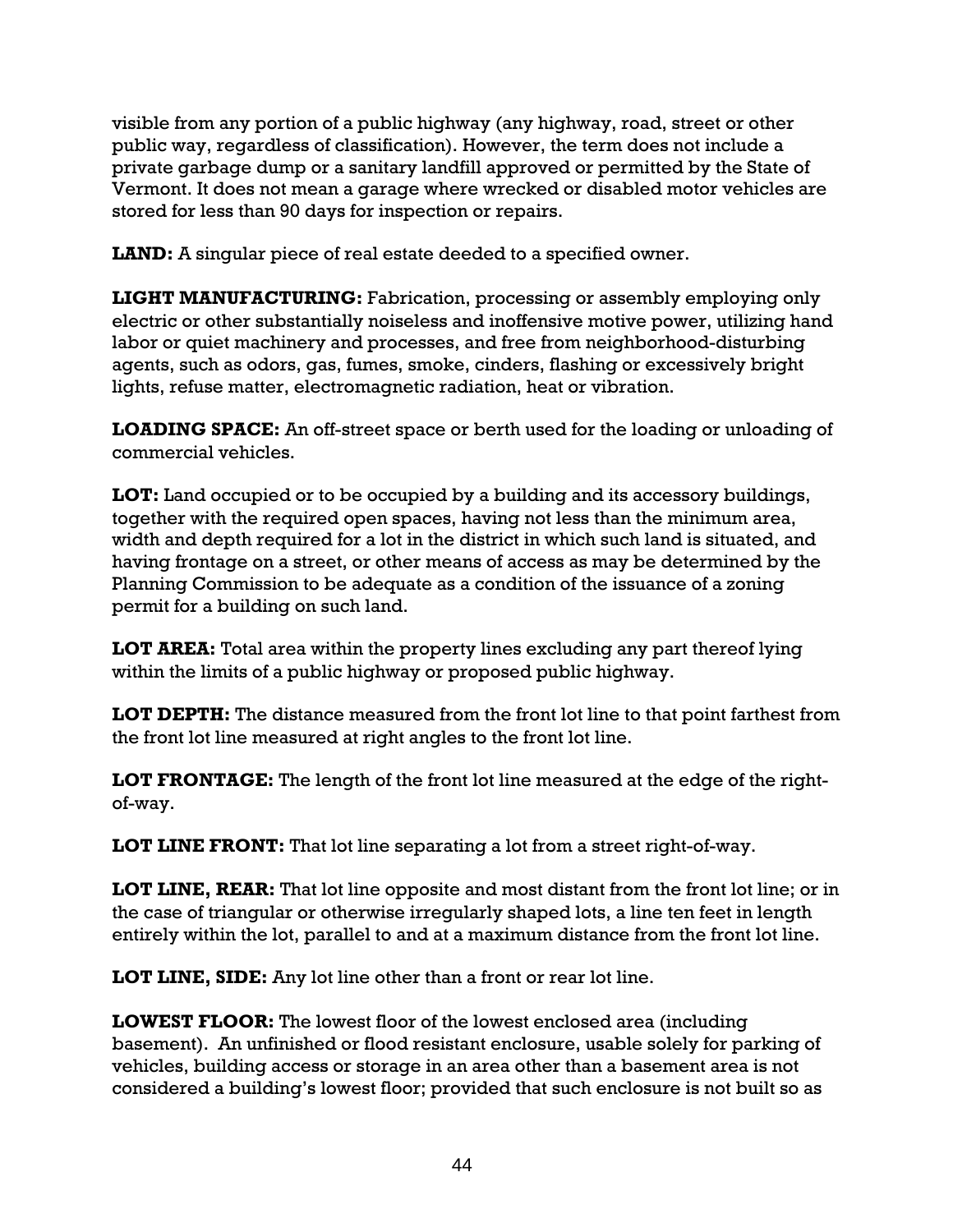visible from any portion of a public highway (any highway, road, street or other public way, regardless of classification). However, the term does not include a private garbage dump or a sanitary landfill approved or permitted by the State of Vermont. It does not mean a garage where wrecked or disabled motor vehicles are stored for less than 90 days for inspection or repairs.

**LAND:** A singular piece of real estate deeded to a specified owner.

**LIGHT MANUFACTURING:** Fabrication, processing or assembly employing only electric or other substantially noiseless and inoffensive motive power, utilizing hand labor or quiet machinery and processes, and free from neighborhood-disturbing agents, such as odors, gas, fumes, smoke, cinders, flashing or excessively bright lights, refuse matter, electromagnetic radiation, heat or vibration.

**LOADING SPACE:** An off-street space or berth used for the loading or unloading of commercial vehicles.

**LOT:** Land occupied or to be occupied by a building and its accessory buildings, together with the required open spaces, having not less than the minimum area, width and depth required for a lot in the district in which such land is situated, and having frontage on a street, or other means of access as may be determined by the Planning Commission to be adequate as a condition of the issuance of a zoning permit for a building on such land.

**LOT AREA:** Total area within the property lines excluding any part thereof lying within the limits of a public highway or proposed public highway.

**LOT DEPTH:** The distance measured from the front lot line to that point farthest from the front lot line measured at right angles to the front lot line.

**LOT FRONTAGE:** The length of the front lot line measured at the edge of the right-of-way.

**LOT LINE FRONT:** That lot line separating a lot from a street right-of-way.

**LOT LINE, REAR:** That lot line opposite and most distant from the front lot line; or in the case of triangular or otherwise irregularly shaped lots, a line ten feet in length entirely within the lot, parallel to and at a maximum distance from the front lot line.

**LOT LINE, SIDE:** Any lot line other than a front or rear lot line.

**LOWEST FLOOR:** The lowest floor of the lowest enclosed area (including basement). An unfinished or flood resistant enclosure, usable solely for parking of vehicles, building access or storage in an area other than a basement area is not considered a building's lowest floor; provided that such enclosure is not built so as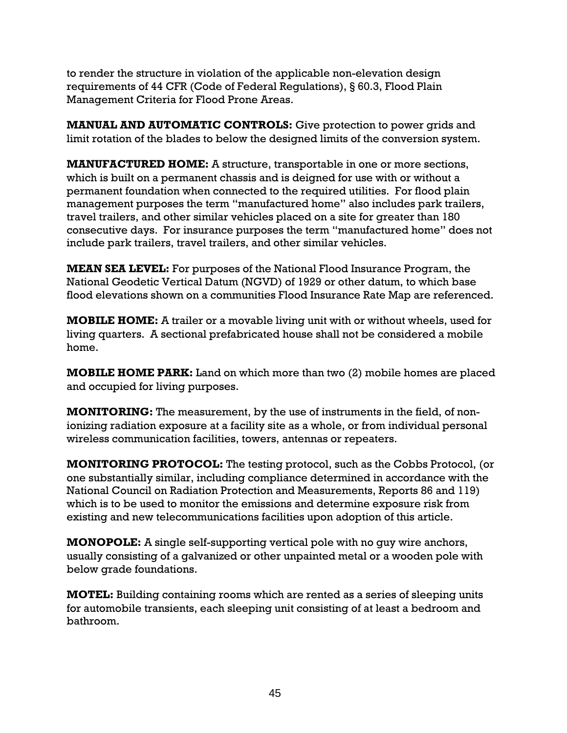to render the structure in violation of the applicable non-elevation design requirements of 44 CFR (Code of Federal Regulations), § 60.3, Flood Plain Management Criteria for Flood Prone Areas.

**MANUAL AND AUTOMATIC CONTROLS:** Give protection to power grids and limit rotation of the blades to below the designed limits of the conversion system.

**MANUFACTURED HOME:** A structure, transportable in one or more sections, which is built on a permanent chassis and is deigned for use with or without a permanent foundation when connected to the required utilities. For flood plain management purposes the term "manufactured home" also includes park trailers, travel trailers, and other similar vehicles placed on a site for greater than 180 consecutive days. For insurance purposes the term "manufactured home" does not include park trailers, travel trailers, and other similar vehicles.

**MEAN SEA LEVEL:** For purposes of the National Flood Insurance Program, the National Geodetic Vertical Datum (NGVD) of 1929 or other datum, to which base flood elevations shown on a communities Flood Insurance Rate Map are referenced.

**MOBILE HOME:** A trailer or a movable living unit with or without wheels, used for living quarters. A sectional prefabricated house shall not be considered a mobile home.

**MOBILE HOME PARK:** Land on which more than two (2) mobile homes are placed and occupied for living purposes.

**MONITORING:** The measurement, by the use of instruments in the field, of non-ionizing radiation exposure at a facility site as a whole, or from individual personal wireless communication facilities, towers, antennas or repeaters.

**MONITORING PROTOCOL:** The testing protocol, such as the Cobbs Protocol, (or one substantially similar, including compliance determined in accordance with the National Council on Radiation Protection and Measurements, Reports 86 and 119) which is to be used to monitor the emissions and determine exposure risk from existing and new telecommunications facilities upon adoption of this article.

**MONOPOLE:** A single self-supporting vertical pole with no guy wire anchors, usually consisting of a galvanized or other unpainted metal or a wooden pole with below grade foundations.

**MOTEL:** Building containing rooms which are rented as a series of sleeping units for automobile transients, each sleeping unit consisting of at least a bedroom and bathroom.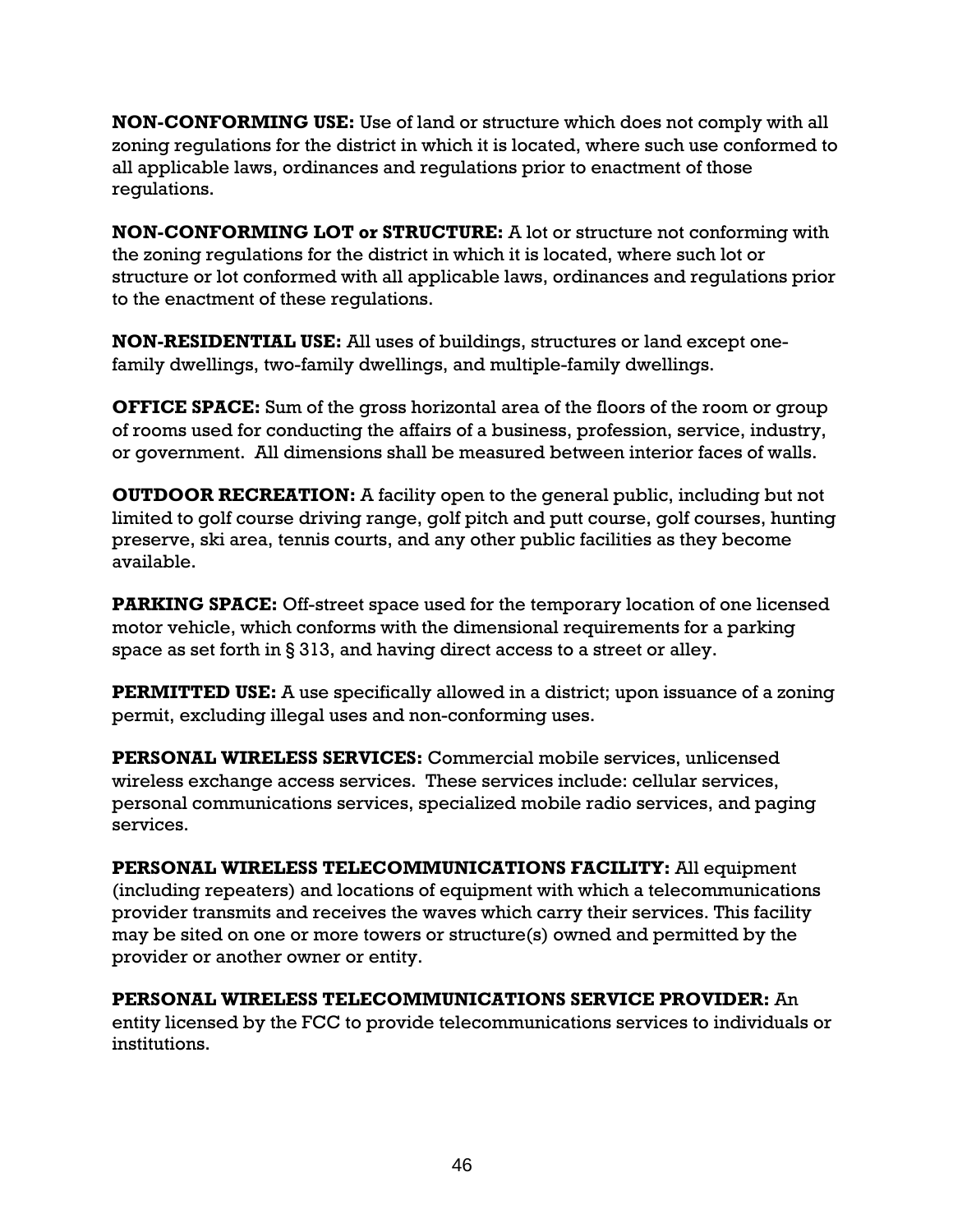**NON-CONFORMING USE:** Use of land or structure which does not comply with all zoning regulations for the district in which it is located, where such use conformed to all applicable laws, ordinances and regulations prior to enactment of those regulations.

**NON-CONFORMING LOT or STRUCTURE:** A lot or structure not conforming with the zoning regulations for the district in which it is located, where such lot or structure or lot conformed with all applicable laws, ordinances and regulations prior to the enactment of these regulations.

**NON-RESIDENTIAL USE:** All uses of buildings, structures or land except one-family dwellings, two-family dwellings, and multiple-family dwellings.

**OFFICE SPACE:** Sum of the gross horizontal area of the floors of the room or group of rooms used for conducting the affairs of a business, profession, service, industry, or government. All dimensions shall be measured between interior faces of walls.

**OUTDOOR RECREATION:** A facility open to the general public, including but not limited to golf course driving range, golf pitch and putt course, golf courses, hunting preserve, ski area, tennis courts, and any other public facilities as they become available.

**PARKING SPACE:** Off-street space used for the temporary location of one licensed motor vehicle, which conforms with the dimensional requirements for a parking space as set forth in § 313, and having direct access to a street or alley.

**PERMITTED USE:** A use specifically allowed in a district; upon issuance of a zoning permit, excluding illegal uses and non-conforming uses.

**PERSONAL WIRELESS SERVICES:** Commercial mobile services, unlicensed wireless exchange access services. These services include: cellular services, personal communications services, specialized mobile radio services, and paging services.

**PERSONAL WIRELESS TELECOMMUNICATIONS FACILITY:** All equipment (including repeaters) and locations of equipment with which a telecommunications provider transmits and receives the waves which carry their services. This facility may be sited on one or more towers or structure(s) owned and permitted by the provider or another owner or entity.

**PERSONAL WIRELESS TELECOMMUNICATIONS SERVICE PROVIDER:** An entity licensed by the FCC to provide telecommunications services to individuals or institutions.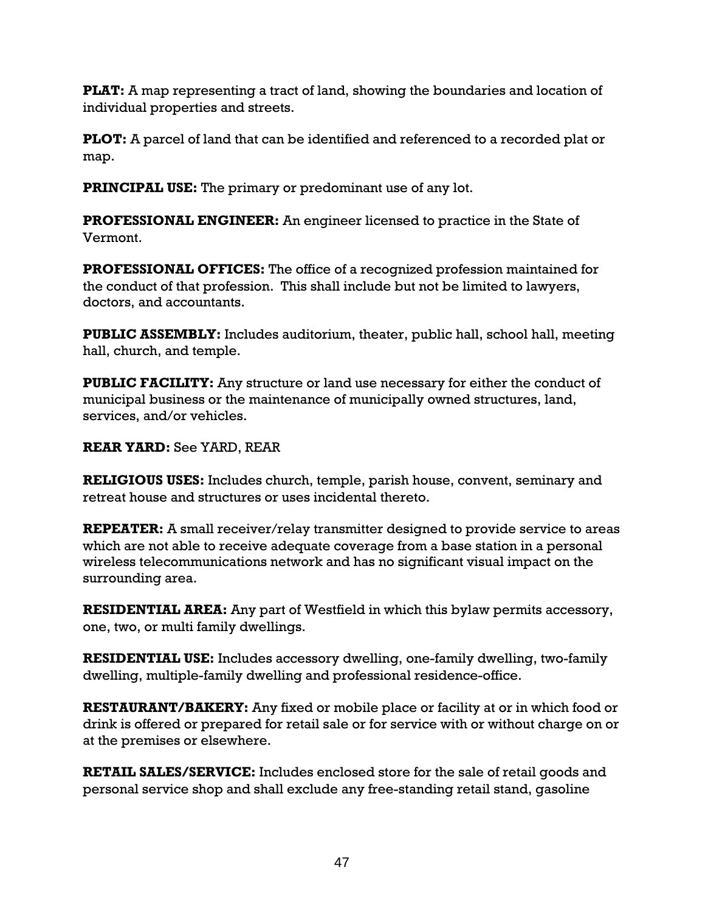**PLAT:** A map representing a tract of land, showing the boundaries and location of individual properties and streets.

**PLOT:** A parcel of land that can be identified and referenced to a recorded plat or map.

**PRINCIPAL USE:** The primary or predominant use of any lot.

**PROFESSIONAL ENGINEER:** An engineer licensed to practice in the State of Vermont.

**PROFESSIONAL OFFICES:** The office of a recognized profession maintained for the conduct of that profession. This shall include but not be limited to lawyers, doctors, and accountants.

**PUBLIC ASSEMBLY:** Includes auditorium, theater, public hall, school hall, meeting hall, church, and temple.

**PUBLIC FACILITY:** Any structure or land use necessary for either the conduct of municipal business or the maintenance of municipally owned structures, land, services, and/or vehicles.

**REAR YARD:** See YARD, REAR

**RELIGIOUS USES:** Includes church, temple, parish house, convent, seminary and retreat house and structures or uses incidental thereto.

**REPEATER:** A small receiver/relay transmitter designed to provide service to areas which are not able to receive adequate coverage from a base station in a personal wireless telecommunications network and has no significant visual impact on the surrounding area.

**RESIDENTIAL AREA:** Any part of Westfield in which this bylaw permits accessory, one, two, or multi family dwellings.

**RESIDENTIAL USE:** Includes accessory dwelling, one-family dwelling, two-family dwelling, multiple-family dwelling and professional residence-office.

**RESTAURANT/BAKERY:** Any fixed or mobile place or facility at or in which food or drink is offered or prepared for retail sale or for service with or without charge on or at the premises or elsewhere.

**RETAIL SALES/SERVICE:** Includes enclosed store for the sale of retail goods and personal service shop and shall exclude any free-standing retail stand, gasoline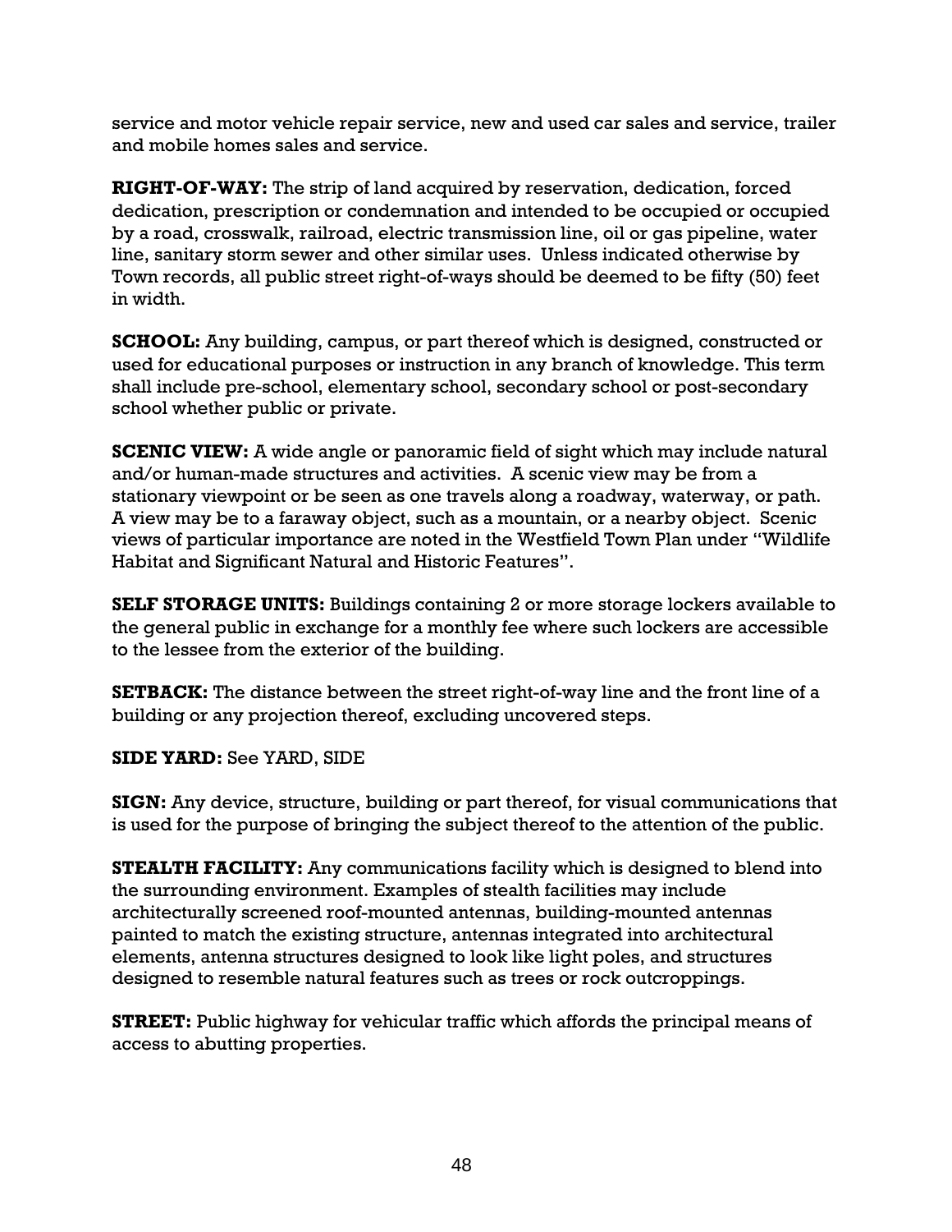service and motor vehicle repair service, new and used car sales and service, trailer and mobile homes sales and service.

**RIGHT-OF-WAY:** The strip of land acquired by reservation, dedication, forced dedication, prescription or condemnation and intended to be occupied or occupied by a road, crosswalk, railroad, electric transmission line, oil or gas pipeline, water line, sanitary storm sewer and other similar uses. Unless indicated otherwise by Town records, all public street right-of-ways should be deemed to be fifty (50) feet in width.

**SCHOOL:** Any building, campus, or part thereof which is designed, constructed or used for educational purposes or instruction in any branch of knowledge. This term shall include pre-school, elementary school, secondary school or post-secondary school whether public or private.

**SCENIC VIEW:** A wide angle or panoramic field of sight which may include natural and/or human-made structures and activities. A scenic view may be from a stationary viewpoint or be seen as one travels along a roadway, waterway, or path. A view may be to a faraway object, such as a mountain, or a nearby object. Scenic views of particular importance are noted in the Westfield Town Plan under "Wildlife Habitat and Significant Natural and Historic Features".

**SELF STORAGE UNITS:** Buildings containing 2 or more storage lockers available to the general public in exchange for a monthly fee where such lockers are accessible to the lessee from the exterior of the building.

**SETBACK:** The distance between the street right-of-way line and the front line of a building or any projection thereof, excluding uncovered steps.

**SIDE YARD:** See YARD, SIDE

**SIGN:** Any device, structure, building or part thereof, for visual communications that is used for the purpose of bringing the subject thereof to the attention of the public.

**STEALTH FACILITY:** Any communications facility which is designed to blend into the surrounding environment. Examples of stealth facilities may include architecturally screened roof-mounted antennas, building-mounted antennas painted to match the existing structure, antennas integrated into architectural elements, antenna structures designed to look like light poles, and structures designed to resemble natural features such as trees or rock outcroppings.

**STREET:** Public highway for vehicular traffic which affords the principal means of access to abutting properties.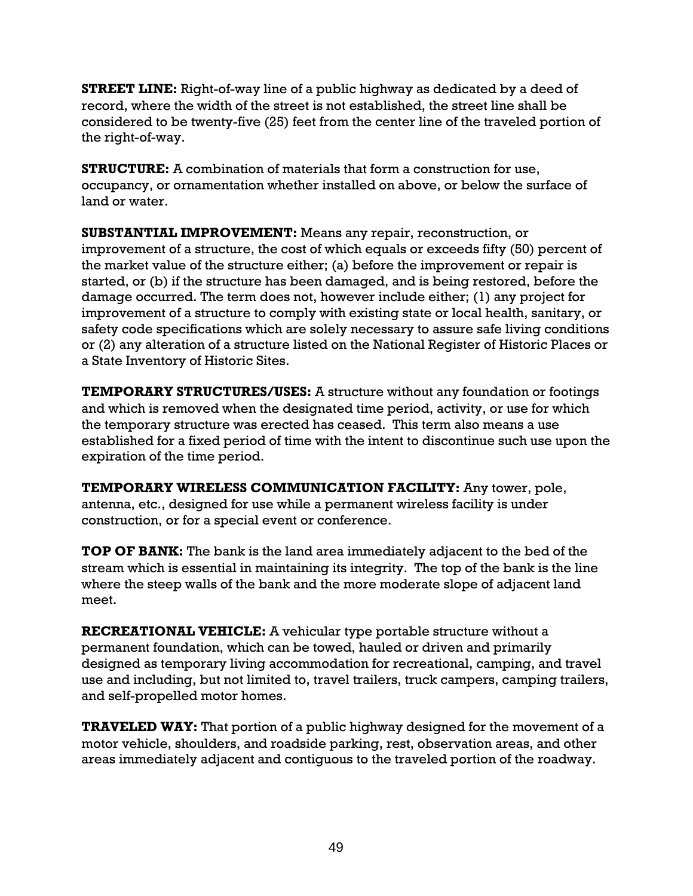**STREET LINE:** Right-of-way line of a public highway as dedicated by a deed of record, where the width of the street is not established, the street line shall be considered to be twenty-five (25) feet from the center line of the traveled portion of the right-of-way.

**STRUCTURE:** A combination of materials that form a construction for use, occupancy, or ornamentation whether installed on above, or below the surface of land or water.

**SUBSTANTIAL IMPROVEMENT:** Means any repair, reconstruction, or improvement of a structure, the cost of which equals or exceeds fifty (50) percent of the market value of the structure either; (a) before the improvement or repair is started, or (b) if the structure has been damaged, and is being restored, before the damage occurred. The term does not, however include either; (1) any project for improvement of a structure to comply with existing state or local health, sanitary, or safety code specifications which are solely necessary to assure safe living conditions or (2) any alteration of a structure listed on the National Register of Historic Places or a State Inventory of Historic Sites.

**TEMPORARY STRUCTURES/USES:** A structure without any foundation or footings and which is removed when the designated time period, activity, or use for which the temporary structure was erected has ceased. This term also means a use established for a fixed period of time with the intent to discontinue such use upon the expiration of the time period.

**TEMPORARY WIRELESS COMMUNICATION FACILITY:** Any tower, pole, antenna, etc., designed for use while a permanent wireless facility is under construction, or for a special event or conference.

**TOP OF BANK:** The bank is the land area immediately adjacent to the bed of the stream which is essential in maintaining its integrity. The top of the bank is the line where the steep walls of the bank and the more moderate slope of adjacent land meet.

**RECREATIONAL VEHICLE:** A vehicular type portable structure without a permanent foundation, which can be towed, hauled or driven and primarily designed as temporary living accommodation for recreational, camping, and travel use and including, but not limited to, travel trailers, truck campers, camping trailers, and self-propelled motor homes.

**TRAVELED WAY:** That portion of a public highway designed for the movement of a motor vehicle, shoulders, and roadside parking, rest, observation areas, and other areas immediately adjacent and contiguous to the traveled portion of the roadway.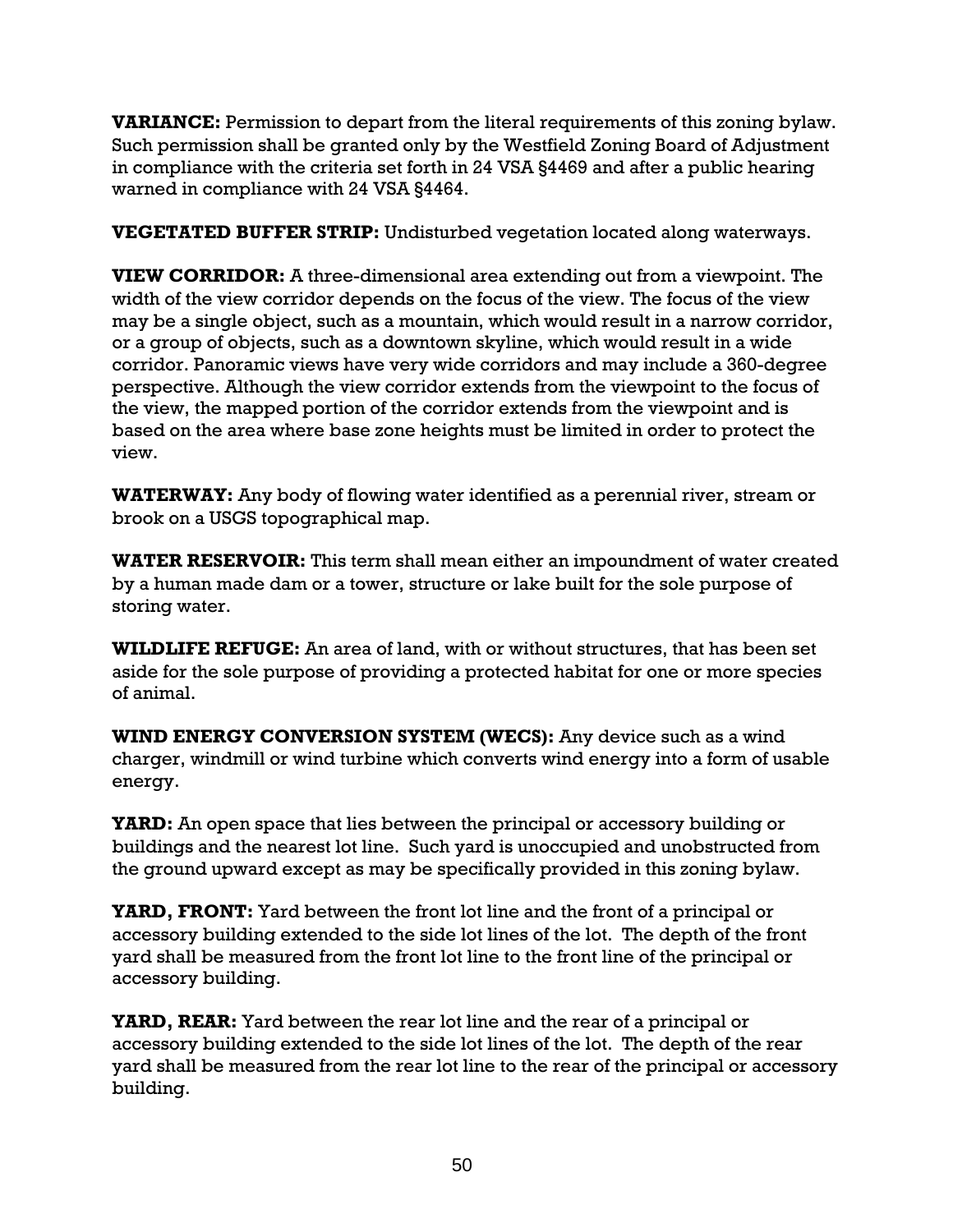**VARIANCE:** Permission to depart from the literal requirements of this zoning bylaw. Such permission shall be granted only by the Westfield Zoning Board of Adjustment in compliance with the criteria set forth in 24 VSA §4469 and after a public hearing warned in compliance with 24 VSA §4464.

**VEGETATED BUFFER STRIP:** Undisturbed vegetation located along waterways.

**VIEW CORRIDOR:** A three-dimensional area extending out from a viewpoint. The width of the view corridor depends on the focus of the view. The focus of the view may be a single object, such as a mountain, which would result in a narrow corridor, or a group of objects, such as a downtown skyline, which would result in a wide corridor. Panoramic views have very wide corridors and may include a 360-degree perspective. Although the view corridor extends from the viewpoint to the focus of the view, the mapped portion of the corridor extends from the viewpoint and is based on the area where base zone heights must be limited in order to protect the view.

**WATERWAY:** Any body of flowing water identified as a perennial river, stream or brook on a USGS topographical map.

**WATER RESERVOIR:** This term shall mean either an impoundment of water created by a human made dam or a tower, structure or lake built for the sole purpose of storing water.

**WILDLIFE REFUGE:** An area of land, with or without structures, that has been set aside for the sole purpose of providing a protected habitat for one or more species of animal.

**WIND ENERGY CONVERSION SYSTEM (WECS):** Any device such as a wind charger, windmill or wind turbine which converts wind energy into a form of usable energy.

**YARD:** An open space that lies between the principal or accessory building or buildings and the nearest lot line. Such yard is unoccupied and unobstructed from the ground upward except as may be specifically provided in this zoning bylaw.

**YARD, FRONT:** Yard between the front lot line and the front of a principal or accessory building extended to the side lot lines of the lot. The depth of the front yard shall be measured from the front lot line to the front line of the principal or accessory building.

**YARD, REAR:** Yard between the rear lot line and the rear of a principal or accessory building extended to the side lot lines of the lot. The depth of the rear yard shall be measured from the rear lot line to the rear of the principal or accessory building.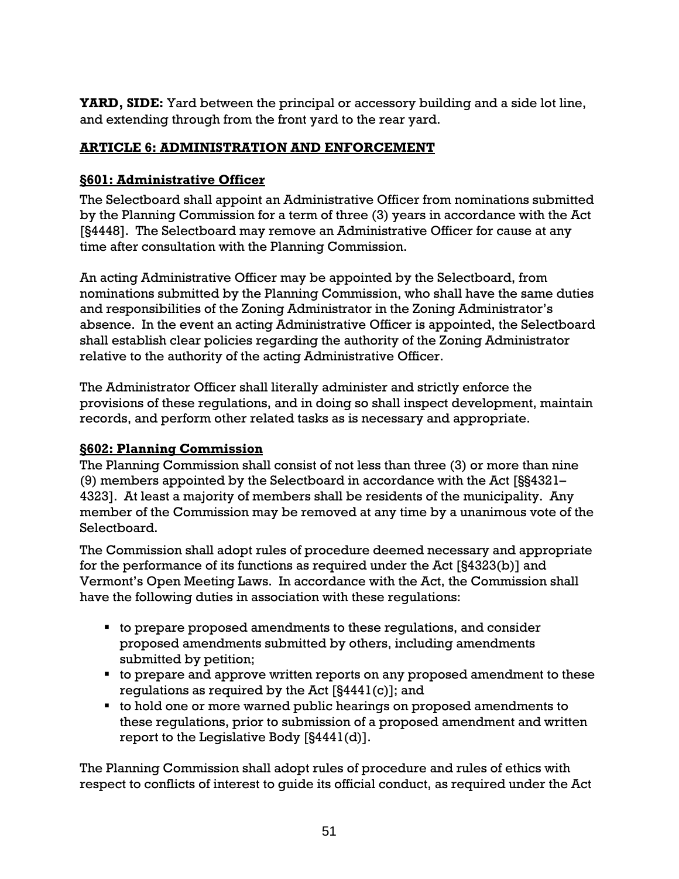**YARD, SIDE:** Yard between the principal or accessory building and a side lot line, and extending through from the front yard to the rear yard.

## ARTICLE 6: ADMINISTRATION AND ENFORCEMENT

### §601: Administrative Officer

The Selectboard shall appoint an Administrative Officer from nominations submitted by the Planning Commission for a term of three (3) years in accordance with the Act [§4448]. The Selectboard may remove an Administrative Officer for cause at any time after consultation with the Planning Commission.

An acting Administrative Officer may be appointed by the Selectboard, from nominations submitted by the Planning Commission, who shall have the same duties and responsibilities of the Zoning Administrator in the Zoning Administrator's absence. In the event an acting Administrative Officer is appointed, the Selectboard shall establish clear policies regarding the authority of the Zoning Administrator relative to the authority of the acting Administrative Officer.

The Administrator Officer shall literally administer and strictly enforce the provisions of these regulations, and in doing so shall inspect development, maintain records, and perform other related tasks as is necessary and appropriate.

### §602: Planning Commission

The Planning Commission shall consist of not less than three (3) or more than nine (9) members appointed by the Selectboard in accordance with the Act [§§4321–4323]. At least a majority of members shall be residents of the municipality. Any member of the Commission may be removed at any time by a unanimous vote of the Selectboard.

The Commission shall adopt rules of procedure deemed necessary and appropriate for the performance of its functions as required under the Act [§4323(b)] and Vermont's Open Meeting Laws. In accordance with the Act, the Commission shall have the following duties in association with these regulations:

- to prepare proposed amendments to these regulations, and consider proposed amendments submitted by others, including amendments submitted by petition;
- to prepare and approve written reports on any proposed amendment to these regulations as required by the Act [§4441(c)]; and
- to hold one or more warned public hearings on proposed amendments to these regulations, prior to submission of a proposed amendment and written report to the Legislative Body [§4441(d)].

The Planning Commission shall adopt rules of procedure and rules of ethics with respect to conflicts of interest to guide its official conduct, as required under the Act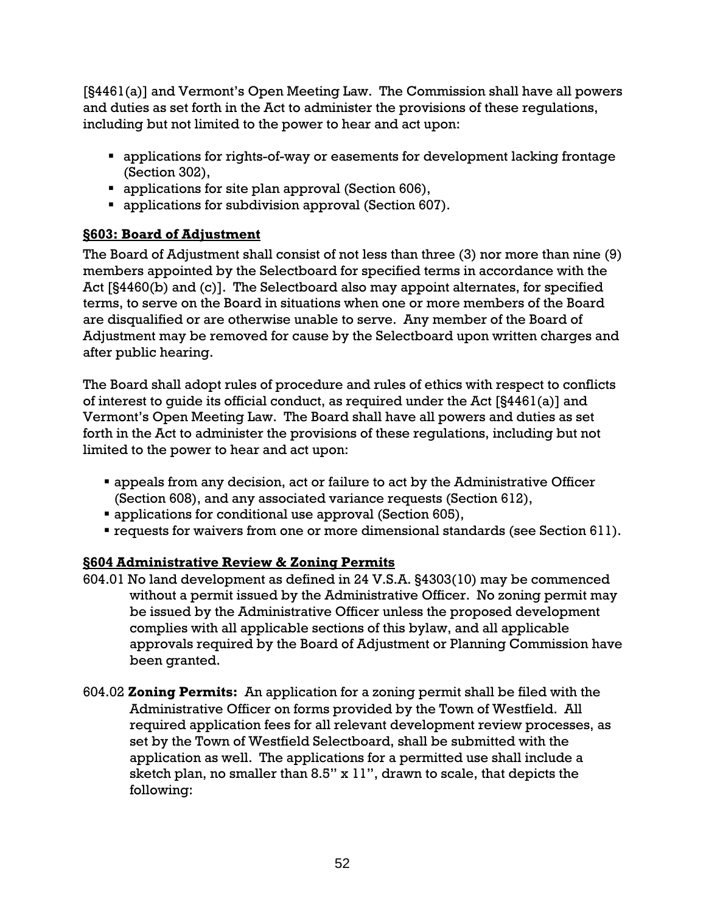[§4461(a)] and Vermont's Open Meeting Law. The Commission shall have all powers and duties as set forth in the Act to administer the provisions of these regulations, including but not limited to the power to hear and act upon:

- applications for rights-of-way or easements for development lacking frontage (Section 302),
- applications for site plan approval (Section 606),
- applications for subdivision approval (Section 607).

## §603: Board of Adjustment

The Board of Adjustment shall consist of not less than three (3) nor more than nine (9) members appointed by the Selectboard for specified terms in accordance with the Act [§4460(b) and (c)]. The Selectboard also may appoint alternates, for specified terms, to serve on the Board in situations when one or more members of the Board are disqualified or are otherwise unable to serve. Any member of the Board of Adjustment may be removed for cause by the Selectboard upon written charges and after public hearing.

The Board shall adopt rules of procedure and rules of ethics with respect to conflicts of interest to guide its official conduct, as required under the Act [§4461(a)] and Vermont's Open Meeting Law. The Board shall have all powers and duties as set forth in the Act to administer the provisions of these regulations, including but not limited to the power to hear and act upon:

- appeals from any decision, act or failure to act by the Administrative Officer (Section 608), and any associated variance requests (Section 612),
- applications for conditional use approval (Section 605),
- requests for waivers from one or more dimensional standards (see Section 611).

## §604 Administrative Review & Zoning Permits

604.01 No land development as defined in 24 V.S.A. §4303(10) may be commenced without a permit issued by the Administrative Officer. No zoning permit may be issued by the Administrative Officer unless the proposed development complies with all applicable sections of this bylaw, and all applicable approvals required by the Board of Adjustment or Planning Commission have been granted.

604.02 **Zoning Permits:** An application for a zoning permit shall be filed with the Administrative Officer on forms provided by the Town of Westfield. All required application fees for all relevant development review processes, as set by the Town of Westfield Selectboard, shall be submitted with the application as well. The applications for a permitted use shall include a sketch plan, no smaller than 8.5" x 11", drawn to scale, that depicts the following: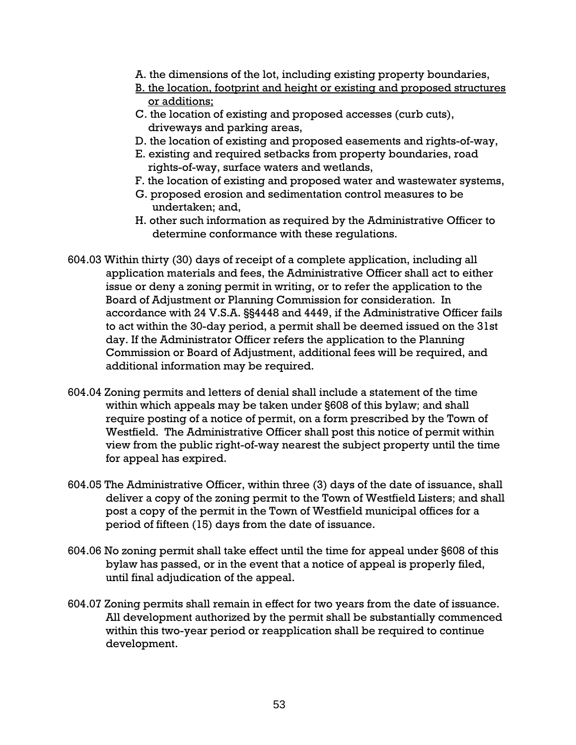A. the dimensions of the lot, including existing property boundaries,
B. the location, footprint and height or existing and proposed structures or additions;
C. the location of existing and proposed accesses (curb cuts), driveways and parking areas,
D. the location of existing and proposed easements and rights-of-way,
E. existing and required setbacks from property boundaries, road rights-of-way, surface waters and wetlands,
F. the location of existing and proposed water and wastewater systems,
G. proposed erosion and sedimentation control measures to be undertaken; and,
H. other such information as required by the Administrative Officer to determine conformance with these regulations.

604.03 Within thirty (30) days of receipt of a complete application, including all application materials and fees, the Administrative Officer shall act to either issue or deny a zoning permit in writing, or to refer the application to the Board of Adjustment or Planning Commission for consideration. In accordance with 24 V.S.A. §§4448 and 4449, if the Administrative Officer fails to act within the 30-day period, a permit shall be deemed issued on the 31st day. If the Administrator Officer refers the application to the Planning Commission or Board of Adjustment, additional fees will be required, and additional information may be required.

604.04 Zoning permits and letters of denial shall include a statement of the time within which appeals may be taken under §608 of this bylaw; and shall require posting of a notice of permit, on a form prescribed by the Town of Westfield. The Administrative Officer shall post this notice of permit within view from the public right-of-way nearest the subject property until the time for appeal has expired.

604.05 The Administrative Officer, within three (3) days of the date of issuance, shall deliver a copy of the zoning permit to the Town of Westfield Listers; and shall post a copy of the permit in the Town of Westfield municipal offices for a period of fifteen (15) days from the date of issuance.

604.06 No zoning permit shall take effect until the time for appeal under §608 of this bylaw has passed, or in the event that a notice of appeal is properly filed, until final adjudication of the appeal.

604.07 Zoning permits shall remain in effect for two years from the date of issuance. All development authorized by the permit shall be substantially commenced within this two-year period or reapplication shall be required to continue development.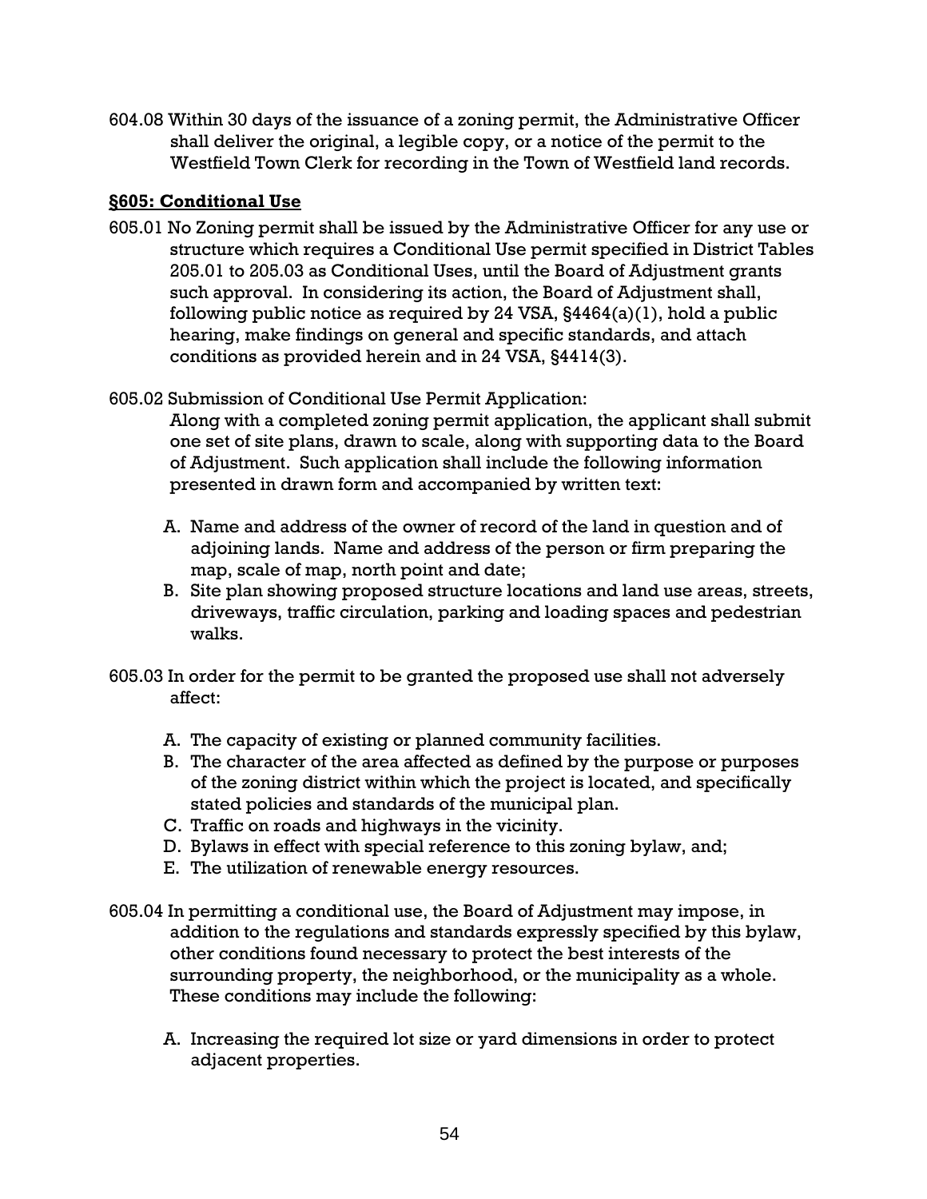604.08 Within 30 days of the issuance of a zoning permit, the Administrative Officer shall deliver the original, a legible copy, or a notice of the permit to the Westfield Town Clerk for recording in the Town of Westfield land records.

## §605: Conditional Use

605.01 No Zoning permit shall be issued by the Administrative Officer for any use or structure which requires a Conditional Use permit specified in District Tables 205.01 to 205.03 as Conditional Uses, until the Board of Adjustment grants such approval. In considering its action, the Board of Adjustment shall, following public notice as required by 24 VSA, §4464(a)(1), hold a public hearing, make findings on general and specific standards, and attach conditions as provided herein and in 24 VSA, §4414(3).

605.02 Submission of Conditional Use Permit Application:
Along with a completed zoning permit application, the applicant shall submit one set of site plans, drawn to scale, along with supporting data to the Board of Adjustment. Such application shall include the following information presented in drawn form and accompanied by written text:

A. Name and address of the owner of record of the land in question and of adjoining lands. Name and address of the person or firm preparing the map, scale of map, north point and date;
B. Site plan showing proposed structure locations and land use areas, streets, driveways, traffic circulation, parking and loading spaces and pedestrian walks.

605.03 In order for the permit to be granted the proposed use shall not adversely affect:

A. The capacity of existing or planned community facilities.
B. The character of the area affected as defined by the purpose or purposes of the zoning district within which the project is located, and specifically stated policies and standards of the municipal plan.
C. Traffic on roads and highways in the vicinity.
D. Bylaws in effect with special reference to this zoning bylaw, and;
E. The utilization of renewable energy resources.

605.04 In permitting a conditional use, the Board of Adjustment may impose, in addition to the regulations and standards expressly specified by this bylaw, other conditions found necessary to protect the best interests of the surrounding property, the neighborhood, or the municipality as a whole. These conditions may include the following:

A. Increasing the required lot size or yard dimensions in order to protect adjacent properties.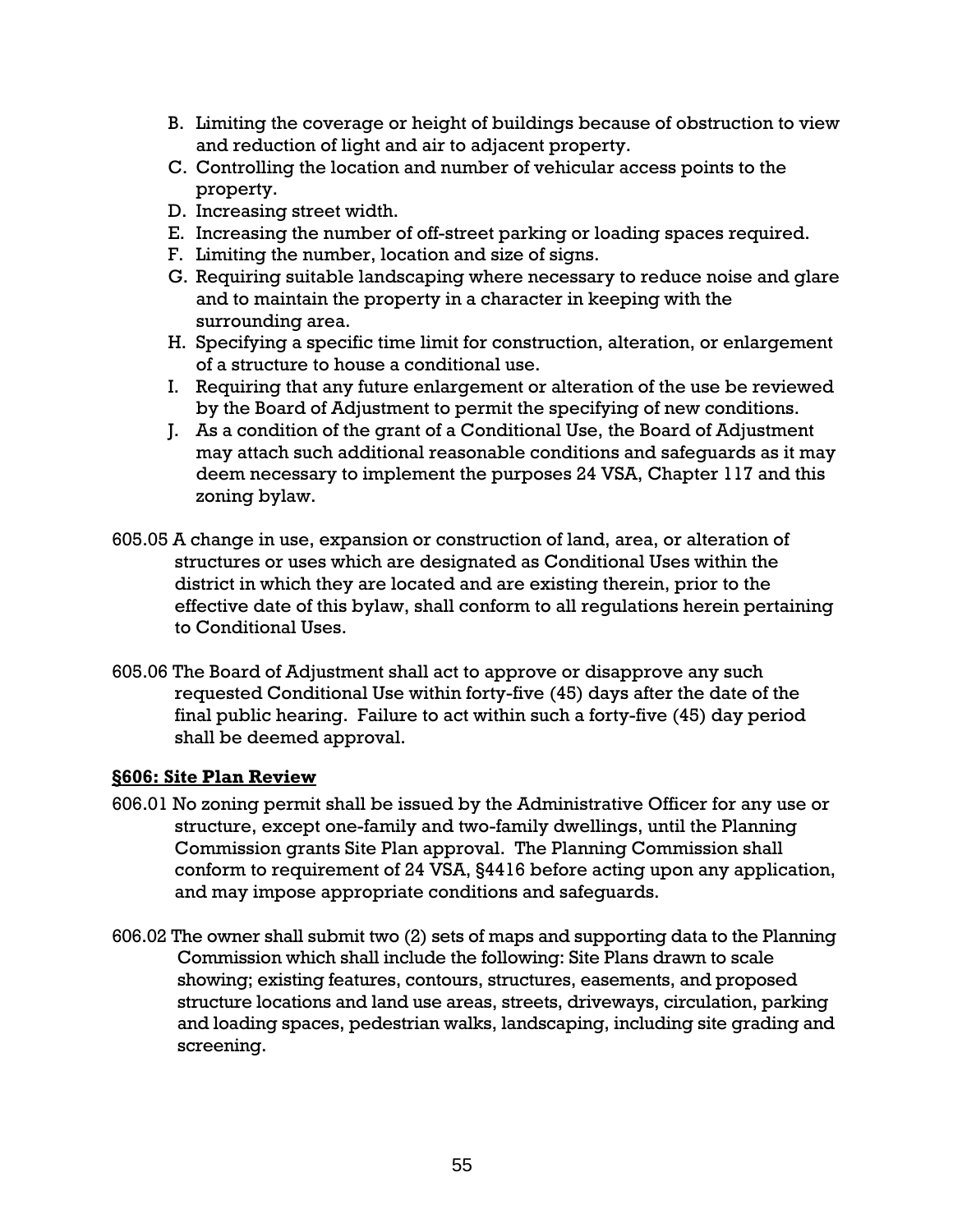B. Limiting the coverage or height of buildings because of obstruction to view and reduction of light and air to adjacent property.
C. Controlling the location and number of vehicular access points to the property.
D. Increasing street width.
E. Increasing the number of off-street parking or loading spaces required.
F. Limiting the number, location and size of signs.
G. Requiring suitable landscaping where necessary to reduce noise and glare and to maintain the property in a character in keeping with the surrounding area.
H. Specifying a specific time limit for construction, alteration, or enlargement of a structure to house a conditional use.
I. Requiring that any future enlargement or alteration of the use be reviewed by the Board of Adjustment to permit the specifying of new conditions.
J. As a condition of the grant of a Conditional Use, the Board of Adjustment may attach such additional reasonable conditions and safeguards as it may deem necessary to implement the purposes 24 VSA, Chapter 117 and this zoning bylaw.

605.05 A change in use, expansion or construction of land, area, or alteration of structures or uses which are designated as Conditional Uses within the district in which they are located and are existing therein, prior to the effective date of this bylaw, shall conform to all regulations herein pertaining to Conditional Uses.

605.06 The Board of Adjustment shall act to approve or disapprove any such requested Conditional Use within forty-five (45) days after the date of the final public hearing. Failure to act within such a forty-five (45) day period shall be deemed approval.

## §606: Site Plan Review

606.01 No zoning permit shall be issued by the Administrative Officer for any use or structure, except one-family and two-family dwellings, until the Planning Commission grants Site Plan approval. The Planning Commission shall conform to requirement of 24 VSA, §4416 before acting upon any application, and may impose appropriate conditions and safeguards.

606.02 The owner shall submit two (2) sets of maps and supporting data to the Planning Commission which shall include the following: Site Plans drawn to scale showing; existing features, contours, structures, easements, and proposed structure locations and land use areas, streets, driveways, circulation, parking and loading spaces, pedestrian walks, landscaping, including site grading and screening.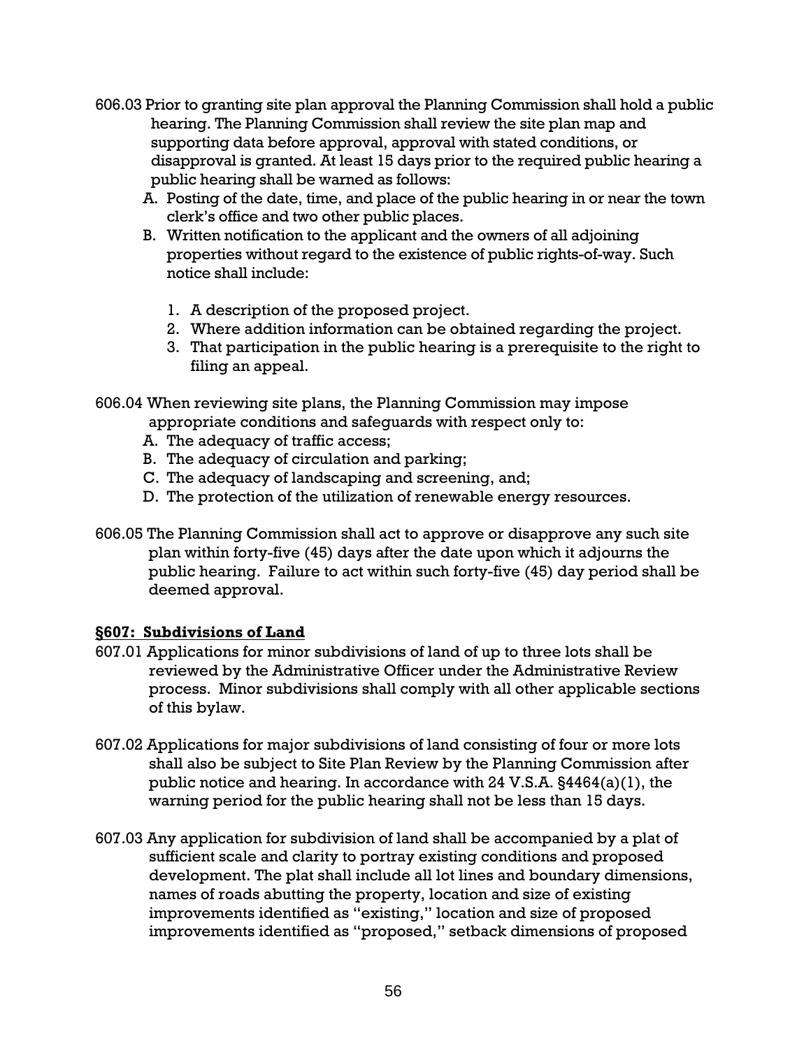606.03 Prior to granting site plan approval the Planning Commission shall hold a public hearing. The Planning Commission shall review the site plan map and supporting data before approval, approval with stated conditions, or disapproval is granted. At least 15 days prior to the required public hearing a public hearing shall be warned as follows:

A. Posting of the date, time, and place of the public hearing in or near the town clerk's office and two other public places.
B. Written notification to the applicant and the owners of all adjoining properties without regard to the existence of public rights-of-way. Such notice shall include:

    1. A description of the proposed project.
    2. Where addition information can be obtained regarding the project.
    3. That participation in the public hearing is a prerequisite to the right to filing an appeal.

606.04 When reviewing site plans, the Planning Commission may impose appropriate conditions and safeguards with respect only to:

A. The adequacy of traffic access;
B. The adequacy of circulation and parking;
C. The adequacy of landscaping and screening, and;
D. The protection of the utilization of renewable energy resources.

606.05 The Planning Commission shall act to approve or disapprove any such site plan within forty-five (45) days after the date upon which it adjourns the public hearing. Failure to act within such forty-five (45) day period shall be deemed approval.

**§607: Subdivisions of Land**

607.01 Applications for minor subdivisions of land of up to three lots shall be reviewed by the Administrative Officer under the Administrative Review process. Minor subdivisions shall comply with all other applicable sections of this bylaw.

607.02 Applications for major subdivisions of land consisting of four or more lots shall also be subject to Site Plan Review by the Planning Commission after public notice and hearing. In accordance with 24 V.S.A. §4464(a)(1), the warning period for the public hearing shall not be less than 15 days.

607.03 Any application for subdivision of land shall be accompanied by a plat of sufficient scale and clarity to portray existing conditions and proposed development. The plat shall include all lot lines and boundary dimensions, names of roads abutting the property, location and size of existing improvements identified as "existing," location and size of proposed improvements identified as "proposed," setback dimensions of proposed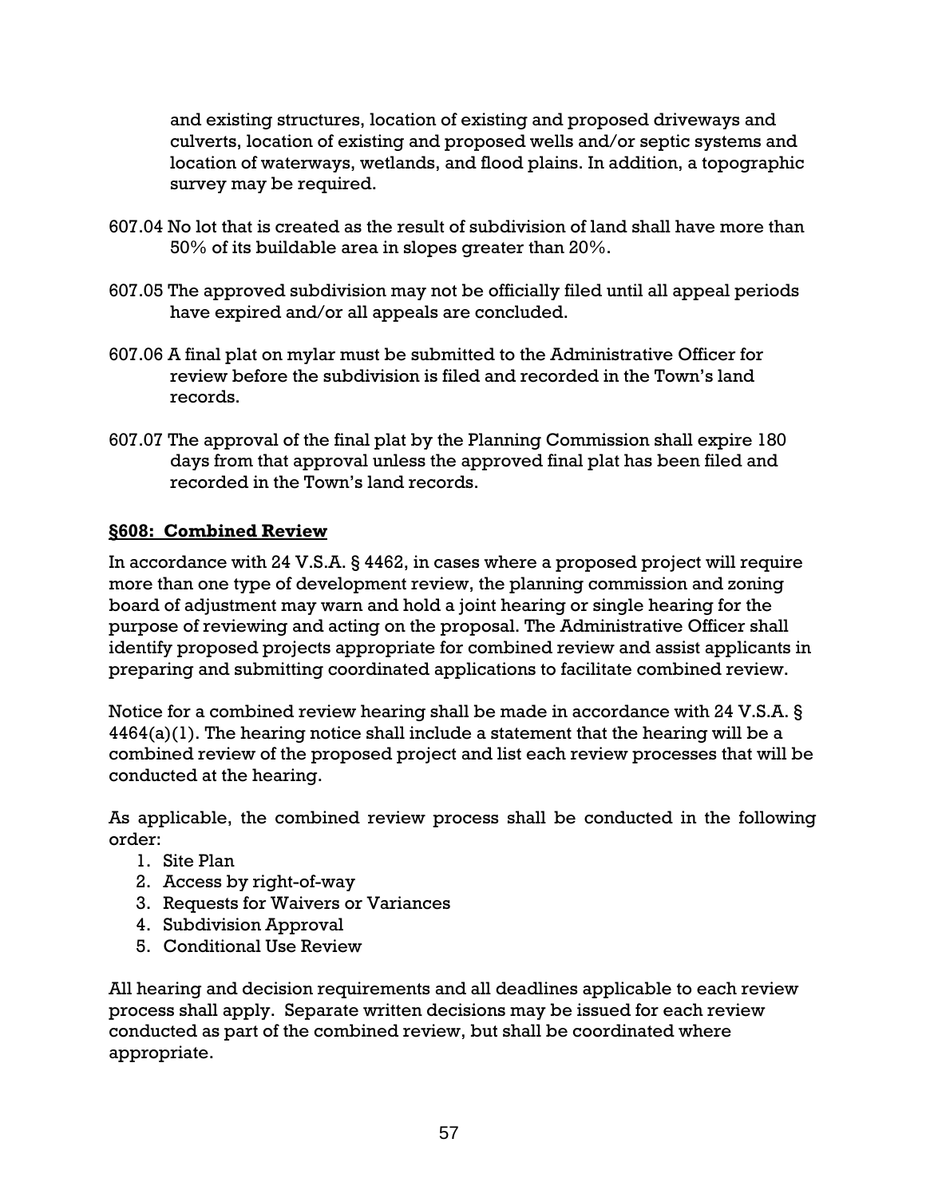and existing structures, location of existing and proposed driveways and culverts, location of existing and proposed wells and/or septic systems and location of waterways, wetlands, and flood plains. In addition, a topographic survey may be required.

607.04 No lot that is created as the result of subdivision of land shall have more than 50% of its buildable area in slopes greater than 20%.

607.05 The approved subdivision may not be officially filed until all appeal periods have expired and/or all appeals are concluded.

607.06 A final plat on mylar must be submitted to the Administrative Officer for review before the subdivision is filed and recorded in the Town's land records.

607.07 The approval of the final plat by the Planning Commission shall expire 180 days from that approval unless the approved final plat has been filed and recorded in the Town's land records.

## §608: Combined Review

In accordance with 24 V.S.A. § 4462, in cases where a proposed project will require more than one type of development review, the planning commission and zoning board of adjustment may warn and hold a joint hearing or single hearing for the purpose of reviewing and acting on the proposal. The Administrative Officer shall identify proposed projects appropriate for combined review and assist applicants in preparing and submitting coordinated applications to facilitate combined review.

Notice for a combined review hearing shall be made in accordance with 24 V.S.A. § 4464(a)(1). The hearing notice shall include a statement that the hearing will be a combined review of the proposed project and list each review processes that will be conducted at the hearing.

As applicable, the combined review process shall be conducted in the following order:

1. Site Plan
2. Access by right-of-way
3. Requests for Waivers or Variances
4. Subdivision Approval
5. Conditional Use Review

All hearing and decision requirements and all deadlines applicable to each review process shall apply. Separate written decisions may be issued for each review conducted as part of the combined review, but shall be coordinated where appropriate.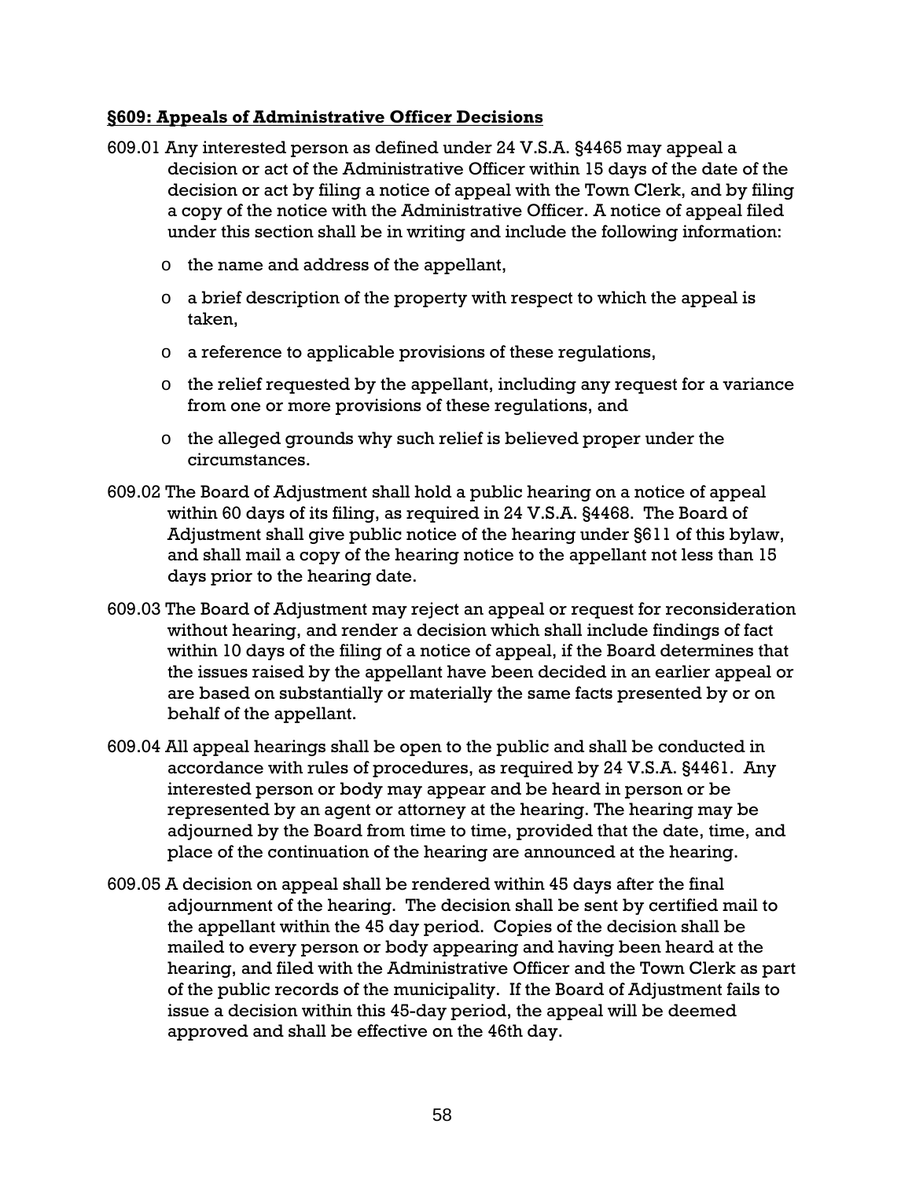## **§609: Appeals of Administrative Officer Decisions**

609.01 Any interested person as defined under 24 V.S.A. §4465 may appeal a decision or act of the Administrative Officer within 15 days of the date of the decision or act by filing a notice of appeal with the Town Clerk, and by filing a copy of the notice with the Administrative Officer. A notice of appeal filed under this section shall be in writing and include the following information:

- the name and address of the appellant,
- a brief description of the property with respect to which the appeal is taken,
- a reference to applicable provisions of these regulations,
- the relief requested by the appellant, including any request for a variance from one or more provisions of these regulations, and
- the alleged grounds why such relief is believed proper under the circumstances.

609.02 The Board of Adjustment shall hold a public hearing on a notice of appeal within 60 days of its filing, as required in 24 V.S.A. §4468. The Board of Adjustment shall give public notice of the hearing under §611 of this bylaw, and shall mail a copy of the hearing notice to the appellant not less than 15 days prior to the hearing date.

609.03 The Board of Adjustment may reject an appeal or request for reconsideration without hearing, and render a decision which shall include findings of fact within 10 days of the filing of a notice of appeal, if the Board determines that the issues raised by the appellant have been decided in an earlier appeal or are based on substantially or materially the same facts presented by or on behalf of the appellant.

609.04 All appeal hearings shall be open to the public and shall be conducted in accordance with rules of procedures, as required by 24 V.S.A. §4461. Any interested person or body may appear and be heard in person or be represented by an agent or attorney at the hearing. The hearing may be adjourned by the Board from time to time, provided that the date, time, and place of the continuation of the hearing are announced at the hearing.

609.05 A decision on appeal shall be rendered within 45 days after the final adjournment of the hearing. The decision shall be sent by certified mail to the appellant within the 45 day period. Copies of the decision shall be mailed to every person or body appearing and having been heard at the hearing, and filed with the Administrative Officer and the Town Clerk as part of the public records of the municipality. If the Board of Adjustment fails to issue a decision within this 45-day period, the appeal will be deemed approved and shall be effective on the 46th day.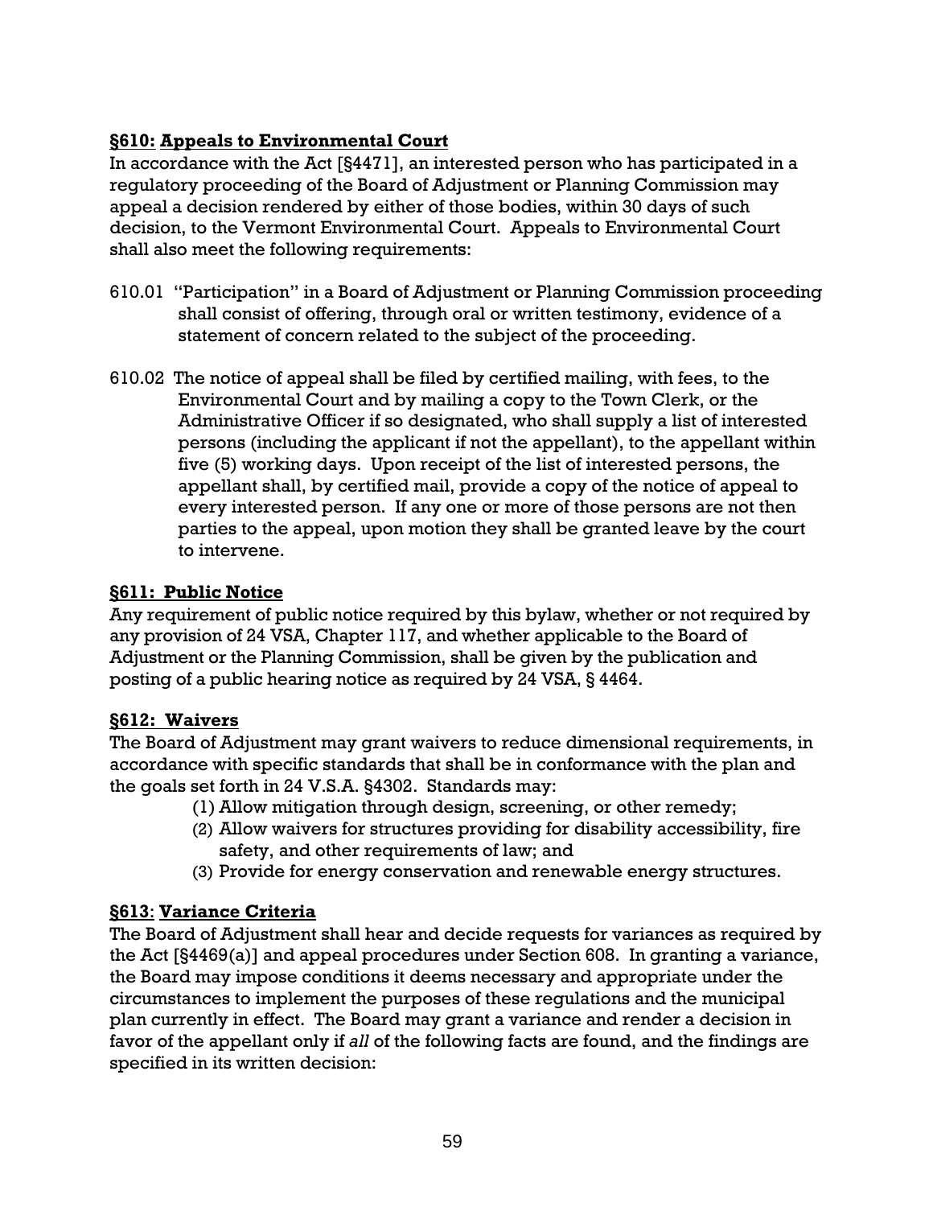### **§610: Appeals to Environmental Court**

In accordance with the Act [§4471], an interested person who has participated in a regulatory proceeding of the Board of Adjustment or Planning Commission may appeal a decision rendered by either of those bodies, within 30 days of such decision, to the Vermont Environmental Court. Appeals to Environmental Court shall also meet the following requirements:

610.01 "Participation" in a Board of Adjustment or Planning Commission proceeding shall consist of offering, through oral or written testimony, evidence of a statement of concern related to the subject of the proceeding.

610.02 The notice of appeal shall be filed by certified mailing, with fees, to the Environmental Court and by mailing a copy to the Town Clerk, or the Administrative Officer if so designated, who shall supply a list of interested persons (including the applicant if not the appellant), to the appellant within five (5) working days. Upon receipt of the list of interested persons, the appellant shall, by certified mail, provide a copy of the notice of appeal to every interested person. If any one or more of those persons are not then parties to the appeal, upon motion they shall be granted leave by the court to intervene.

### **§611: Public Notice**

Any requirement of public notice required by this bylaw, whether or not required by any provision of 24 VSA, Chapter 117, and whether applicable to the Board of Adjustment or the Planning Commission, shall be given by the publication and posting of a public hearing notice as required by 24 VSA, § 4464.

### **§612: Waivers**

The Board of Adjustment may grant waivers to reduce dimensional requirements, in accordance with specific standards that shall be in conformance with the plan and the goals set forth in 24 V.S.A. §4302. Standards may:

(1) Allow mitigation through design, screening, or other remedy;
(2) Allow waivers for structures providing for disability accessibility, fire safety, and other requirements of law; and
(3) Provide for energy conservation and renewable energy structures.

### **§613: Variance Criteria**

The Board of Adjustment shall hear and decide requests for variances as required by the Act [§4469(a)] and appeal procedures under Section 608. In granting a variance, the Board may impose conditions it deems necessary and appropriate under the circumstances to implement the purposes of these regulations and the municipal plan currently in effect. The Board may grant a variance and render a decision in favor of the appellant only if *all* of the following facts are found, and the findings are specified in its written decision: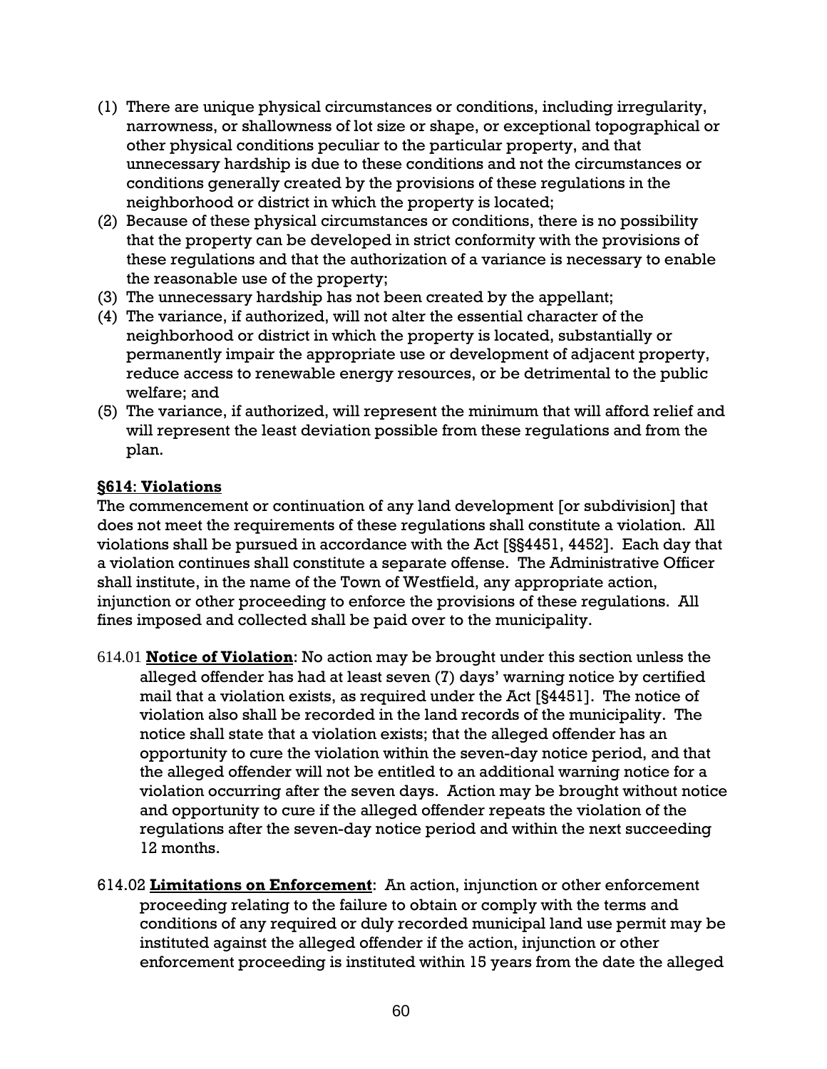(1) There are unique physical circumstances or conditions, including irregularity, narrowness, or shallowness of lot size or shape, or exceptional topographical or other physical conditions peculiar to the particular property, and that unnecessary hardship is due to these conditions and not the circumstances or conditions generally created by the provisions of these regulations in the neighborhood or district in which the property is located;
(2) Because of these physical circumstances or conditions, there is no possibility that the property can be developed in strict conformity with the provisions of these regulations and that the authorization of a variance is necessary to enable the reasonable use of the property;
(3) The unnecessary hardship has not been created by the appellant;
(4) The variance, if authorized, will not alter the essential character of the neighborhood or district in which the property is located, substantially or permanently impair the appropriate use or development of adjacent property, reduce access to renewable energy resources, or be detrimental to the public welfare; and
(5) The variance, if authorized, will represent the minimum that will afford relief and will represent the least deviation possible from these regulations and from the plan.

**§614: Violations**

The commencement or continuation of any land development [or subdivision] that does not meet the requirements of these regulations shall constitute a violation. All violations shall be pursued in accordance with the Act [§§4451, 4452]. Each day that a violation continues shall constitute a separate offense. The Administrative Officer shall institute, in the name of the Town of Westfield, any appropriate action, injunction or other proceeding to enforce the provisions of these regulations. All fines imposed and collected shall be paid over to the municipality.

614.01 **Notice of Violation**: No action may be brought under this section unless the alleged offender has had at least seven (7) days' warning notice by certified mail that a violation exists, as required under the Act [§4451]. The notice of violation also shall be recorded in the land records of the municipality. The notice shall state that a violation exists; that the alleged offender has an opportunity to cure the violation within the seven-day notice period, and that the alleged offender will not be entitled to an additional warning notice for a violation occurring after the seven days. Action may be brought without notice and opportunity to cure if the alleged offender repeats the violation of the regulations after the seven-day notice period and within the next succeeding 12 months.

614.02 **Limitations on Enforcement**: An action, injunction or other enforcement proceeding relating to the failure to obtain or comply with the terms and conditions of any required or duly recorded municipal land use permit may be instituted against the alleged offender if the action, injunction or other enforcement proceeding is instituted within 15 years from the date the alleged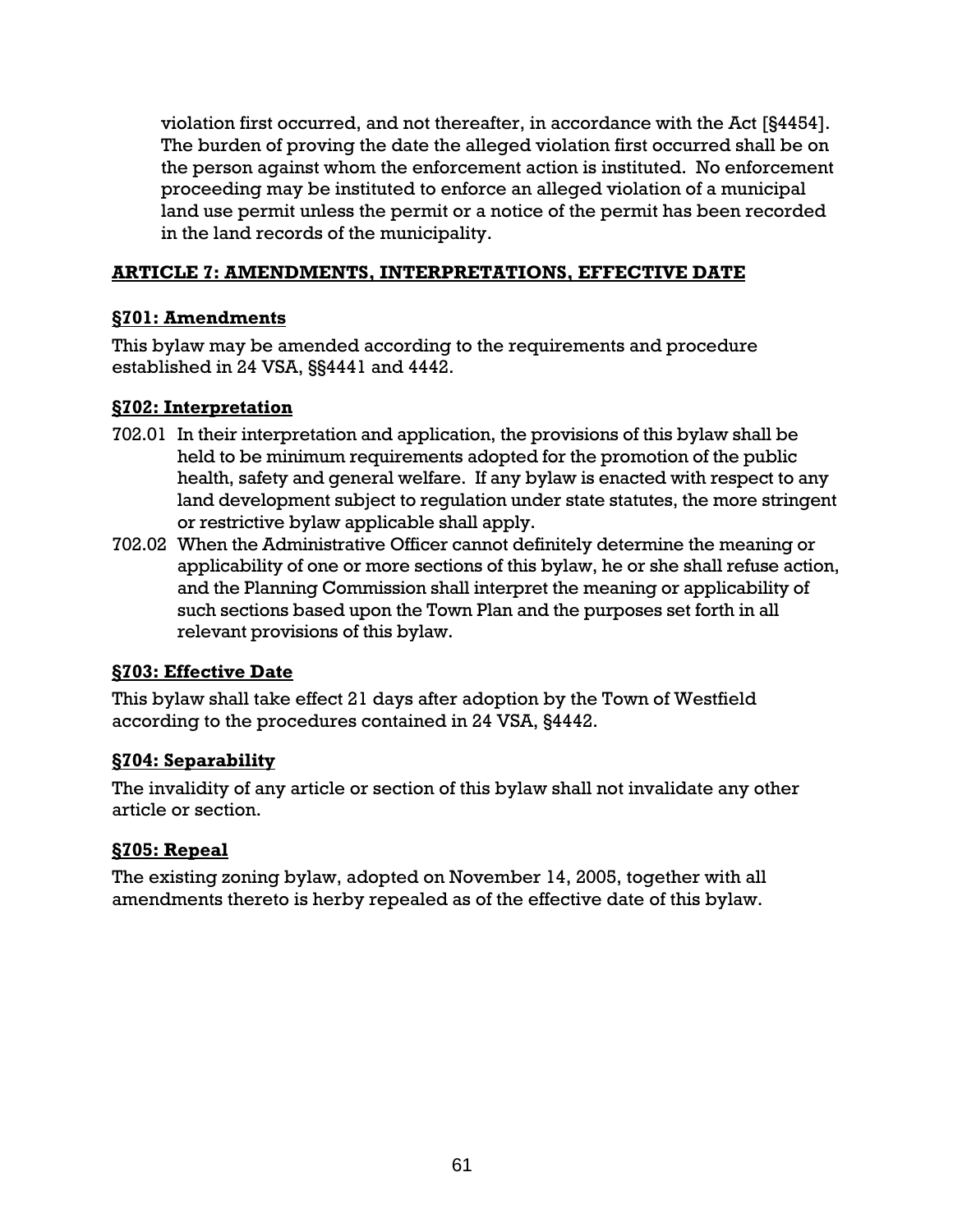violation first occurred, and not thereafter, in accordance with the Act [§4454]. The burden of proving the date the alleged violation first occurred shall be on the person against whom the enforcement action is instituted. No enforcement proceeding may be instituted to enforce an alleged violation of a municipal land use permit unless the permit or a notice of the permit has been recorded in the land records of the municipality.

## ARTICLE 7: AMENDMENTS, INTERPRETATIONS, EFFECTIVE DATE

### §701: Amendments

This bylaw may be amended according to the requirements and procedure established in 24 VSA, §§4441 and 4442.

### §702: Interpretation

702.01 In their interpretation and application, the provisions of this bylaw shall be held to be minimum requirements adopted for the promotion of the public health, safety and general welfare. If any bylaw is enacted with respect to any land development subject to regulation under state statutes, the more stringent or restrictive bylaw applicable shall apply.

702.02 When the Administrative Officer cannot definitely determine the meaning or applicability of one or more sections of this bylaw, he or she shall refuse action, and the Planning Commission shall interpret the meaning or applicability of such sections based upon the Town Plan and the purposes set forth in all relevant provisions of this bylaw.

### §703: Effective Date

This bylaw shall take effect 21 days after adoption by the Town of Westfield according to the procedures contained in 24 VSA, §4442.

### §704: Separability

The invalidity of any article or section of this bylaw shall not invalidate any other article or section.

### §705: Repeal

The existing zoning bylaw, adopted on November 14, 2005, together with all amendments thereto is herby repealed as of the effective date of this bylaw.